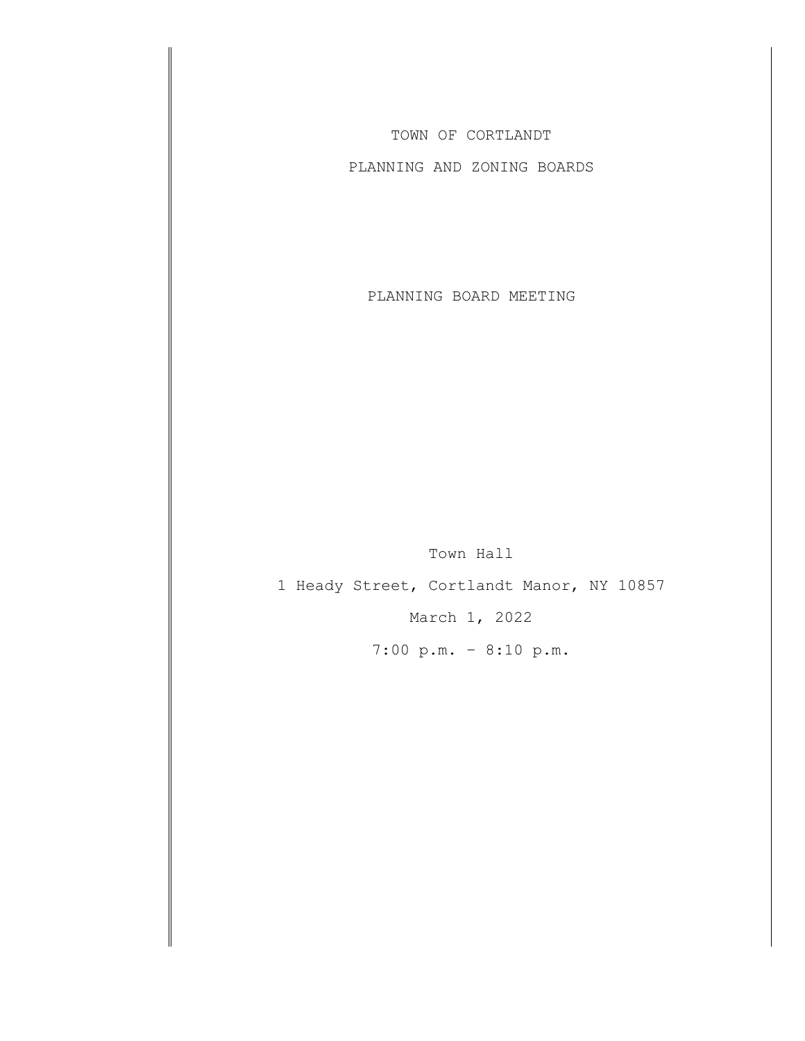# TOWN OF CORTLANDT

## PLANNING AND ZONING BOARDS

## PLANNING BOARD MEETING

Town Hall

1 Heady Street, Cortlandt Manor, NY 10857

March 1, 2022

7:00 p.m. – 8:10 p.m.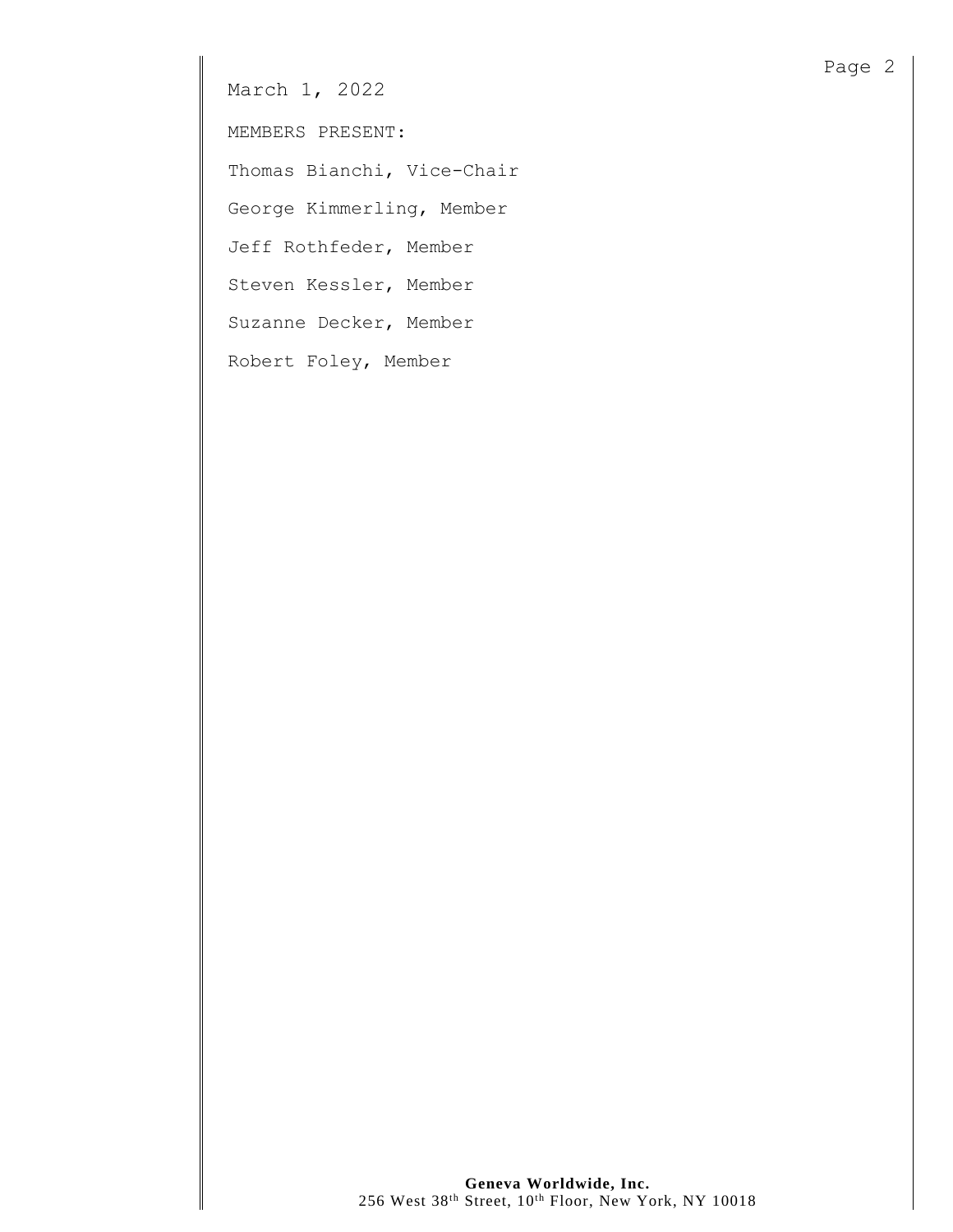March 1, 2022

MEMBERS PRESENT:

Thomas Bianchi, Vice-Chair

George Kimmerling, Member

Jeff Rothfeder, Member

Steven Kessler, Member

Suzanne Decker, Member

Robert Foley, Member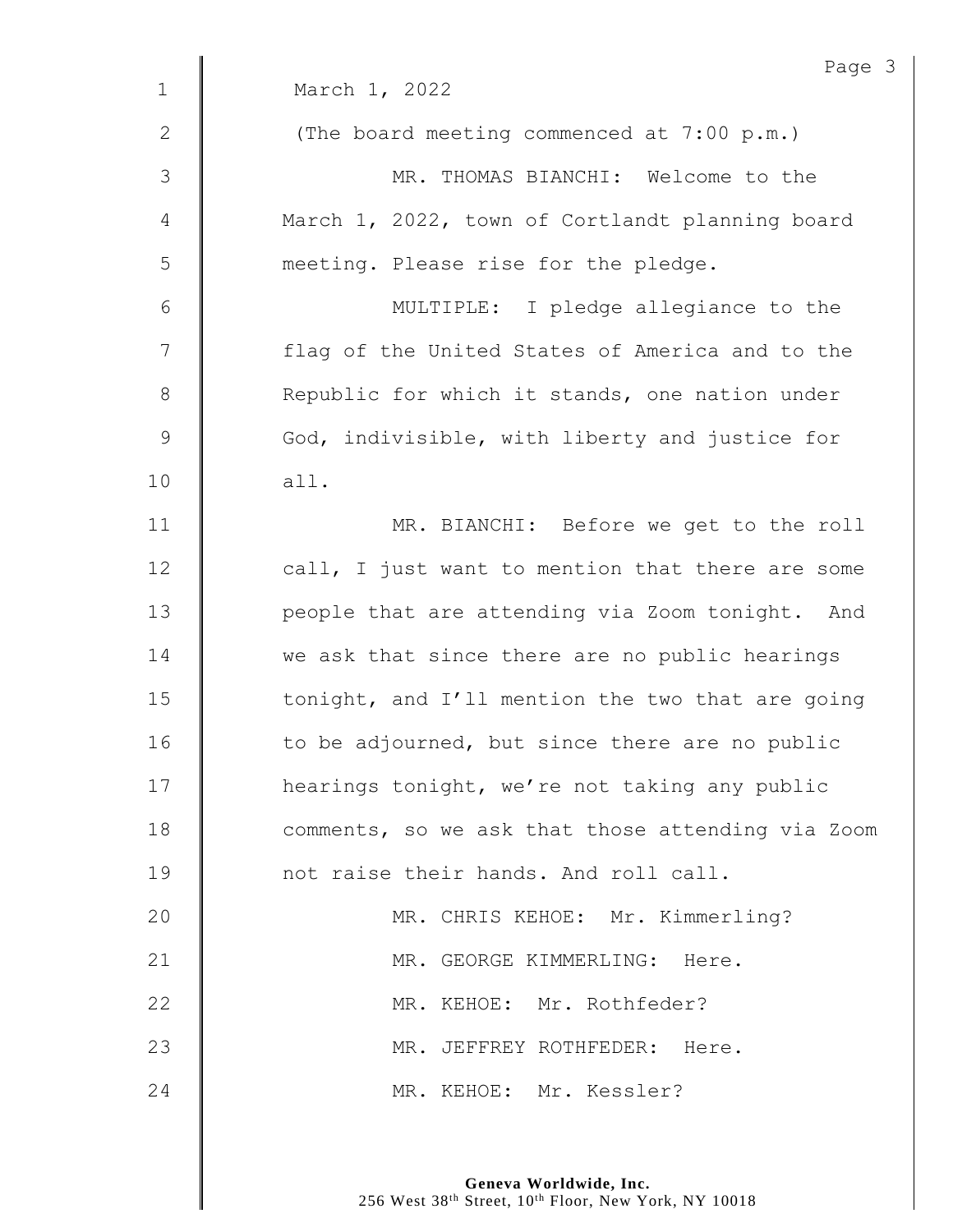March 1, 2022

(The board meeting commenced at 7:00 p.m.)

MR. THOMAS BIANCHI: Welcome to the March 1, 2022, town of Cortlandt planning board meeting. Please rise for the pledge.

MULTIPLE: I pledge allegiance to the flag of the United States of America and to the Republic for which it stands, one nation under God, indivisible, with liberty and justice for all.

MR. BIANCHI: Before we get to the roll call, I just want to mention that there are some people that are attending via Zoom tonight. And we ask that since there are no public hearings tonight, and I'll mention the two that are going to be adjourned, but since there are no public hearings tonight, we're not taking any public comments, so we ask that those attending via Zoom not raise their hands. And roll call.

MR. CHRIS KEHOE: Mr. Kimmerling?

MR. GEORGE KIMMERLING: Here.

MR. KEHOE: Mr. Rothfeder?

MR. JEFFREY ROTHFEDER: Here.

MR. KEHOE: Mr. Kessler?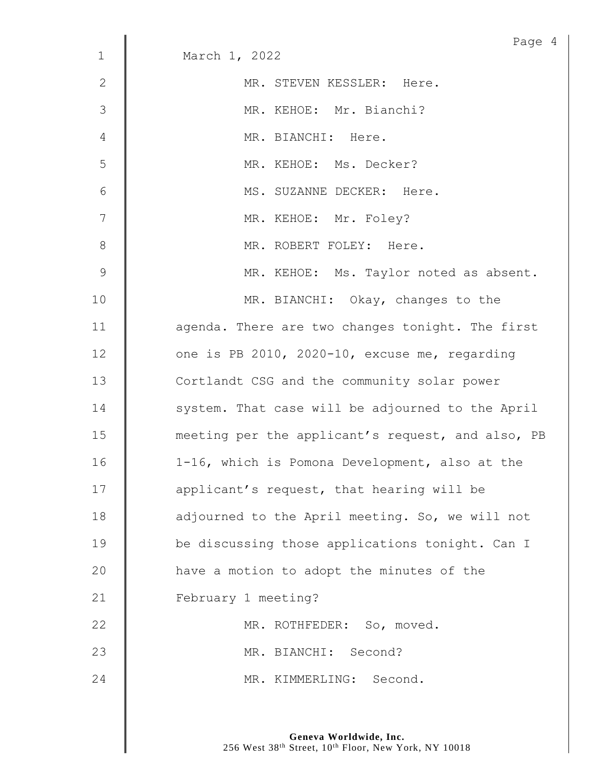March 1, 2022

MR. STEVEN KESSLER: Here.

MR. KEHOE: Mr. Bianchi?

MR. BIANCHI: Here.

MR. KEHOE: Ms. Decker?

MS. SUZANNE DECKER: Here.

MR. KEHOE: Mr. Foley?

MR. ROBERT FOLEY: Here.

MR. KEHOE: Ms. Taylor noted as absent.

MR. BIANCHI: Okay, changes to the agenda. There are two changes tonight. The first one is PB 2010, 2020-10, excuse me, regarding Cortlandt CSG and the community solar power system. That case will be adjourned to the April meeting per the applicant's request, and also, PB 1-16, which is Pomona Development, also at the applicant's request, that hearing will be adjourned to the April meeting. So, we will not be discussing those applications tonight. Can I have a motion to adopt the minutes of the February 1 meeting?

MR. ROTHFEDER: So, moved.

MR. BIANCHI: Second?

MR. KIMMERLING: Second.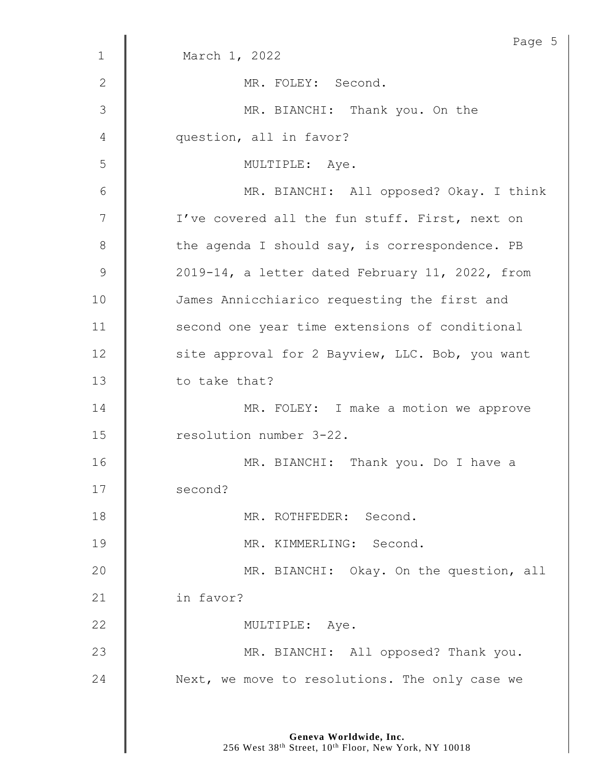March 1, 2022

MR. FOLEY: Second.

MR. BIANCHI: Thank you. On the question, all in favor?

MULTIPLE: Aye.

MR. BIANCHI: All opposed? Okay. I think I've covered all the fun stuff. First, next on the agenda I should say, is correspondence. PB 2019-14, a letter dated February 11, 2022, from James Annicchiarico requesting the first and second one year time extensions of conditional site approval for 2 Bayview, LLC. Bob, you want to take that?

MR. FOLEY: I make a motion we approve resolution number 3-22.

MR. BIANCHI: Thank you. Do I have a second?

MR. ROTHFEDER: Second.

MR. KIMMERLING: Second.

MR. BIANCHI: Okay. On the question, all in favor?

MULTIPLE: Aye.

MR. BIANCHI: All opposed? Thank you. Next, we move to resolutions. The only case we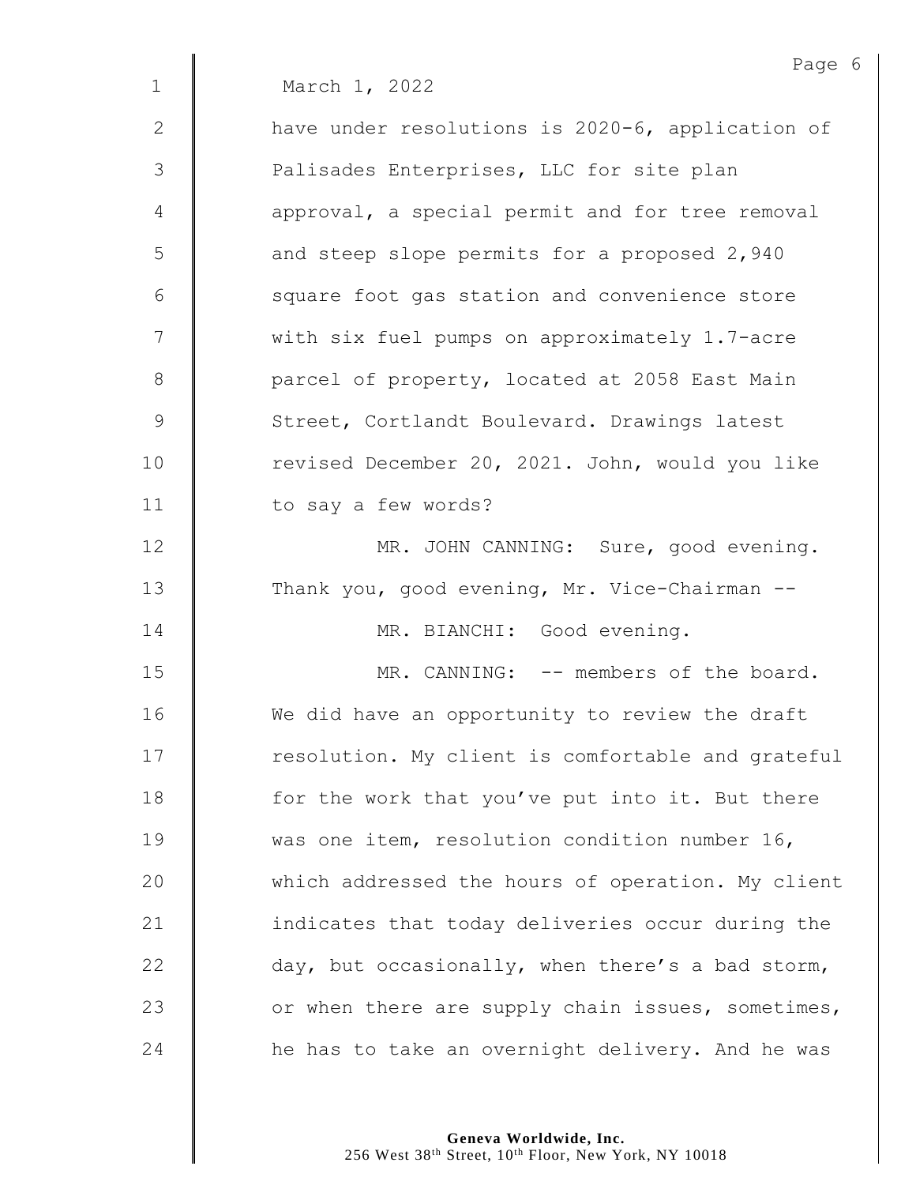March 1, 2022

have under resolutions is 2020-6, application of Palisades Enterprises, LLC for site plan approval, a special permit and for tree removal and steep slope permits for a proposed 2,940 square foot gas station and convenience store with six fuel pumps on approximately 1.7-acre parcel of property, located at 2058 East Main Street, Cortlandt Boulevard. Drawings latest revised December 20, 2021. John, would you like to say a few words?

MR. JOHN CANNING: Sure, good evening. Thank you, good evening, Mr. Vice-Chairman --

MR. BIANCHI: Good evening.

MR. CANNING: -- members of the board. We did have an opportunity to review the draft resolution. My client is comfortable and grateful for the work that you've put into it. But there was one item, resolution condition number 16, which addressed the hours of operation. My client indicates that today deliveries occur during the day, but occasionally, when there's a bad storm, or when there are supply chain issues, sometimes, he has to take an overnight delivery. And he was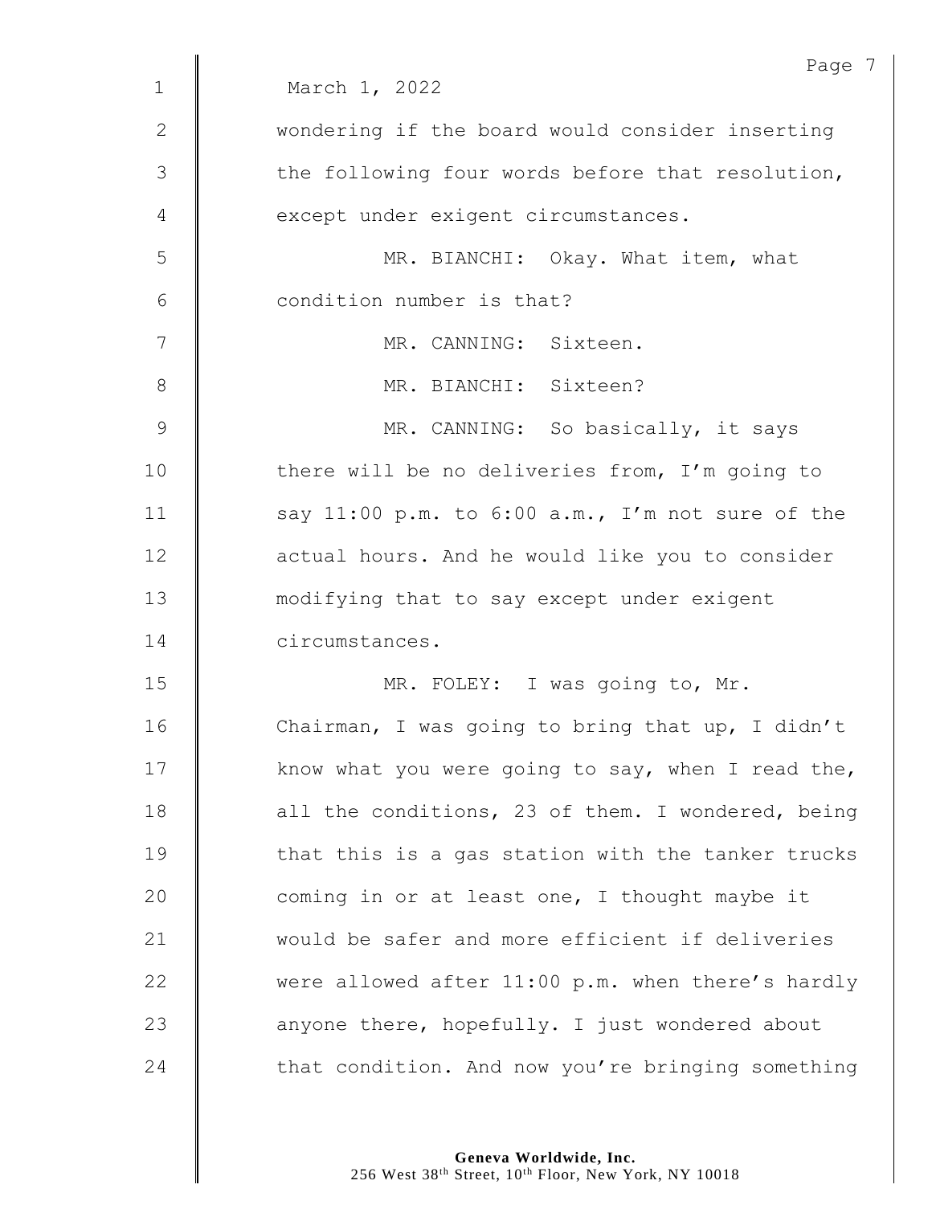March 1, 2022

wondering if the board would consider inserting the following four words before that resolution, except under exigent circumstances.

MR. BIANCHI: Okay. What item, what condition number is that?

MR. CANNING: Sixteen.

MR. BIANCHI: Sixteen?

MR. CANNING: So basically, it says there will be no deliveries from, I'm going to say 11:00 p.m. to 6:00 a.m., I'm not sure of the actual hours. And he would like you to consider modifying that to say except under exigent circumstances.

MR. FOLEY: I was going to, Mr. Chairman, I was going to bring that up, I didn't know what you were going to say, when I read the, all the conditions, 23 of them. I wondered, being that this is a gas station with the tanker trucks coming in or at least one, I thought maybe it would be safer and more efficient if deliveries were allowed after 11:00 p.m. when there's hardly anyone there, hopefully. I just wondered about that condition. And now you're bringing something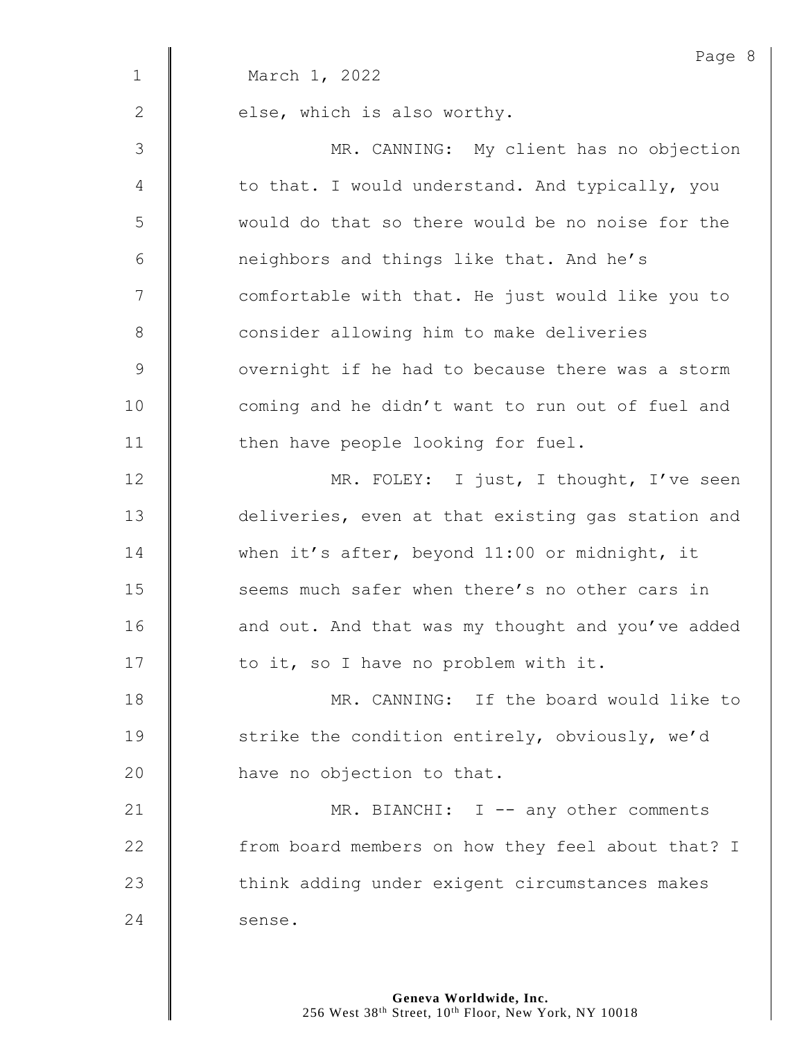March 1, 2022

else, which is also worthy.

MR. CANNING: My client has no objection to that. I would understand. And typically, you would do that so there would be no noise for the neighbors and things like that. And he's comfortable with that. He just would like you to consider allowing him to make deliveries overnight if he had to because there was a storm coming and he didn't want to run out of fuel and then have people looking for fuel.

MR. FOLEY: I just, I thought, I've seen deliveries, even at that existing gas station and when it's after, beyond 11:00 or midnight, it seems much safer when there's no other cars in and out. And that was my thought and you've added to it, so I have no problem with it.

MR. CANNING: If the board would like to strike the condition entirely, obviously, we'd have no objection to that.

MR. BIANCHI: I -- any other comments from board members on how they feel about that? I think adding under exigent circumstances makes sense.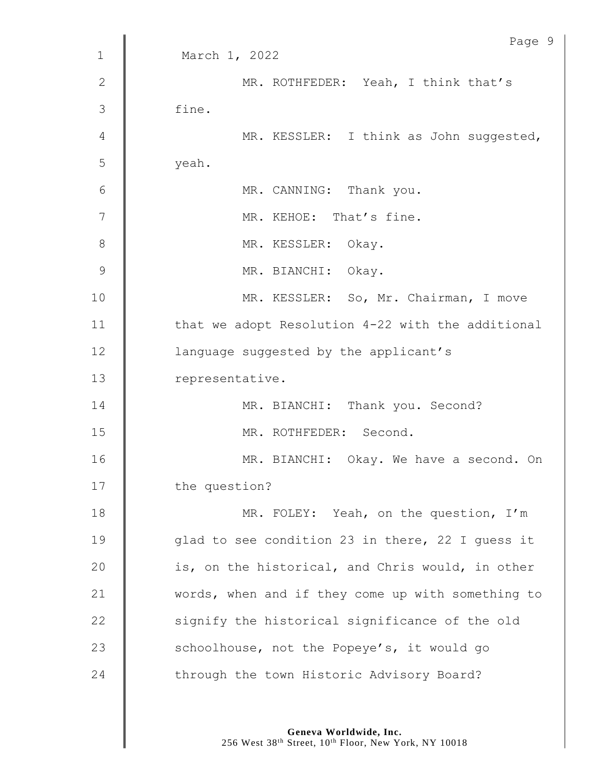March 1, 2022

MR. ROTHFEDER: Yeah, I think that's fine.

MR. KESSLER: I think as John suggested, yeah.

MR. CANNING: Thank you.

MR. KEHOE: That's fine.

MR. KESSLER: Okay.

MR. BIANCHI: Okay.

MR. KESSLER: So, Mr. Chairman, I move that we adopt Resolution 4-22 with the additional language suggested by the applicant's representative.

MR. BIANCHI: Thank you. Second?

MR. ROTHFEDER: Second.

MR. BIANCHI: Okay. We have a second. On the question?

MR. FOLEY: Yeah, on the question, I'm glad to see condition 23 in there, 22 I guess it is, on the historical, and Chris would, in other words, when and if they come up with something to signify the historical significance of the old schoolhouse, not the Popeye's, it would go through the town Historic Advisory Board?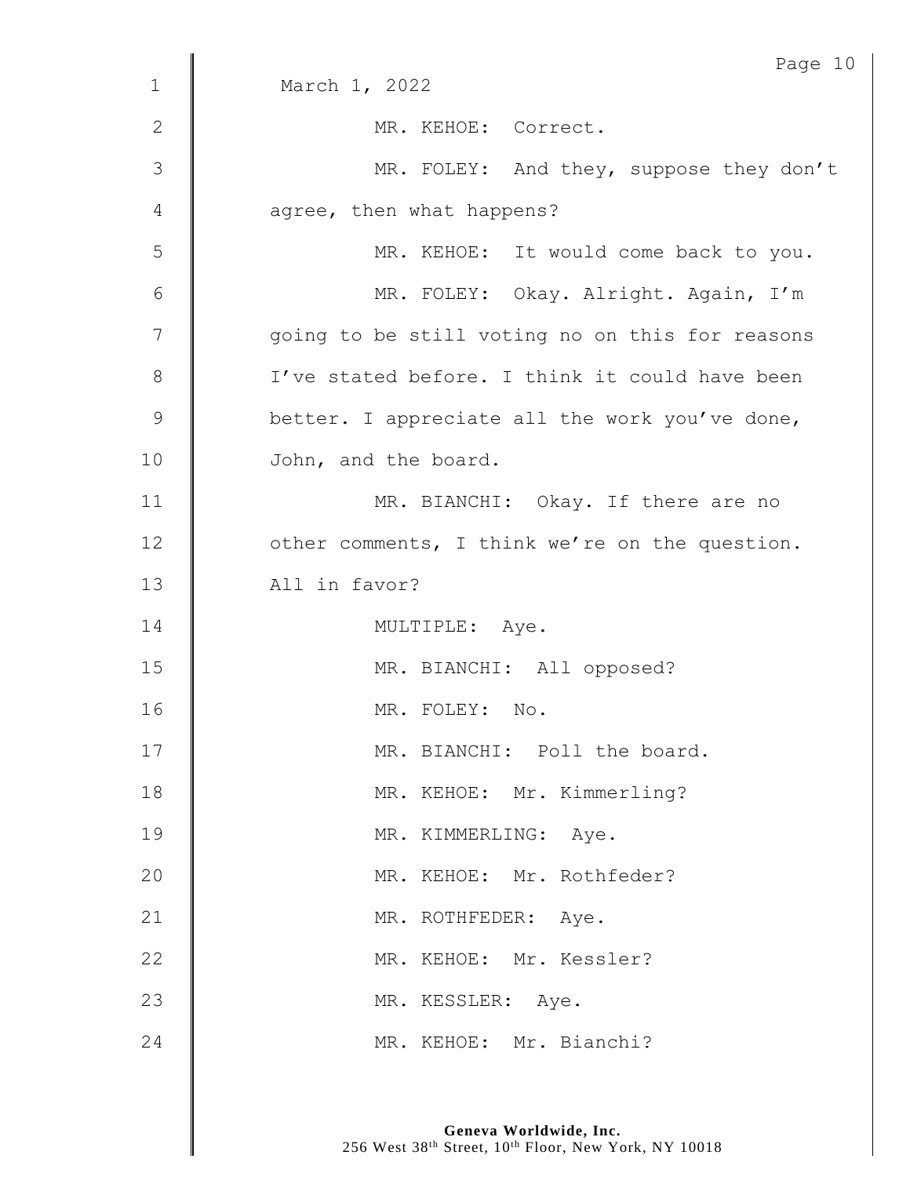March 1, 2022

MR. KEHOE: Correct.

MR. FOLEY: And they, suppose they don't agree, then what happens?

MR. KEHOE: It would come back to you.

MR. FOLEY: Okay. Alright. Again, I'm going to be still voting no on this for reasons I've stated before. I think it could have been better. I appreciate all the work you've done, John, and the board.

MR. BIANCHI: Okay. If there are no other comments, I think we're on the question. All in favor?

MULTIPLE: Aye.

MR. BIANCHI: All opposed?

MR. FOLEY: No.

MR. BIANCHI: Poll the board.

MR. KEHOE: Mr. Kimmerling?

MR. KIMMERLING: Aye.

MR. KEHOE: Mr. Rothfeder?

MR. ROTHFEDER: Aye.

MR. KEHOE: Mr. Kessler?

MR. KESSLER: Aye.

MR. KEHOE: Mr. Bianchi?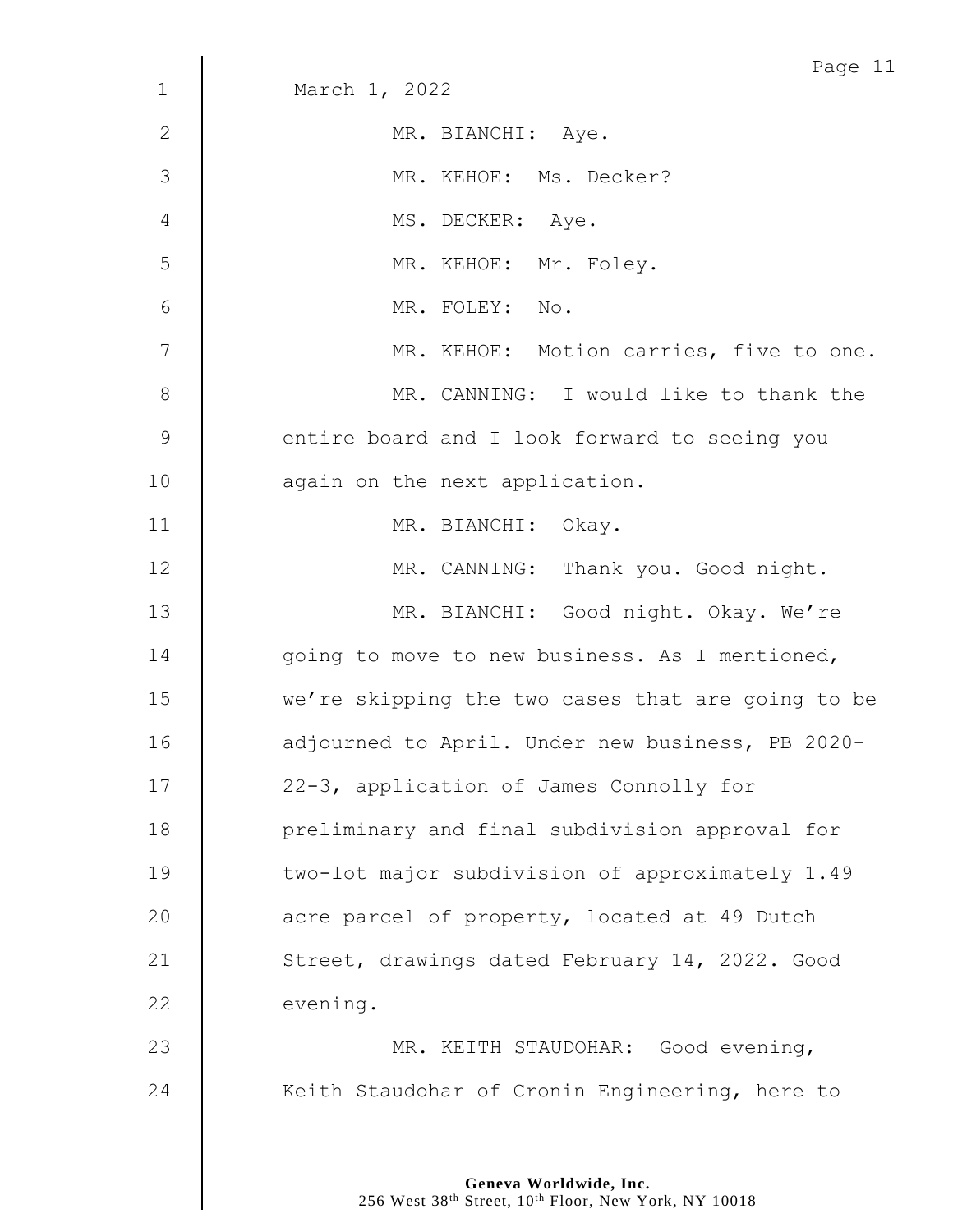March 1, 2022

MR. BIANCHI: Aye.

MR. KEHOE: Ms. Decker?

MS. DECKER: Aye.

MR. KEHOE: Mr. Foley.

MR. FOLEY: No.

MR. KEHOE: Motion carries, five to one.

MR. CANNING: I would like to thank the entire board and I look forward to seeing you again on the next application.

MR. BIANCHI: Okay.

MR. CANNING: Thank you. Good night.

MR. BIANCHI: Good night. Okay. We're going to move to new business. As I mentioned, we're skipping the two cases that are going to be adjourned to April. Under new business, PB 2020-22-3, application of James Connolly for preliminary and final subdivision approval for two-lot major subdivision of approximately 1.49 acre parcel of property, located at 49 Dutch Street, drawings dated February 14, 2022. Good evening.

MR. KEITH STAUDOHAR: Good evening, Keith Staudohar of Cronin Engineering, here to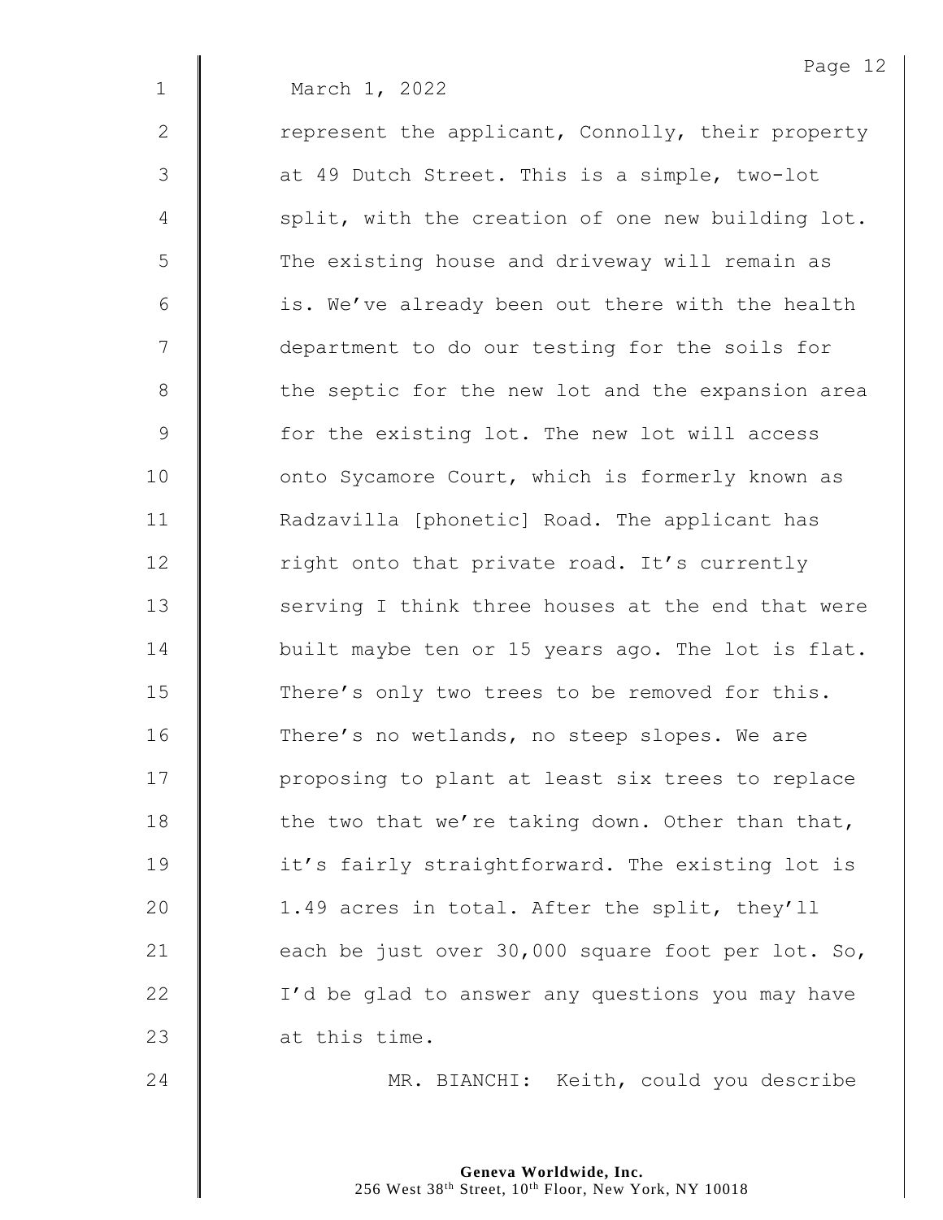March 1, 2022

represent the applicant, Connolly, their property at 49 Dutch Street. This is a simple, two-lot split, with the creation of one new building lot. The existing house and driveway will remain as is. We've already been out there with the health department to do our testing for the soils for the septic for the new lot and the expansion area for the existing lot. The new lot will access onto Sycamore Court, which is formerly known as Radzavilla [phonetic] Road. The applicant has right onto that private road. It's currently serving I think three houses at the end that were built maybe ten or 15 years ago. The lot is flat. There's only two trees to be removed for this. There's no wetlands, no steep slopes. We are proposing to plant at least six trees to replace the two that we're taking down. Other than that, it's fairly straightforward. The existing lot is 1.49 acres in total. After the split, they'll each be just over 30,000 square foot per lot. So, I'd be glad to answer any questions you may have at this time.

MR. BIANCHI: Keith, could you describe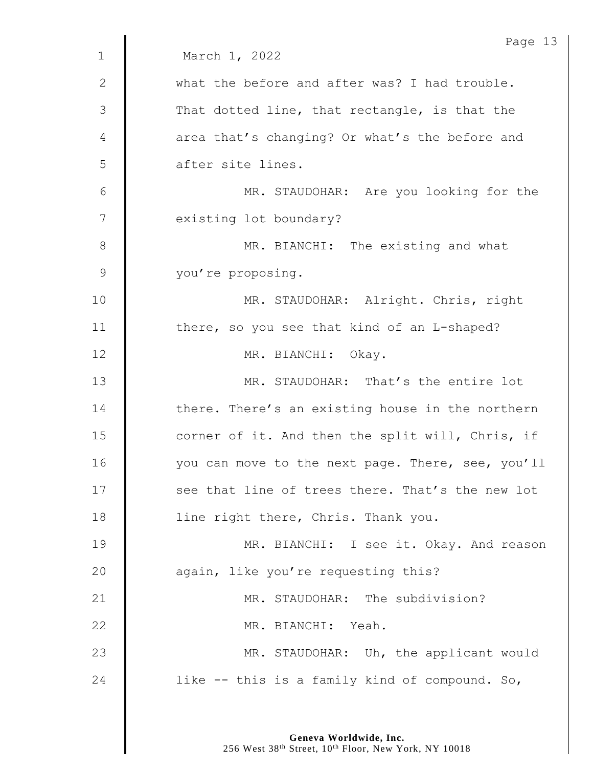March 1, 2022

what the before and after was? I had trouble. That dotted line, that rectangle, is that the area that's changing? Or what's the before and after site lines.

MR. STAUDOHAR: Are you looking for the existing lot boundary?

MR. BIANCHI: The existing and what you're proposing.

MR. STAUDOHAR: Alright. Chris, right there, so you see that kind of an L-shaped?

MR. BIANCHI: Okay.

MR. STAUDOHAR: That's the entire lot there. There's an existing house in the northern corner of it. And then the split will, Chris, if you can move to the next page. There, see, you'll see that line of trees there. That's the new lot line right there, Chris. Thank you.

MR. BIANCHI: I see it. Okay. And reason again, like you're requesting this?

MR. STAUDOHAR: The subdivision?

MR. BIANCHI: Yeah.

MR. STAUDOHAR: Uh, the applicant would like -- this is a family kind of compound. So,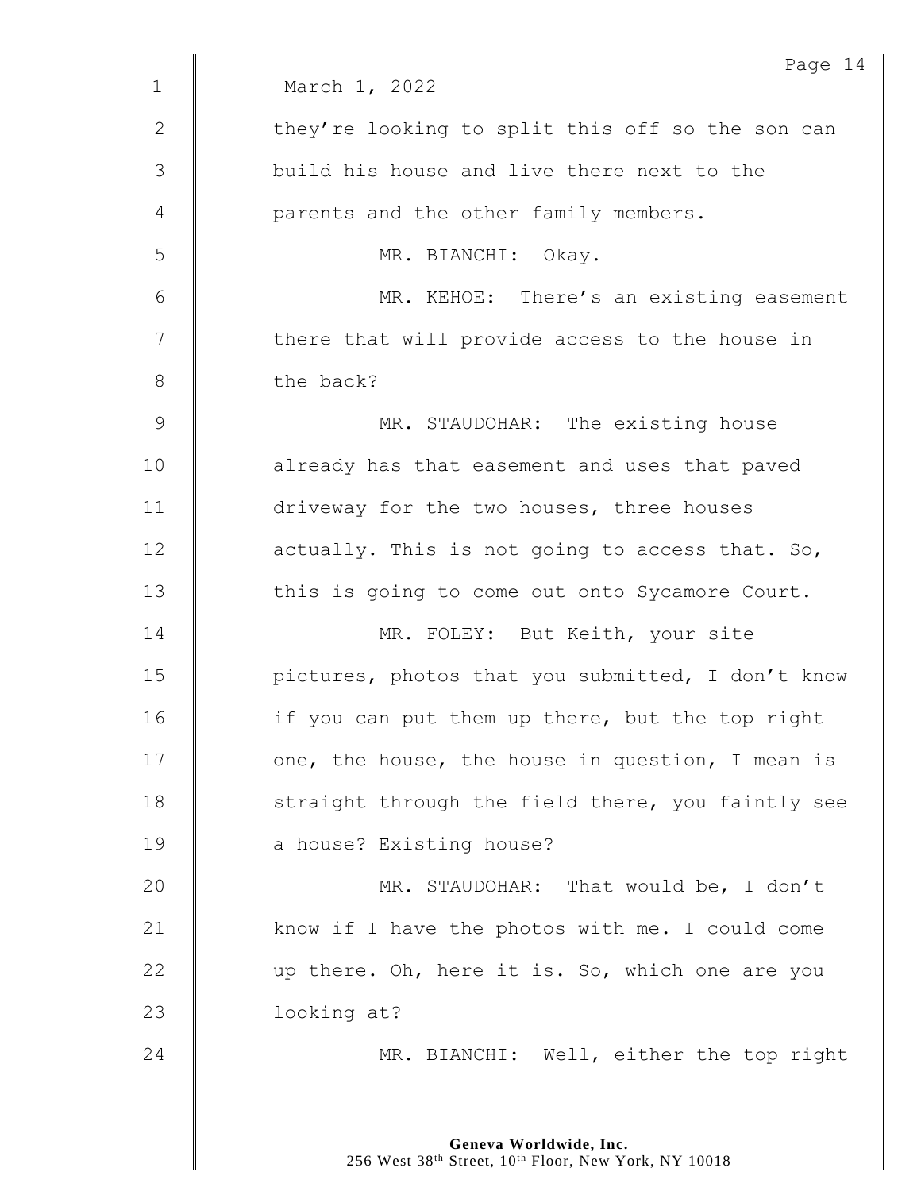March 1, 2022

they're looking to split this off so the son can build his house and live there next to the parents and the other family members.

MR. BIANCHI: Okay.

MR. KEHOE: There's an existing easement there that will provide access to the house in the back?

MR. STAUDOHAR: The existing house already has that easement and uses that paved driveway for the two houses, three houses actually. This is not going to access that. So, this is going to come out onto Sycamore Court.

MR. FOLEY: But Keith, your site pictures, photos that you submitted, I don't know if you can put them up there, but the top right one, the house, the house in question, I mean is straight through the field there, you faintly see a house? Existing house?

MR. STAUDOHAR: That would be, I don't know if I have the photos with me. I could come up there. Oh, here it is. So, which one are you looking at?

MR. BIANCHI: Well, either the top right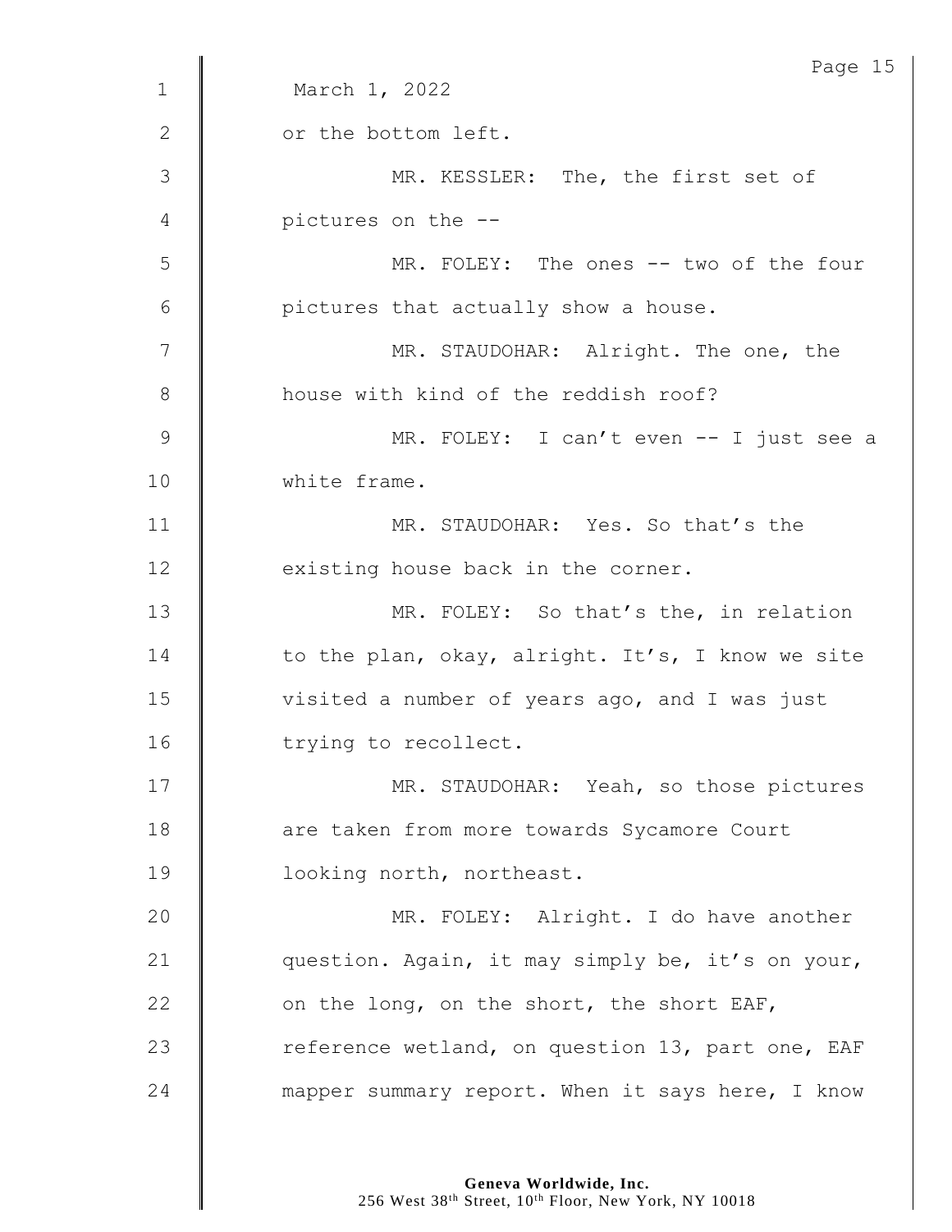March 1, 2022

or the bottom left.

MR. KESSLER: The, the first set of pictures on the --

MR. FOLEY: The ones -- two of the four pictures that actually show a house.

MR. STAUDOHAR: Alright. The one, the house with kind of the reddish roof?

MR. FOLEY: I can't even -- I just see a white frame.

MR. STAUDOHAR: Yes. So that's the existing house back in the corner.

MR. FOLEY: So that's the, in relation to the plan, okay, alright. It's, I know we site visited a number of years ago, and I was just trying to recollect.

MR. STAUDOHAR: Yeah, so those pictures are taken from more towards Sycamore Court looking north, northeast.

MR. FOLEY: Alright. I do have another question. Again, it may simply be, it's on your, on the long, on the short, the short EAF, reference wetland, on question 13, part one, EAF mapper summary report. When it says here, I know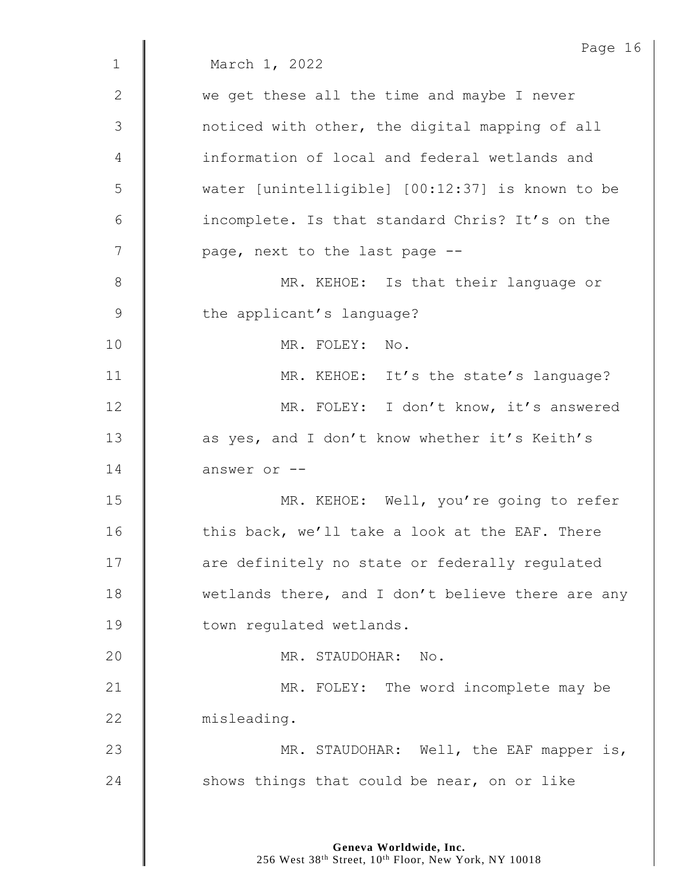March 1, 2022

we get these all the time and maybe I never noticed with other, the digital mapping of all information of local and federal wetlands and water [unintelligible] [00:12:37] is known to be incomplete. Is that standard Chris? It's on the page, next to the last page --

MR. KEHOE: Is that their language or the applicant's language?

MR. FOLEY: No.

MR. KEHOE: It's the state's language?

MR. FOLEY: I don't know, it's answered as yes, and I don't know whether it's Keith's answer or --

MR. KEHOE: Well, you're going to refer this back, we'll take a look at the EAF. There are definitely no state or federally regulated wetlands there, and I don't believe there are any town regulated wetlands.

MR. STAUDOHAR: No.

MR. FOLEY: The word incomplete may be misleading.

MR. STAUDOHAR: Well, the EAF mapper is, shows things that could be near, on or like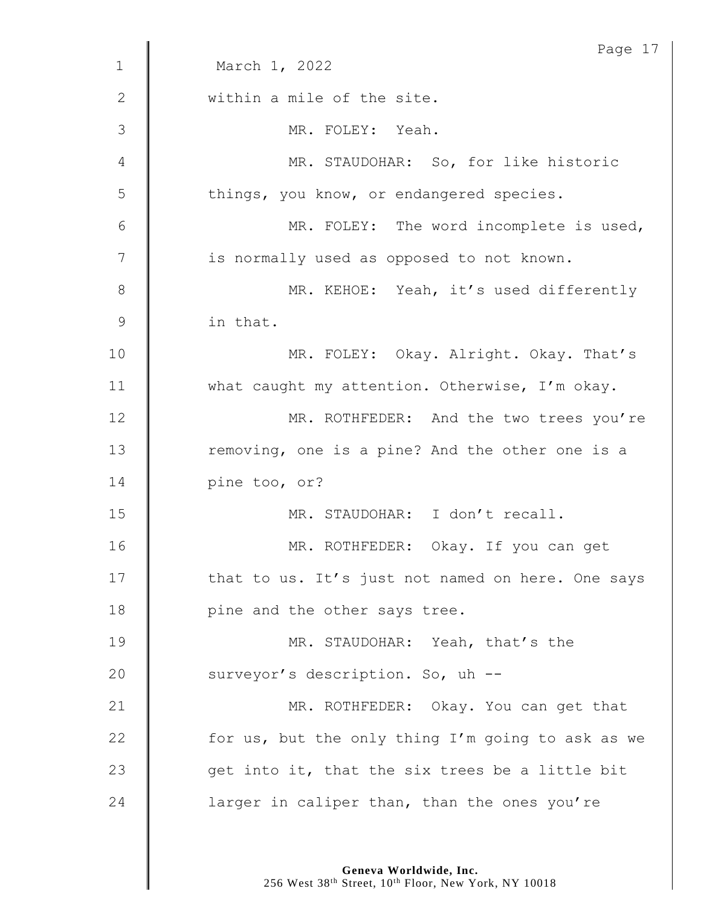March 1, 2022

within a mile of the site.

MR. FOLEY: Yeah.

MR. STAUDOHAR: So, for like historic things, you know, or endangered species.

MR. FOLEY: The word incomplete is used, is normally used as opposed to not known.

MR. KEHOE: Yeah, it's used differently in that.

MR. FOLEY: Okay. Alright. Okay. That's what caught my attention. Otherwise, I'm okay.

MR. ROTHFEDER: And the two trees you're removing, one is a pine? And the other one is a pine too, or?

MR. STAUDOHAR: I don't recall.

MR. ROTHFEDER: Okay. If you can get that to us. It's just not named on here. One says pine and the other says tree.

MR. STAUDOHAR: Yeah, that's the surveyor's description. So, uh --

MR. ROTHFEDER: Okay. You can get that for us, but the only thing I'm going to ask as we get into it, that the six trees be a little bit larger in caliper than, than the ones you're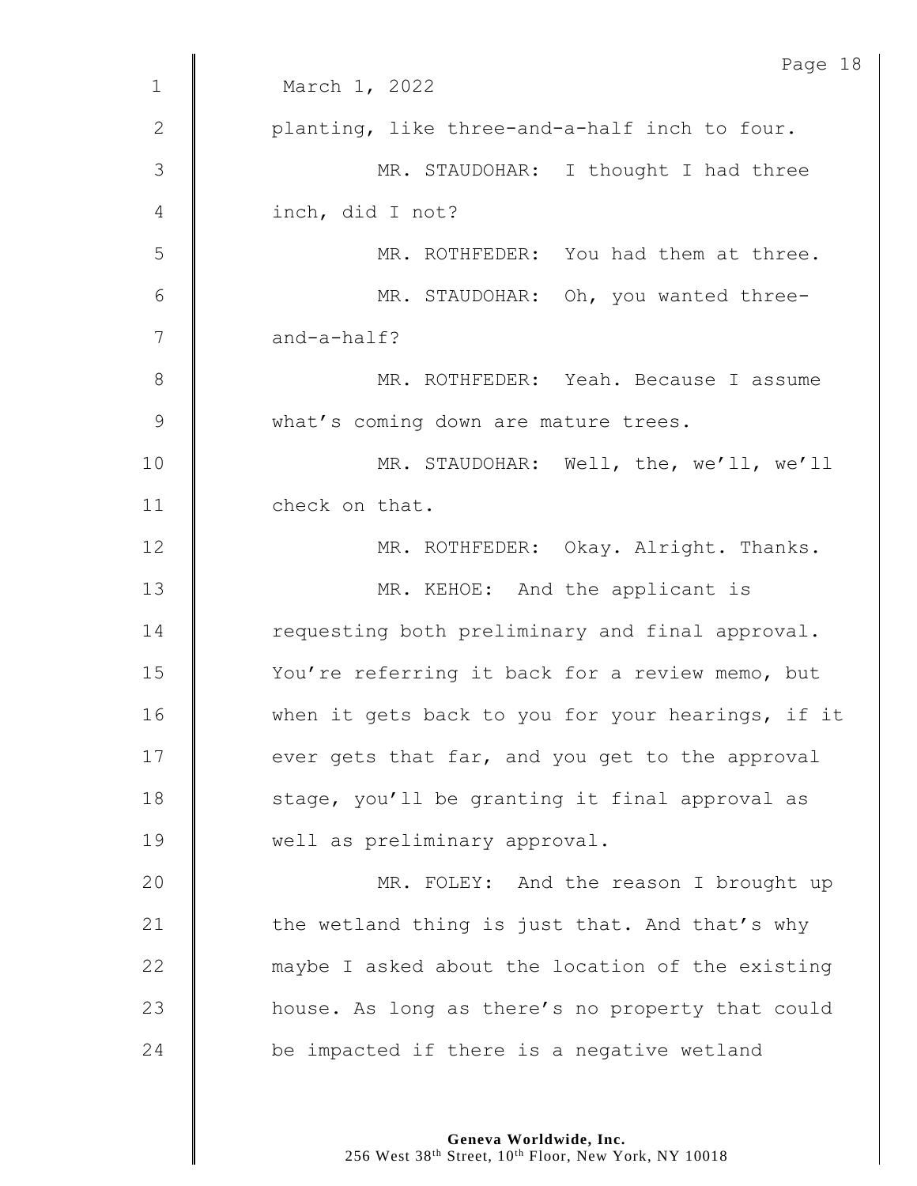March 1, 2022

planting, like three-and-a-half inch to four.

MR. STAUDOHAR: I thought I had three inch, did I not?

MR. ROTHFEDER: You had them at three.

MR. STAUDOHAR: Oh, you wanted three-and-a-half?

MR. ROTHFEDER: Yeah. Because I assume what's coming down are mature trees.

MR. STAUDOHAR: Well, the, we'll, we'll check on that.

MR. ROTHFEDER: Okay. Alright. Thanks.

MR. KEHOE: And the applicant is requesting both preliminary and final approval. You're referring it back for a review memo, but when it gets back to you for your hearings, if it ever gets that far, and you get to the approval stage, you'll be granting it final approval as well as preliminary approval.

MR. FOLEY: And the reason I brought up the wetland thing is just that. And that's why maybe I asked about the location of the existing house. As long as there's no property that could be impacted if there is a negative wetland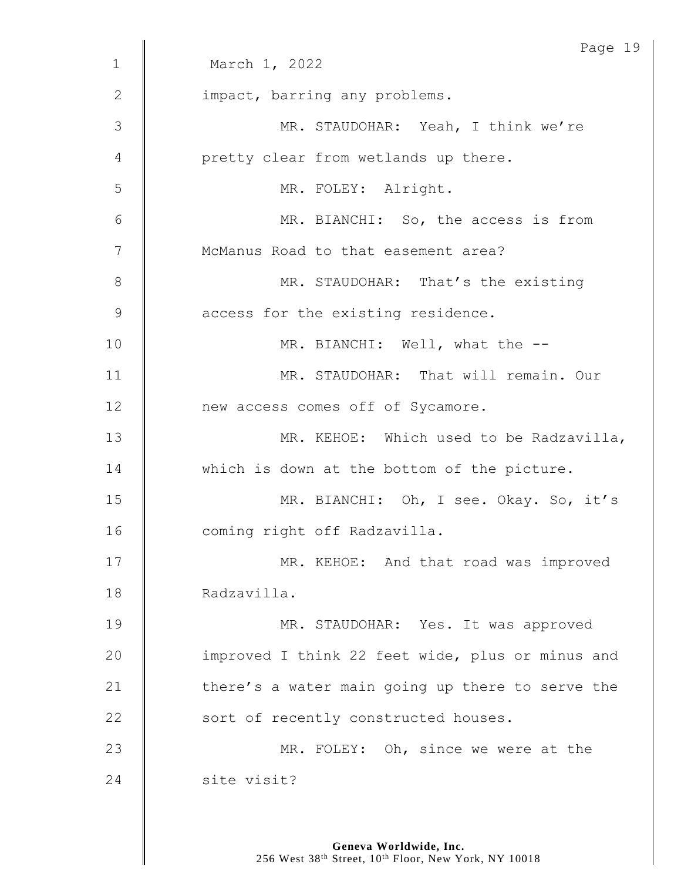March 1, 2022

impact, barring any problems.

MR. STAUDOHAR: Yeah, I think we're pretty clear from wetlands up there.

MR. FOLEY: Alright.

MR. BIANCHI: So, the access is from McManus Road to that easement area?

MR. STAUDOHAR: That's the existing access for the existing residence.

MR. BIANCHI: Well, what the --

MR. STAUDOHAR: That will remain. Our new access comes off of Sycamore.

MR. KEHOE: Which used to be Radzavilla, which is down at the bottom of the picture.

MR. BIANCHI: Oh, I see. Okay. So, it's coming right off Radzavilla.

MR. KEHOE: And that road was improved Radzavilla.

MR. STAUDOHAR: Yes. It was approved improved I think 22 feet wide, plus or minus and there's a water main going up there to serve the sort of recently constructed houses.

MR. FOLEY: Oh, since we were at the site visit?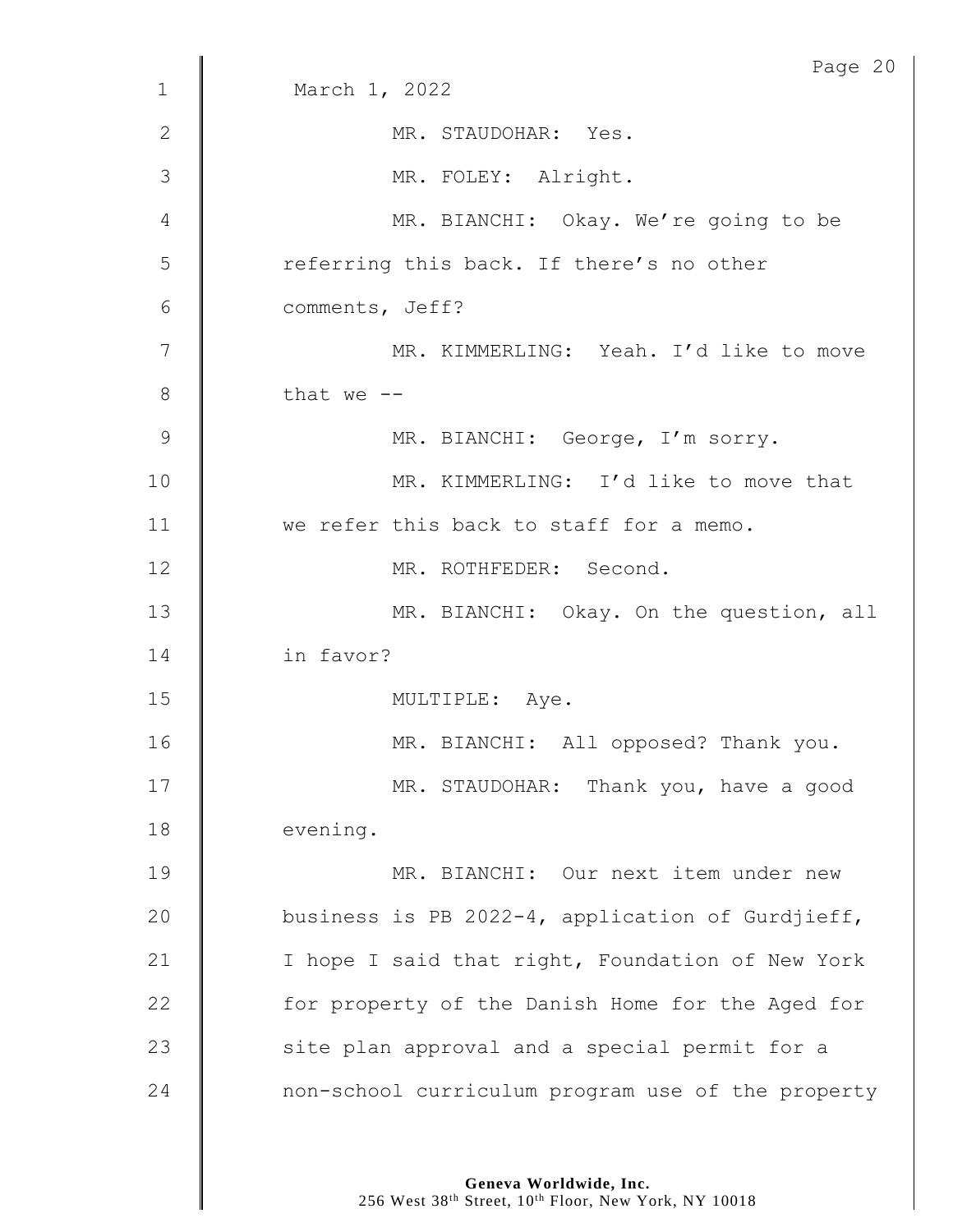March 1, 2022

MR. STAUDOHAR: Yes.

MR. FOLEY: Alright.

MR. BIANCHI: Okay. We're going to be referring this back. If there's no other comments, Jeff?

MR. KIMMERLING: Yeah. I'd like to move that we --

MR. BIANCHI: George, I'm sorry.

MR. KIMMERLING: I'd like to move that we refer this back to staff for a memo.

MR. ROTHFEDER: Second.

MR. BIANCHI: Okay. On the question, all in favor?

MULTIPLE: Aye.

MR. BIANCHI: All opposed? Thank you.

MR. STAUDOHAR: Thank you, have a good evening.

MR. BIANCHI: Our next item under new business is PB 2022-4, application of Gurdjieff, I hope I said that right, Foundation of New York for property of the Danish Home for the Aged for site plan approval and a special permit for a non-school curriculum program use of the property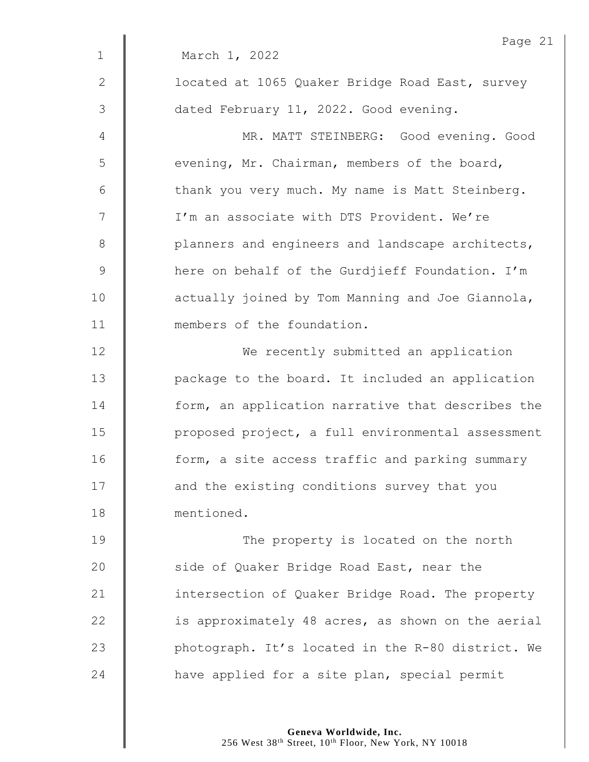March 1, 2022

located at 1065 Quaker Bridge Road East, survey dated February 11, 2022. Good evening.

MR. MATT STEINBERG: Good evening. Good evening, Mr. Chairman, members of the board, thank you very much. My name is Matt Steinberg. I'm an associate with DTS Provident. We're planners and engineers and landscape architects, here on behalf of the Gurdjieff Foundation. I'm actually joined by Tom Manning and Joe Giannola, members of the foundation.

We recently submitted an application package to the board. It included an application form, an application narrative that describes the proposed project, a full environmental assessment form, a site access traffic and parking summary and the existing conditions survey that you mentioned.

The property is located on the north side of Quaker Bridge Road East, near the intersection of Quaker Bridge Road. The property is approximately 48 acres, as shown on the aerial photograph. It's located in the R-80 district. We have applied for a site plan, special permit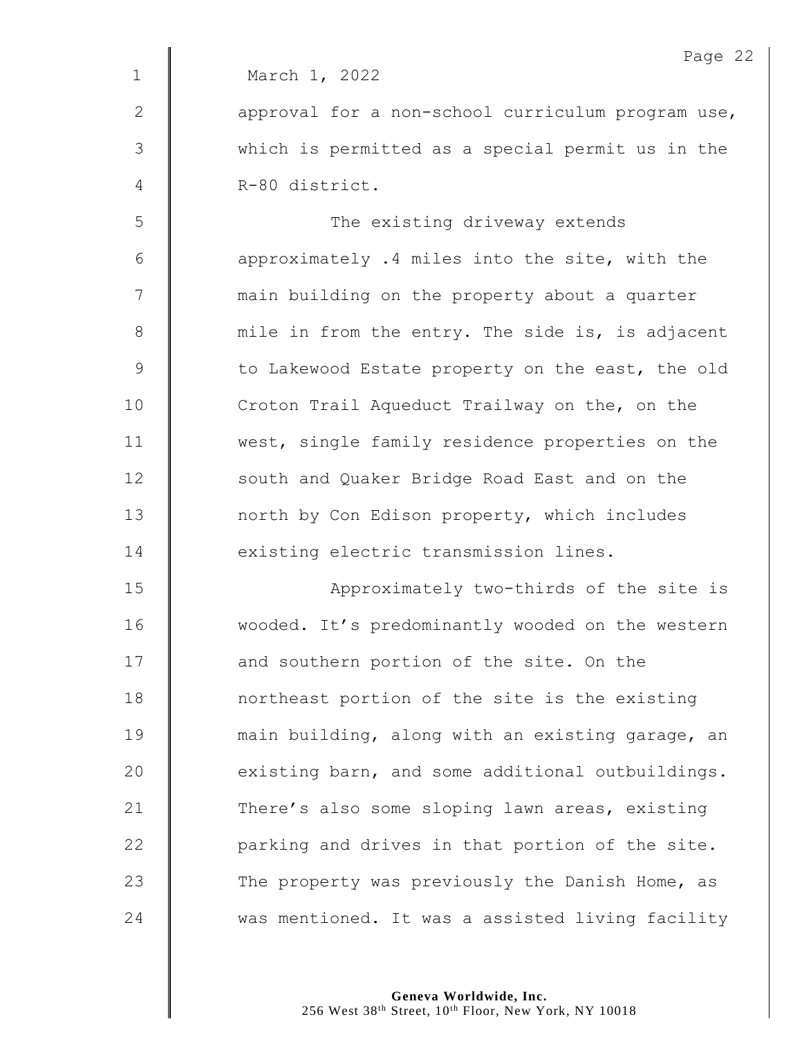March 1, 2022

approval for a non-school curriculum program use, which is permitted as a special permit us in the R-80 district.

The existing driveway extends approximately .4 miles into the site, with the main building on the property about a quarter mile in from the entry. The side is, is adjacent to Lakewood Estate property on the east, the old Croton Trail Aqueduct Trailway on the, on the west, single family residence properties on the south and Quaker Bridge Road East and on the north by Con Edison property, which includes existing electric transmission lines.

Approximately two-thirds of the site is wooded. It's predominantly wooded on the western and southern portion of the site. On the northeast portion of the site is the existing main building, along with an existing garage, an existing barn, and some additional outbuildings. There's also some sloping lawn areas, existing parking and drives in that portion of the site. The property was previously the Danish Home, as was mentioned. It was a assisted living facility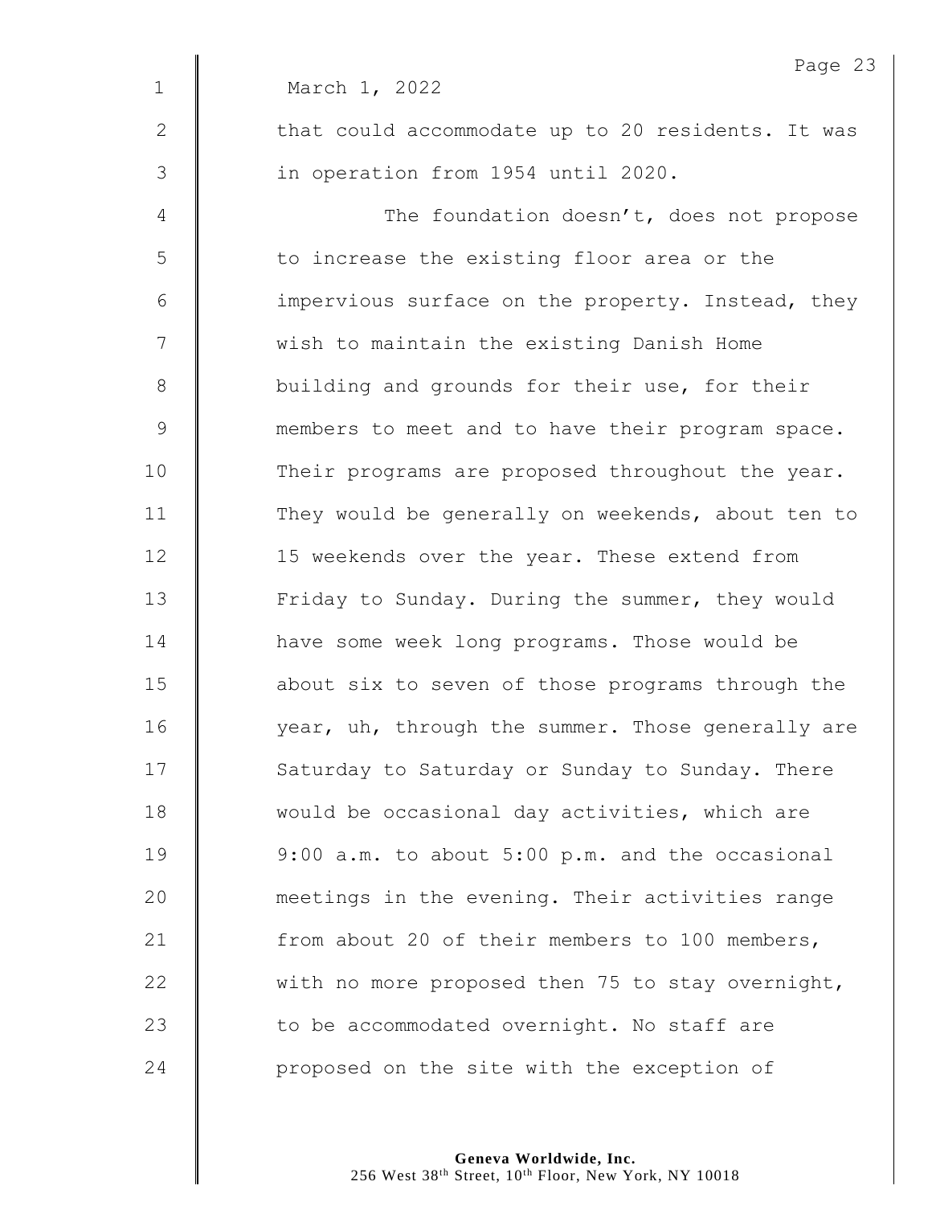March 1, 2022

that could accommodate up to 20 residents. It was in operation from 1954 until 2020.

The foundation doesn't, does not propose to increase the existing floor area or the impervious surface on the property. Instead, they wish to maintain the existing Danish Home building and grounds for their use, for their members to meet and to have their program space. Their programs are proposed throughout the year. They would be generally on weekends, about ten to 15 weekends over the year. These extend from Friday to Sunday. During the summer, they would have some week long programs. Those would be about six to seven of those programs through the year, uh, through the summer. Those generally are Saturday to Saturday or Sunday to Sunday. There would be occasional day activities, which are 9:00 a.m. to about 5:00 p.m. and the occasional meetings in the evening. Their activities range from about 20 of their members to 100 members, with no more proposed then 75 to stay overnight, to be accommodated overnight. No staff are proposed on the site with the exception of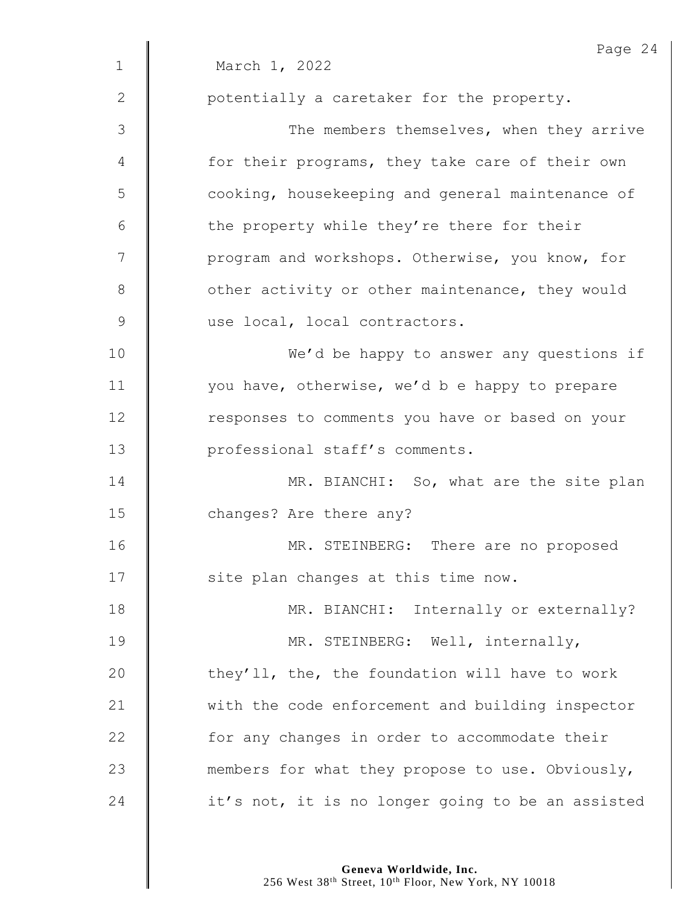March 1, 2022

potentially a caretaker for the property.

The members themselves, when they arrive for their programs, they take care of their own cooking, housekeeping and general maintenance of the property while they're there for their program and workshops. Otherwise, you know, for other activity or other maintenance, they would use local, local contractors.

We'd be happy to answer any questions if you have, otherwise, we'd b e happy to prepare responses to comments you have or based on your professional staff's comments.

MR. BIANCHI: So, what are the site plan changes? Are there any?

MR. STEINBERG: There are no proposed site plan changes at this time now.

MR. BIANCHI: Internally or externally?

MR. STEINBERG: Well, internally, they'll, the, the foundation will have to work with the code enforcement and building inspector for any changes in order to accommodate their members for what they propose to use. Obviously, it's not, it is no longer going to be an assisted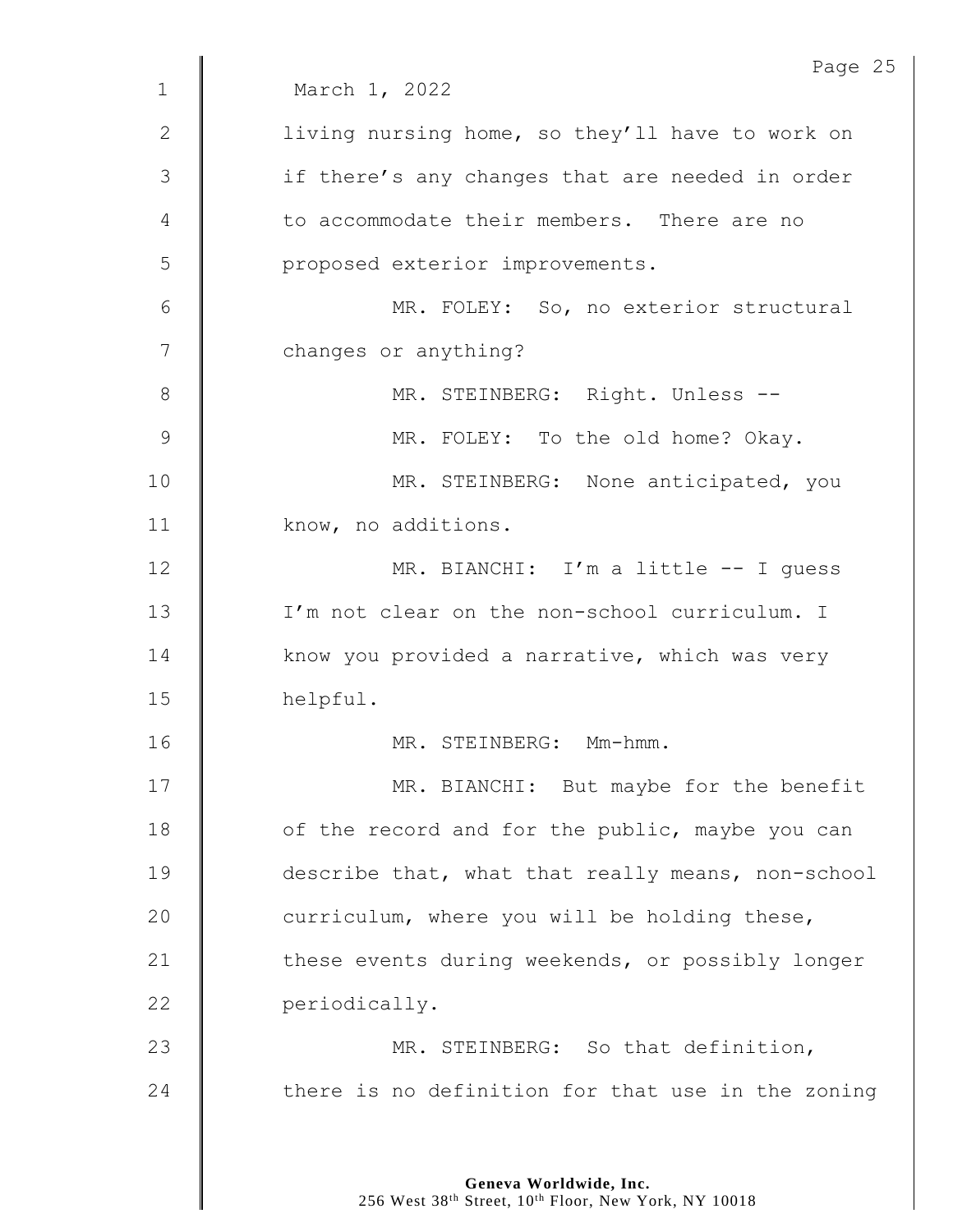March 1, 2022

living nursing home, so they'll have to work on if there's any changes that are needed in order to accommodate their members. There are no proposed exterior improvements.

MR. FOLEY: So, no exterior structural changes or anything?

MR. STEINBERG: Right. Unless --

MR. FOLEY: To the old home? Okay.

MR. STEINBERG: None anticipated, you know, no additions.

MR. BIANCHI: I'm a little -- I guess I'm not clear on the non-school curriculum. I know you provided a narrative, which was very helpful.

MR. STEINBERG: Mm-hmm.

MR. BIANCHI: But maybe for the benefit of the record and for the public, maybe you can describe that, what that really means, non-school curriculum, where you will be holding these, these events during weekends, or possibly longer periodically.

MR. STEINBERG: So that definition, there is no definition for that use in the zoning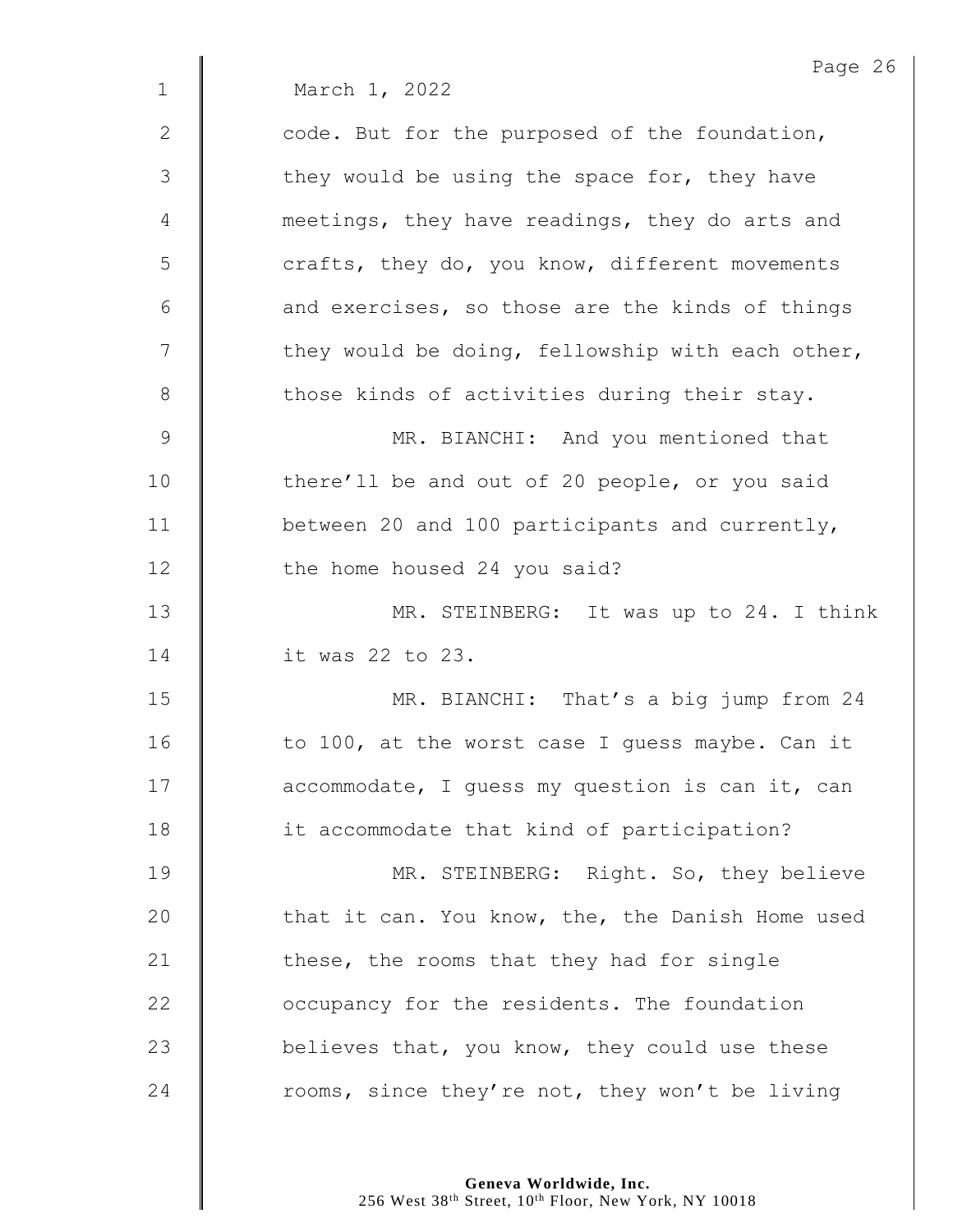March 1, 2022

code. But for the purposed of the foundation, they would be using the space for, they have meetings, they have readings, they do arts and crafts, they do, you know, different movements and exercises, so those are the kinds of things they would be doing, fellowship with each other, those kinds of activities during their stay.

MR. BIANCHI: And you mentioned that there'll be and out of 20 people, or you said between 20 and 100 participants and currently, the home housed 24 you said?

MR. STEINBERG: It was up to 24. I think it was 22 to 23.

MR. BIANCHI: That's a big jump from 24 to 100, at the worst case I guess maybe. Can it accommodate, I guess my question is can it, can it accommodate that kind of participation?

MR. STEINBERG: Right. So, they believe that it can. You know, the, the Danish Home used these, the rooms that they had for single occupancy for the residents. The foundation believes that, you know, they could use these rooms, since they're not, they won't be living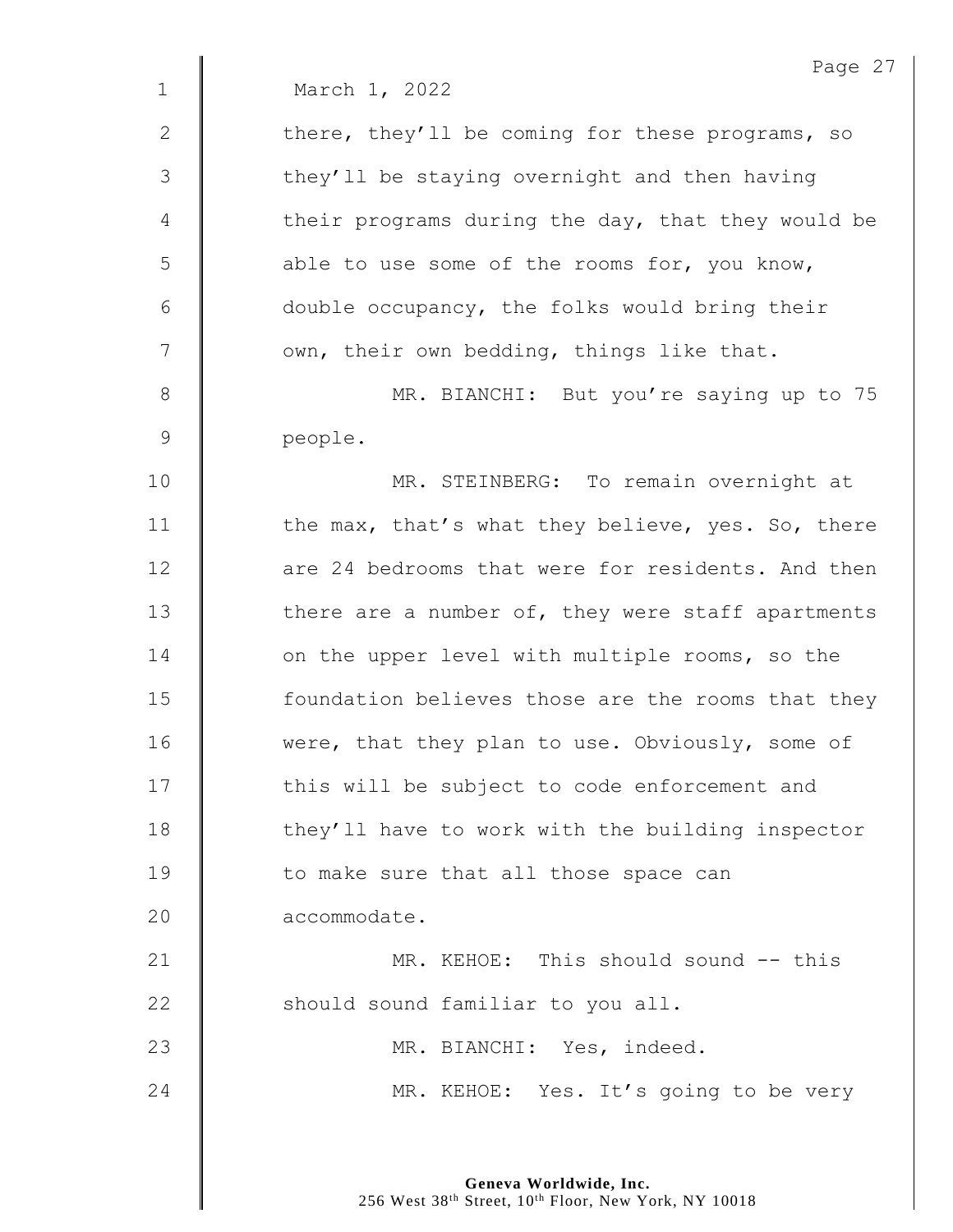March 1, 2022

there, they'll be coming for these programs, so they'll be staying overnight and then having their programs during the day, that they would be able to use some of the rooms for, you know, double occupancy, the folks would bring their own, their own bedding, things like that.

MR. BIANCHI: But you're saying up to 75 people.

MR. STEINBERG: To remain overnight at the max, that's what they believe, yes. So, there are 24 bedrooms that were for residents. And then there are a number of, they were staff apartments on the upper level with multiple rooms, so the foundation believes those are the rooms that they were, that they plan to use. Obviously, some of this will be subject to code enforcement and they'll have to work with the building inspector to make sure that all those space can accommodate.

MR. KEHOE: This should sound -- this should sound familiar to you all.

MR. BIANCHI: Yes, indeed.

MR. KEHOE: Yes. It's going to be very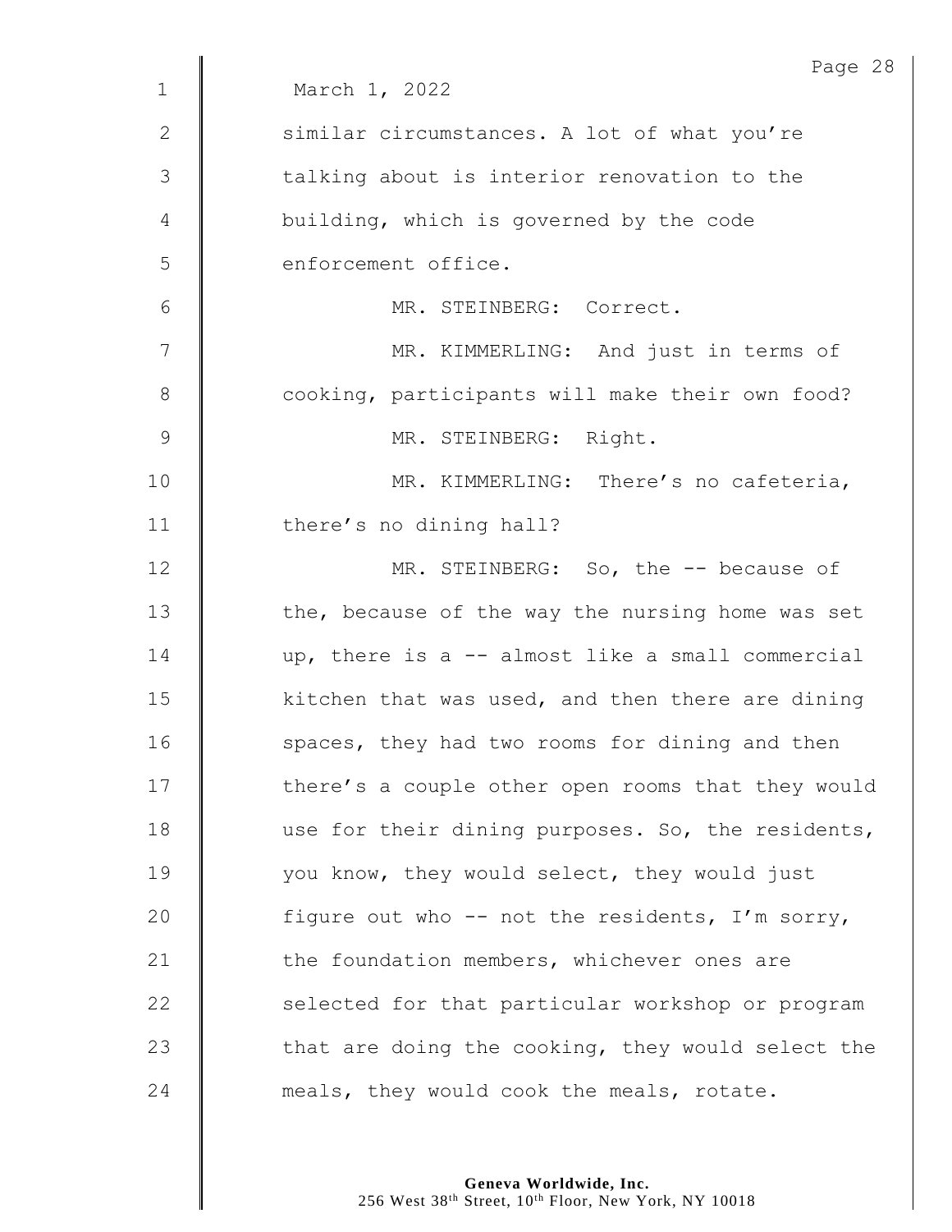March 1, 2022

similar circumstances. A lot of what you're talking about is interior renovation to the building, which is governed by the code enforcement office.

MR. STEINBERG: Correct.

MR. KIMMERLING: And just in terms of cooking, participants will make their own food?

MR. STEINBERG: Right.

MR. KIMMERLING: There's no cafeteria, there's no dining hall?

MR. STEINBERG: So, the -- because of the, because of the way the nursing home was set up, there is a -- almost like a small commercial kitchen that was used, and then there are dining spaces, they had two rooms for dining and then there's a couple other open rooms that they would use for their dining purposes. So, the residents, you know, they would select, they would just figure out who -- not the residents, I'm sorry, the foundation members, whichever ones are selected for that particular workshop or program that are doing the cooking, they would select the meals, they would cook the meals, rotate.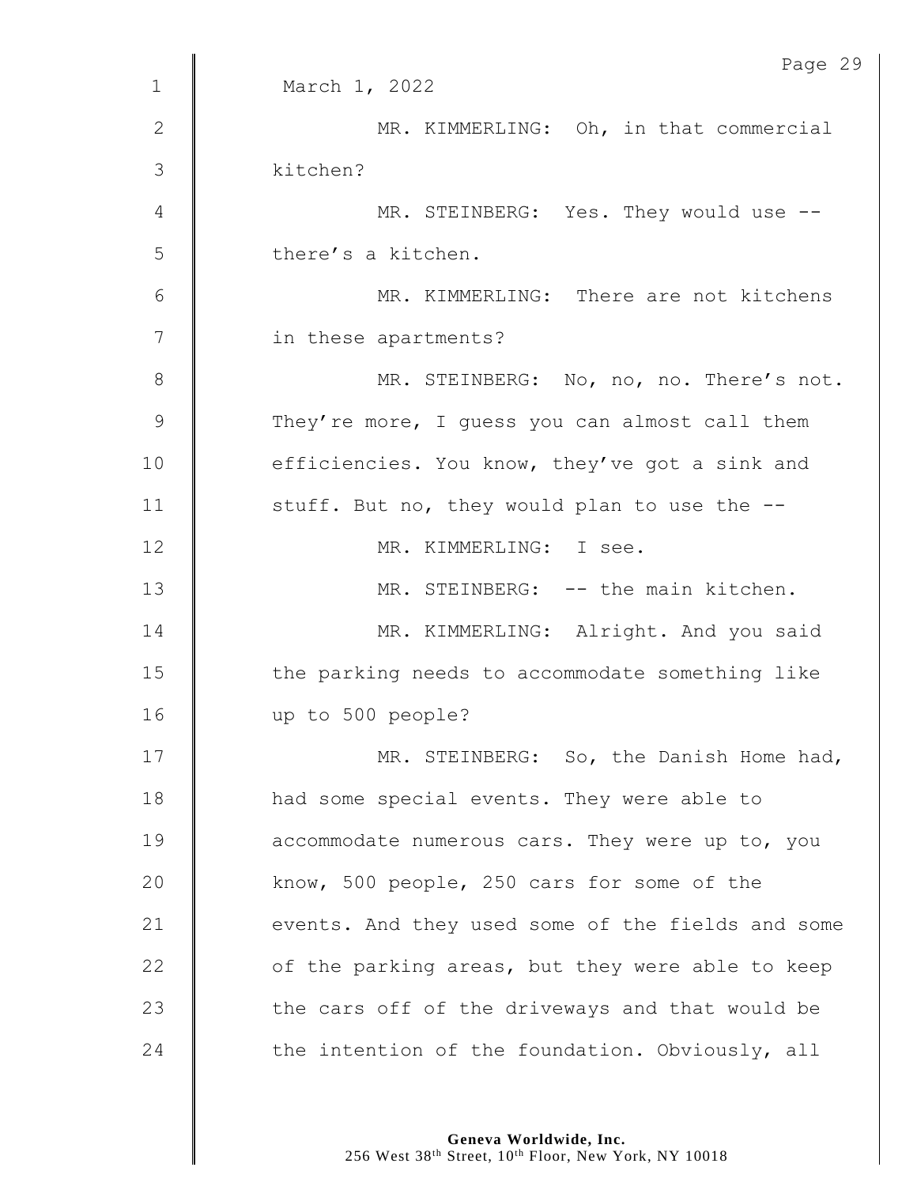March 1, 2022

MR. KIMMERLING: Oh, in that commercial kitchen?

MR. STEINBERG: Yes. They would use -- there's a kitchen.

MR. KIMMERLING: There are not kitchens in these apartments?

MR. STEINBERG: No, no, no. There's not. They're more, I guess you can almost call them efficiencies. You know, they've got a sink and stuff. But no, they would plan to use the --

MR. KIMMERLING: I see.

MR. STEINBERG: -- the main kitchen.

MR. KIMMERLING: Alright. And you said the parking needs to accommodate something like up to 500 people?

MR. STEINBERG: So, the Danish Home had, had some special events. They were able to accommodate numerous cars. They were up to, you know, 500 people, 250 cars for some of the events. And they used some of the fields and some of the parking areas, but they were able to keep the cars off of the driveways and that would be the intention of the foundation. Obviously, all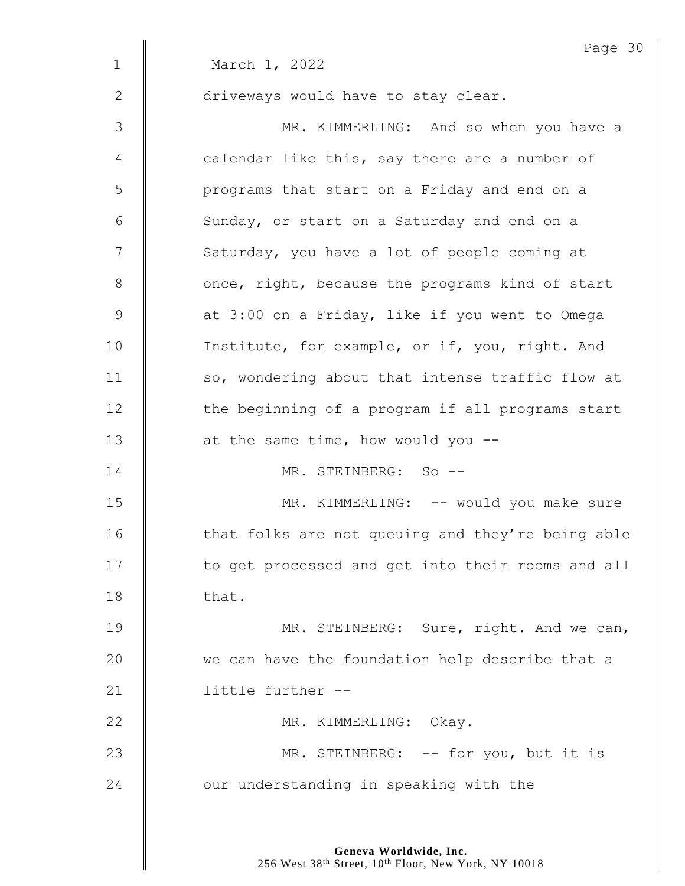March 1, 2022

driveways would have to stay clear.

MR. KIMMERLING: And so when you have a calendar like this, say there are a number of programs that start on a Friday and end on a Sunday, or start on a Saturday and end on a Saturday, you have a lot of people coming at once, right, because the programs kind of start at 3:00 on a Friday, like if you went to Omega Institute, for example, or if, you, right. And so, wondering about that intense traffic flow at the beginning of a program if all programs start at the same time, how would you --

MR. STEINBERG: So --

MR. KIMMERLING: -- would you make sure that folks are not queuing and they're being able to get processed and get into their rooms and all that.

MR. STEINBERG: Sure, right. And we can, we can have the foundation help describe that a little further --

MR. KIMMERLING: Okay.

MR. STEINBERG: -- for you, but it is our understanding in speaking with the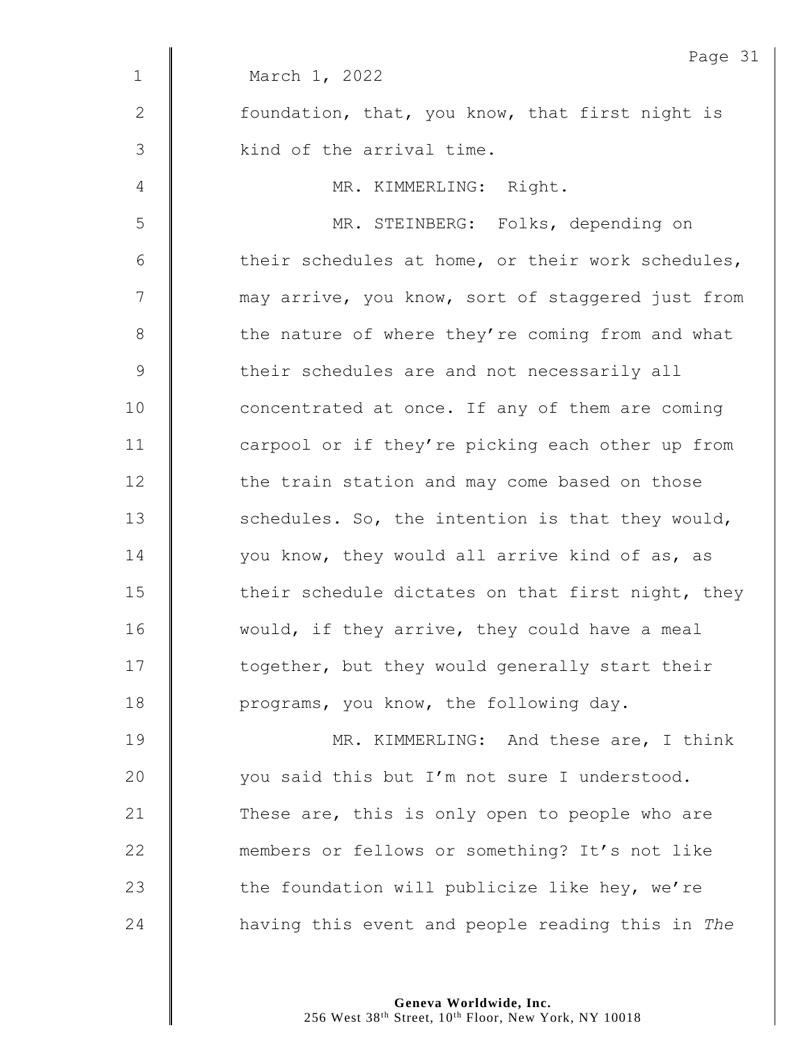March 1, 2022

foundation, that, you know, that first night is kind of the arrival time.

MR. KIMMERLING: Right.

MR. STEINBERG: Folks, depending on their schedules at home, or their work schedules, may arrive, you know, sort of staggered just from the nature of where they're coming from and what their schedules are and not necessarily all concentrated at once. If any of them are coming carpool or if they're picking each other up from the train station and may come based on those schedules. So, the intention is that they would, you know, they would all arrive kind of as, as their schedule dictates on that first night, they would, if they arrive, they could have a meal together, but they would generally start their programs, you know, the following day.

MR. KIMMERLING: And these are, I think you said this but I'm not sure I understood. These are, this is only open to people who are members or fellows or something? It's not like the foundation will publicize like hey, we're having this event and people reading this in *The*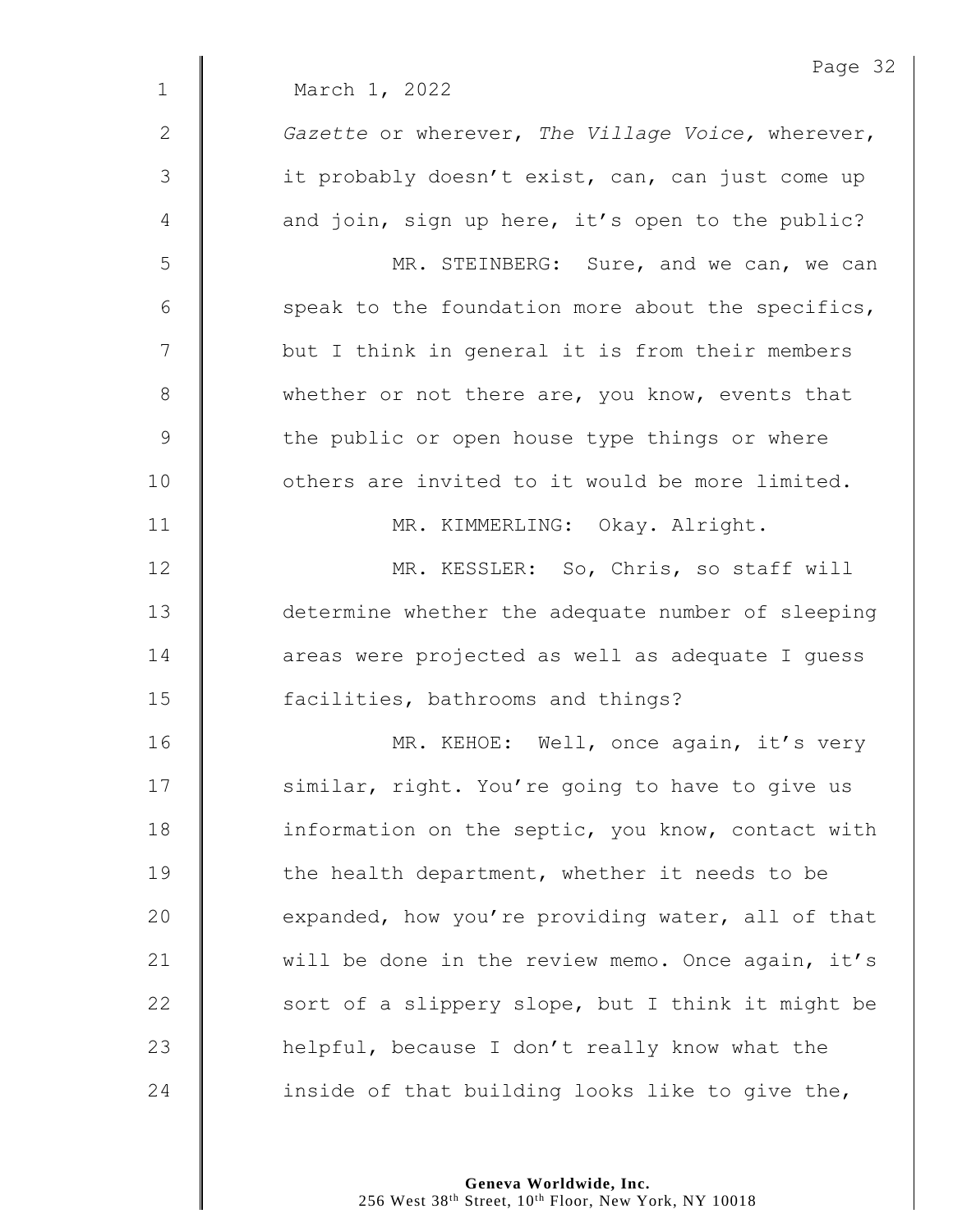March 1, 2022

*Gazette* or wherever, *The Village Voice,* wherever, it probably doesn't exist, can, can just come up and join, sign up here, it's open to the public?

MR. STEINBERG: Sure, and we can, we can speak to the foundation more about the specifics, but I think in general it is from their members whether or not there are, you know, events that the public or open house type things or where others are invited to it would be more limited.

MR. KIMMERLING: Okay. Alright.

MR. KESSLER: So, Chris, so staff will determine whether the adequate number of sleeping areas were projected as well as adequate I guess facilities, bathrooms and things?

MR. KEHOE: Well, once again, it's very similar, right. You're going to have to give us information on the septic, you know, contact with the health department, whether it needs to be expanded, how you're providing water, all of that will be done in the review memo. Once again, it's sort of a slippery slope, but I think it might be helpful, because I don't really know what the inside of that building looks like to give the,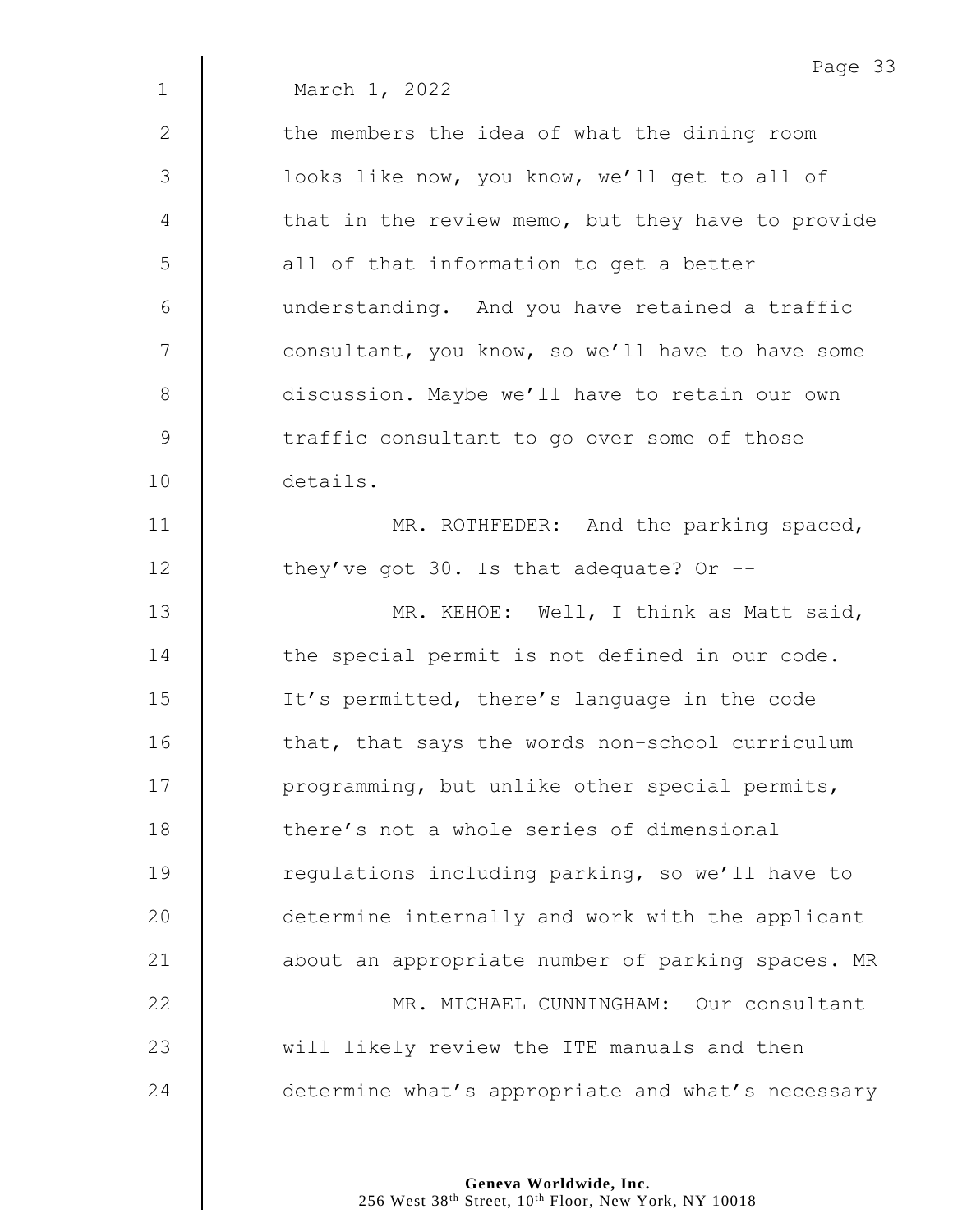March 1, 2022

the members the idea of what the dining room looks like now, you know, we'll get to all of that in the review memo, but they have to provide all of that information to get a better understanding. And you have retained a traffic consultant, you know, so we'll have to have some discussion. Maybe we'll have to retain our own traffic consultant to go over some of those details.

MR. ROTHFEDER: And the parking spaced, they've got 30. Is that adequate? Or --

MR. KEHOE: Well, I think as Matt said, the special permit is not defined in our code. It's permitted, there's language in the code that, that says the words non-school curriculum programming, but unlike other special permits, there's not a whole series of dimensional regulations including parking, so we'll have to determine internally and work with the applicant about an appropriate number of parking spaces. MR

MR. MICHAEL CUNNINGHAM: Our consultant will likely review the ITE manuals and then determine what's appropriate and what's necessary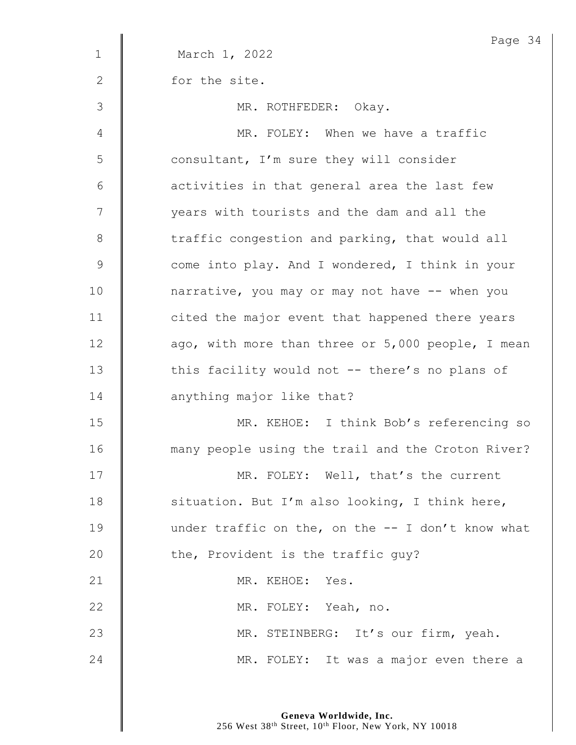March 1, 2022

for the site.

MR. ROTHFEDER: Okay.

MR. FOLEY: When we have a traffic consultant, I'm sure they will consider activities in that general area the last few years with tourists and the dam and all the traffic congestion and parking, that would all come into play. And I wondered, I think in your narrative, you may or may not have -- when you cited the major event that happened there years ago, with more than three or 5,000 people, I mean this facility would not -- there's no plans of anything major like that?

MR. KEHOE: I think Bob's referencing so many people using the trail and the Croton River?

MR. FOLEY: Well, that's the current situation. But I'm also looking, I think here, under traffic on the, on the -- I don't know what the, Provident is the traffic guy?

MR. KEHOE: Yes.

MR. FOLEY: Yeah, no.

MR. STEINBERG: It's our firm, yeah.

MR. FOLEY: It was a major even there a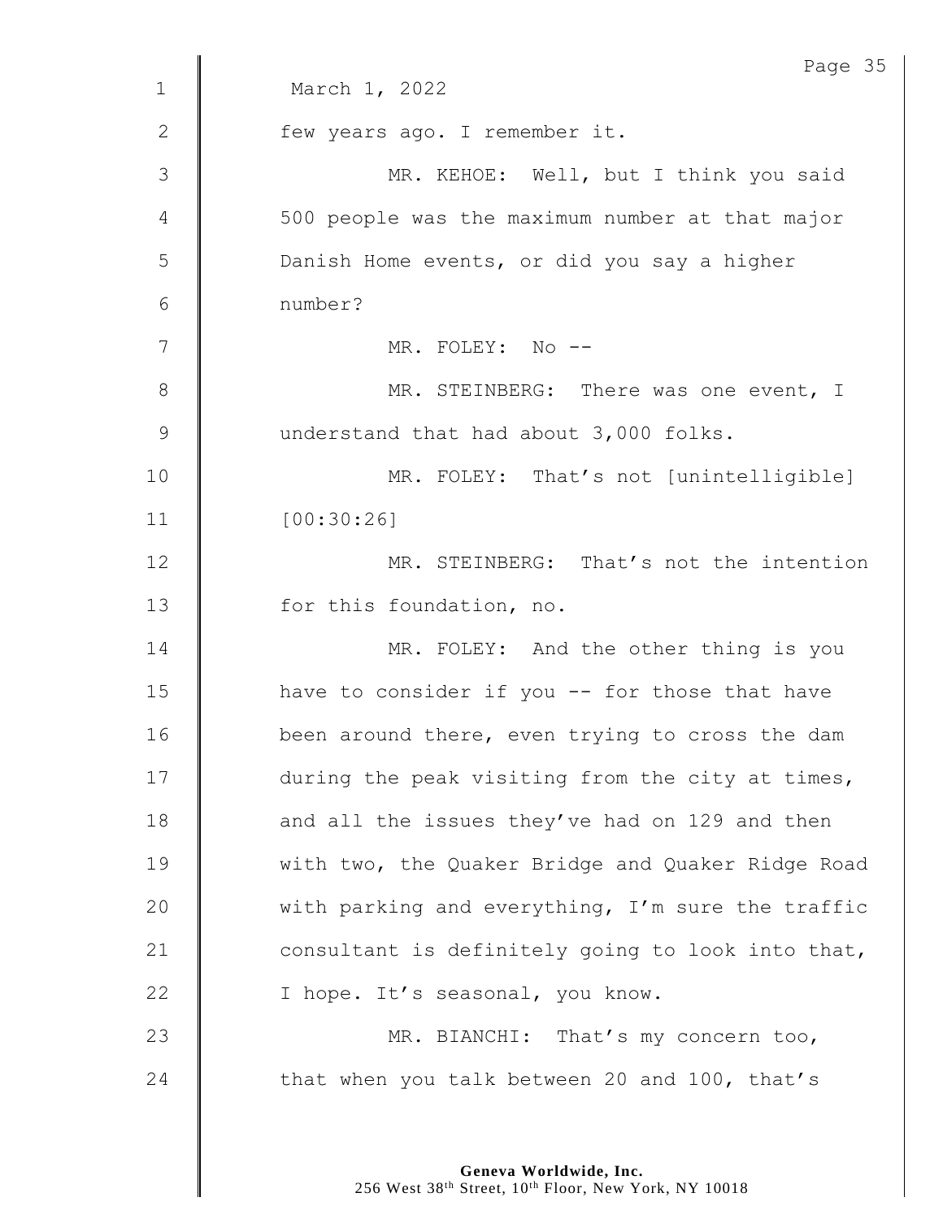March 1, 2022

few years ago. I remember it.

MR. KEHOE: Well, but I think you said 500 people was the maximum number at that major Danish Home events, or did you say a higher number?

MR. FOLEY: No --

MR. STEINBERG: There was one event, I understand that had about 3,000 folks.

MR. FOLEY: That's not [unintelligible] [00:30:26]

MR. STEINBERG: That's not the intention for this foundation, no.

MR. FOLEY: And the other thing is you have to consider if you -- for those that have been around there, even trying to cross the dam during the peak visiting from the city at times, and all the issues they've had on 129 and then with two, the Quaker Bridge and Quaker Ridge Road with parking and everything, I'm sure the traffic consultant is definitely going to look into that, I hope. It's seasonal, you know.

MR. BIANCHI: That's my concern too, that when you talk between 20 and 100, that's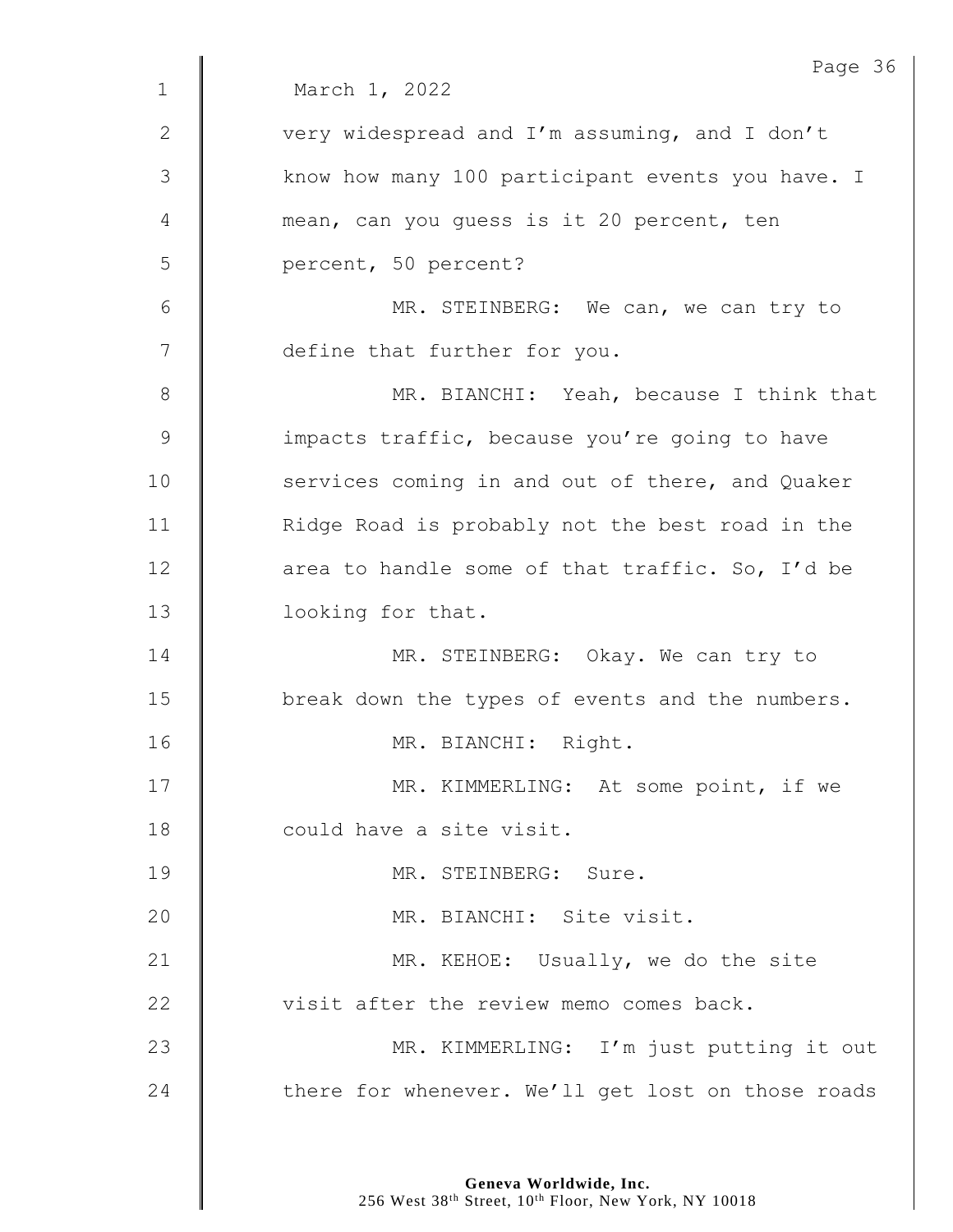March 1, 2022

very widespread and I'm assuming, and I don't know how many 100 participant events you have. I mean, can you guess is it 20 percent, ten percent, 50 percent?

MR. STEINBERG: We can, we can try to define that further for you.

MR. BIANCHI: Yeah, because I think that impacts traffic, because you're going to have services coming in and out of there, and Quaker Ridge Road is probably not the best road in the area to handle some of that traffic. So, I'd be looking for that.

MR. STEINBERG: Okay. We can try to break down the types of events and the numbers.

MR. BIANCHI: Right.

MR. KIMMERLING: At some point, if we could have a site visit.

MR. STEINBERG: Sure.

MR. BIANCHI: Site visit.

MR. KEHOE: Usually, we do the site visit after the review memo comes back.

MR. KIMMERLING: I'm just putting it out there for whenever. We'll get lost on those roads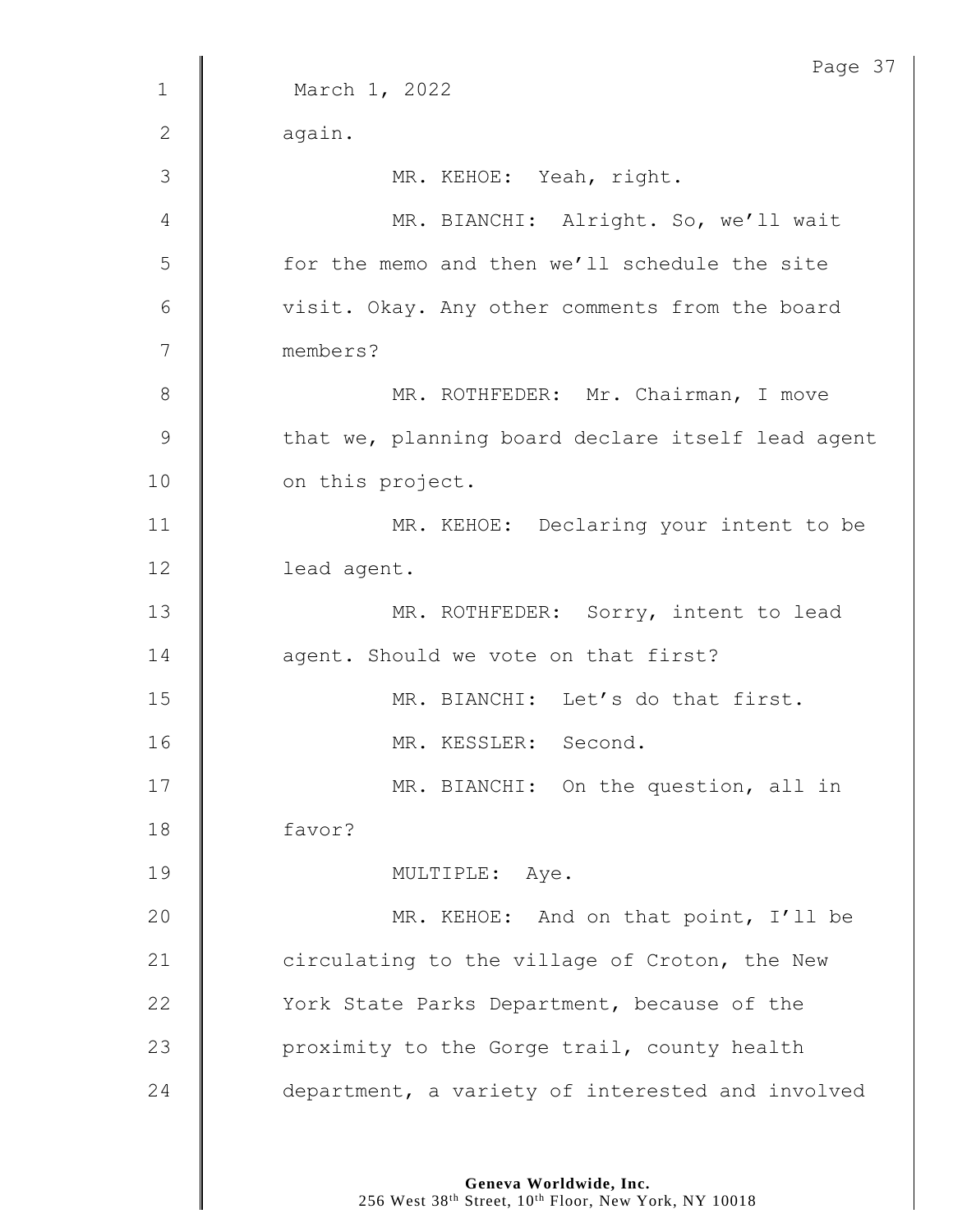March 1, 2022

again.

MR. KEHOE: Yeah, right.

MR. BIANCHI: Alright. So, we'll wait for the memo and then we'll schedule the site visit. Okay. Any other comments from the board members?

MR. ROTHFEDER: Mr. Chairman, I move that we, planning board declare itself lead agent on this project.

MR. KEHOE: Declaring your intent to be lead agent.

MR. ROTHFEDER: Sorry, intent to lead agent. Should we vote on that first?

MR. BIANCHI: Let's do that first.

MR. KESSLER: Second.

MR. BIANCHI: On the question, all in favor?

MULTIPLE: Aye.

MR. KEHOE: And on that point, I'll be circulating to the village of Croton, the New York State Parks Department, because of the proximity to the Gorge trail, county health department, a variety of interested and involved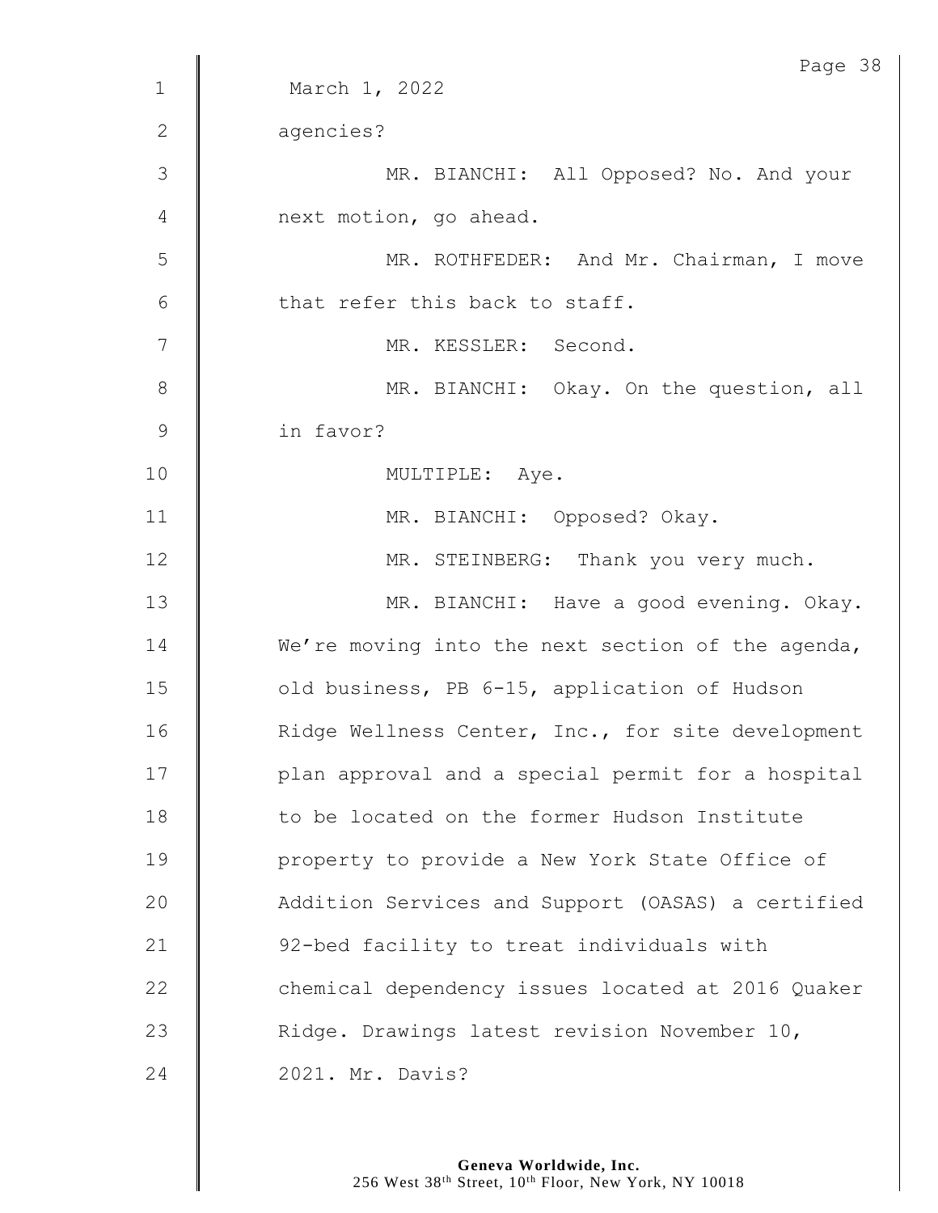March 1, 2022

agencies?

MR. BIANCHI: All Opposed? No. And your next motion, go ahead.

MR. ROTHFEDER: And Mr. Chairman, I move that refer this back to staff.

MR. KESSLER: Second.

MR. BIANCHI: Okay. On the question, all in favor?

MULTIPLE: Aye.

MR. BIANCHI: Opposed? Okay.

MR. STEINBERG: Thank you very much.

MR. BIANCHI: Have a good evening. Okay. We're moving into the next section of the agenda, old business, PB 6-15, application of Hudson Ridge Wellness Center, Inc., for site development plan approval and a special permit for a hospital to be located on the former Hudson Institute property to provide a New York State Office of Addition Services and Support (OASAS) a certified 92-bed facility to treat individuals with chemical dependency issues located at 2016 Quaker Ridge. Drawings latest revision November 10, 2021. Mr. Davis?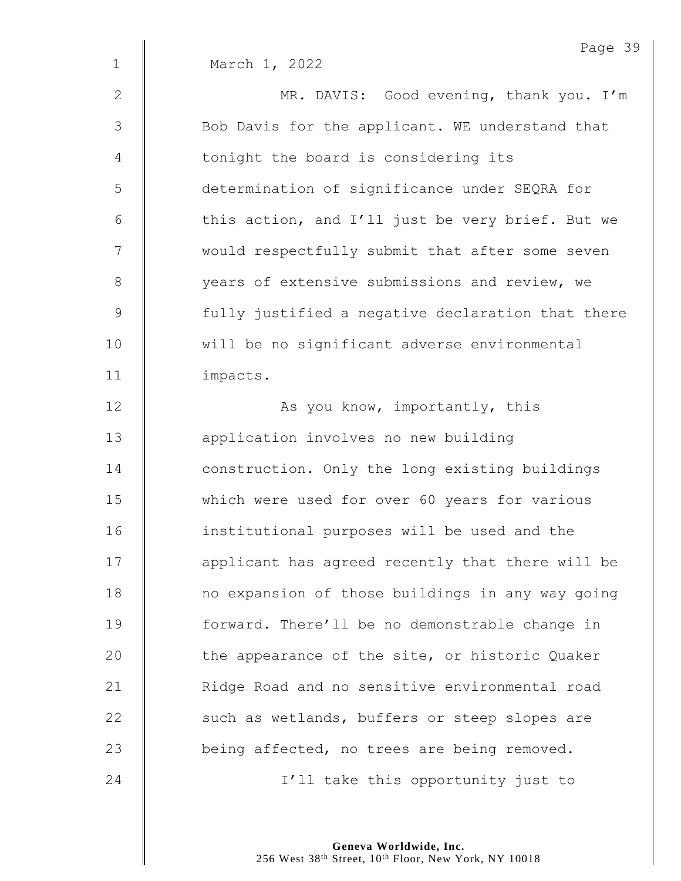March 1, 2022

MR. DAVIS: Good evening, thank you. I'm Bob Davis for the applicant. WE understand that tonight the board is considering its determination of significance under SEQRA for this action, and I'll just be very brief. But we would respectfully submit that after some seven years of extensive submissions and review, we fully justified a negative declaration that there will be no significant adverse environmental impacts.

As you know, importantly, this application involves no new building construction. Only the long existing buildings which were used for over 60 years for various institutional purposes will be used and the applicant has agreed recently that there will be no expansion of those buildings in any way going forward. There'll be no demonstrable change in the appearance of the site, or historic Quaker Ridge Road and no sensitive environmental road such as wetlands, buffers or steep slopes are being affected, no trees are being removed.

I'll take this opportunity just to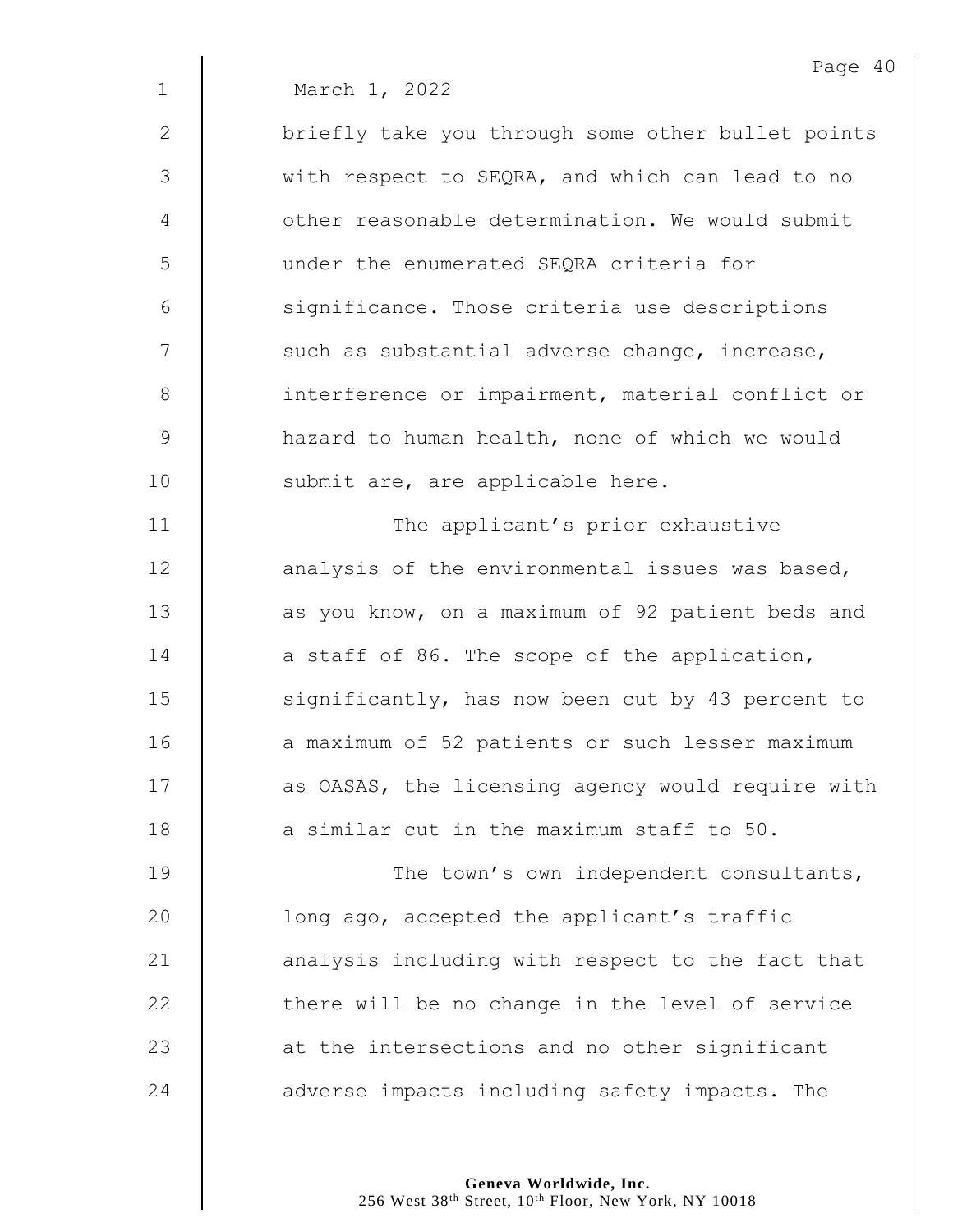March 1, 2022

briefly take you through some other bullet points with respect to SEQRA, and which can lead to no other reasonable determination. We would submit under the enumerated SEQRA criteria for significance. Those criteria use descriptions such as substantial adverse change, increase, interference or impairment, material conflict or hazard to human health, none of which we would submit are, are applicable here.

The applicant's prior exhaustive analysis of the environmental issues was based, as you know, on a maximum of 92 patient beds and a staff of 86. The scope of the application, significantly, has now been cut by 43 percent to a maximum of 52 patients or such lesser maximum as OASAS, the licensing agency would require with a similar cut in the maximum staff to 50.

The town's own independent consultants, long ago, accepted the applicant's traffic analysis including with respect to the fact that there will be no change in the level of service at the intersections and no other significant adverse impacts including safety impacts. The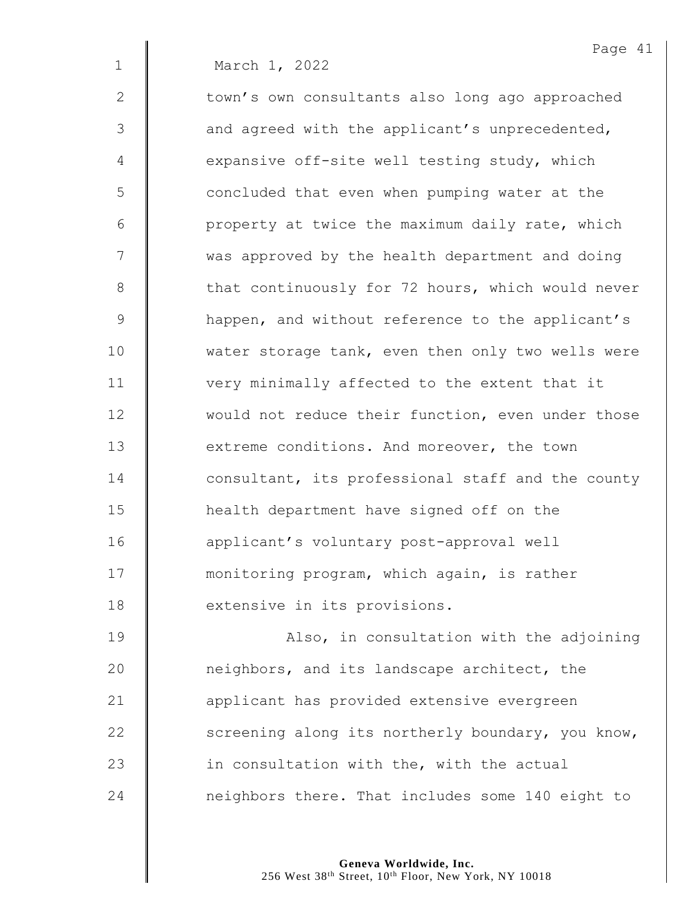March 1, 2022

town's own consultants also long ago approached and agreed with the applicant's unprecedented, expansive off-site well testing study, which concluded that even when pumping water at the property at twice the maximum daily rate, which was approved by the health department and doing that continuously for 72 hours, which would never happen, and without reference to the applicant's water storage tank, even then only two wells were very minimally affected to the extent that it would not reduce their function, even under those extreme conditions. And moreover, the town consultant, its professional staff and the county health department have signed off on the applicant's voluntary post-approval well monitoring program, which again, is rather extensive in its provisions.

Also, in consultation with the adjoining neighbors, and its landscape architect, the applicant has provided extensive evergreen screening along its northerly boundary, you know, in consultation with the, with the actual neighbors there. That includes some 140 eight to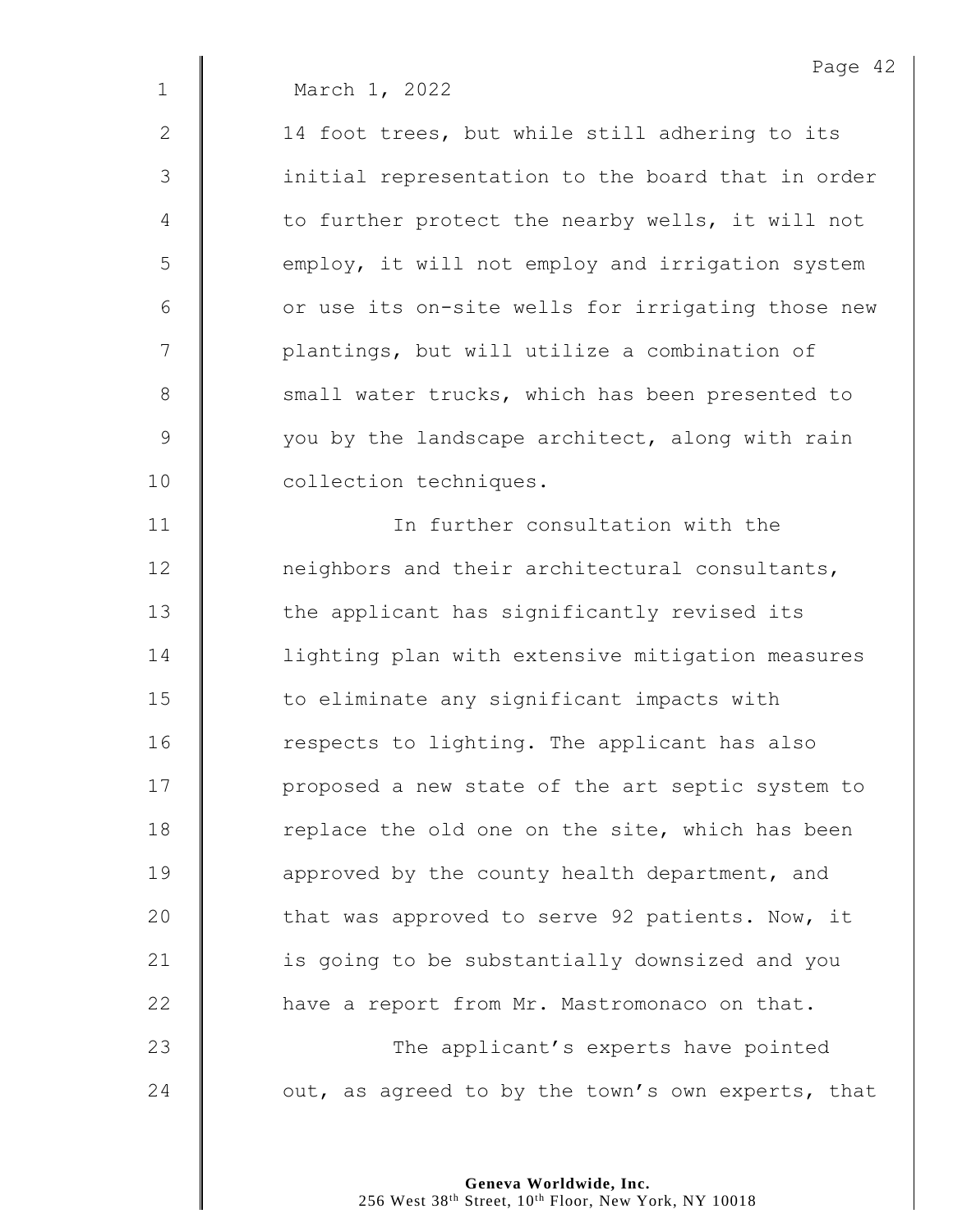March 1, 2022

14 foot trees, but while still adhering to its initial representation to the board that in order to further protect the nearby wells, it will not employ, it will not employ and irrigation system or use its on-site wells for irrigating those new plantings, but will utilize a combination of small water trucks, which has been presented to you by the landscape architect, along with rain collection techniques.

In further consultation with the neighbors and their architectural consultants, the applicant has significantly revised its lighting plan with extensive mitigation measures to eliminate any significant impacts with respects to lighting. The applicant has also proposed a new state of the art septic system to replace the old one on the site, which has been approved by the county health department, and that was approved to serve 92 patients. Now, it is going to be substantially downsized and you have a report from Mr. Mastromonaco on that.

The applicant's experts have pointed out, as agreed to by the town's own experts, that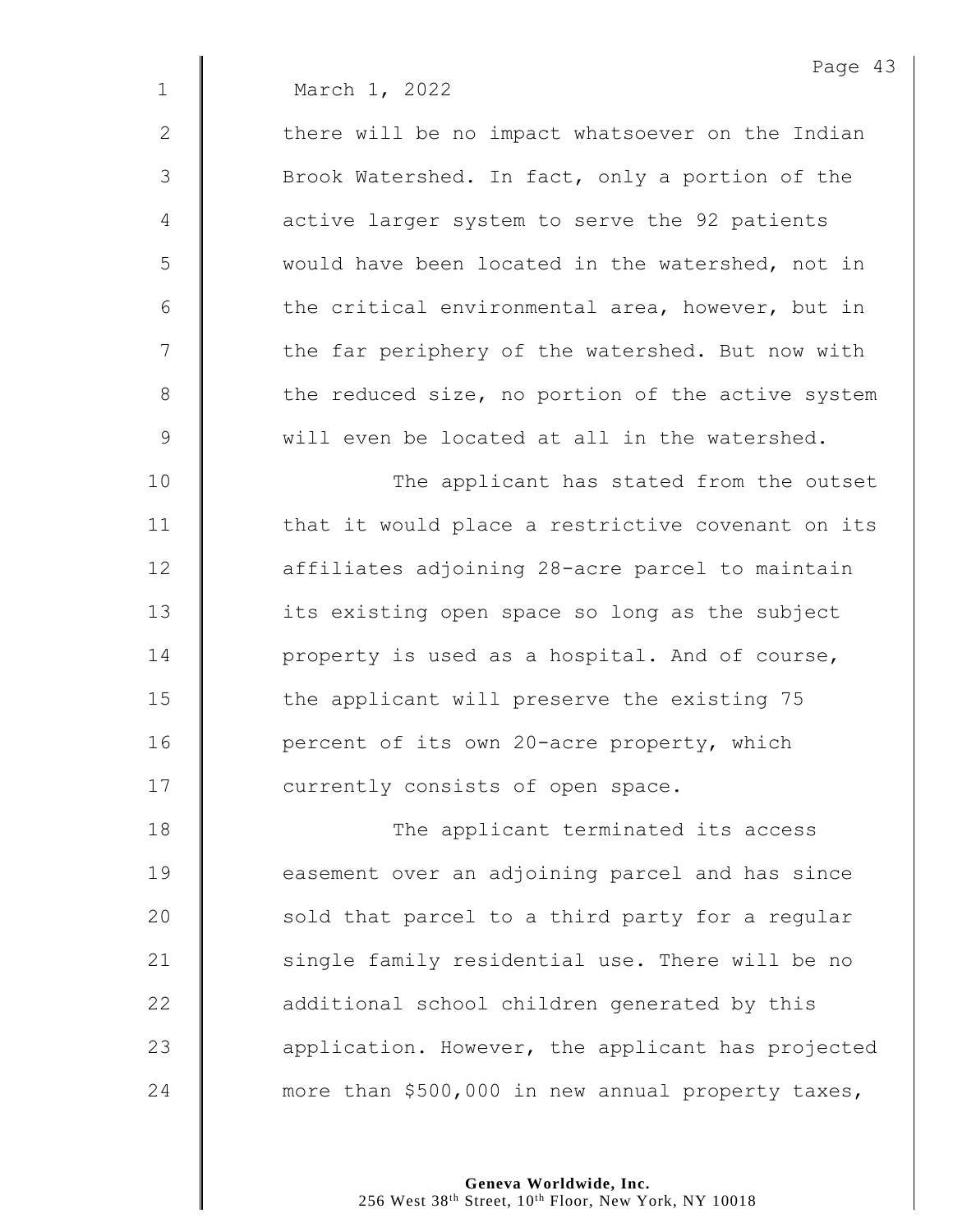March 1, 2022

there will be no impact whatsoever on the Indian Brook Watershed. In fact, only a portion of the active larger system to serve the 92 patients would have been located in the watershed, not in the critical environmental area, however, but in the far periphery of the watershed. But now with the reduced size, no portion of the active system will even be located at all in the watershed.

The applicant has stated from the outset that it would place a restrictive covenant on its affiliates adjoining 28-acre parcel to maintain its existing open space so long as the subject property is used as a hospital. And of course, the applicant will preserve the existing 75 percent of its own 20-acre property, which currently consists of open space.

The applicant terminated its access easement over an adjoining parcel and has since sold that parcel to a third party for a regular single family residential use. There will be no additional school children generated by this application. However, the applicant has projected more than $500,000 in new annual property taxes,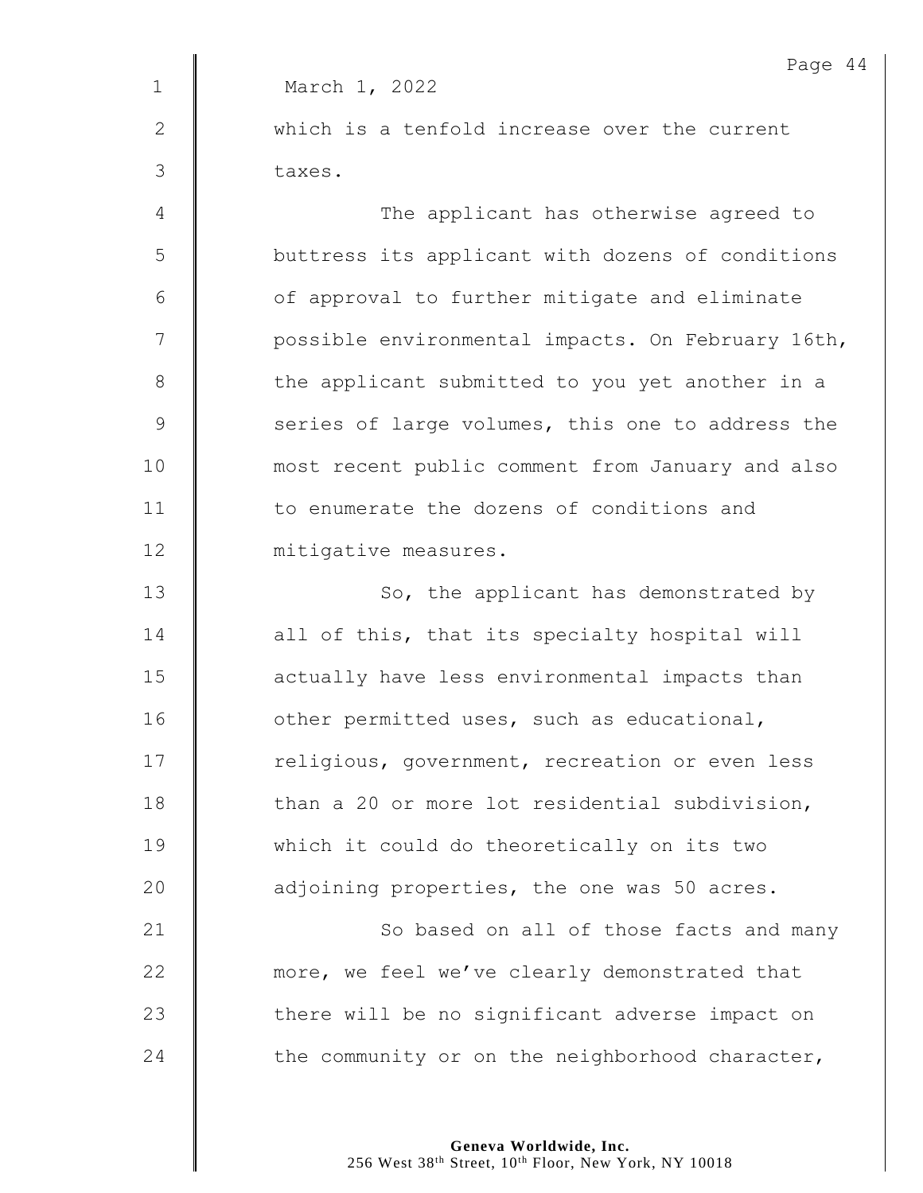March 1, 2022

which is a tenfold increase over the current taxes.

The applicant has otherwise agreed to buttress its applicant with dozens of conditions of approval to further mitigate and eliminate possible environmental impacts. On February 16th, the applicant submitted to you yet another in a series of large volumes, this one to address the most recent public comment from January and also to enumerate the dozens of conditions and mitigative measures.

So, the applicant has demonstrated by all of this, that its specialty hospital will actually have less environmental impacts than other permitted uses, such as educational, religious, government, recreation or even less than a 20 or more lot residential subdivision, which it could do theoretically on its two adjoining properties, the one was 50 acres.

So based on all of those facts and many more, we feel we've clearly demonstrated that there will be no significant adverse impact on the community or on the neighborhood character,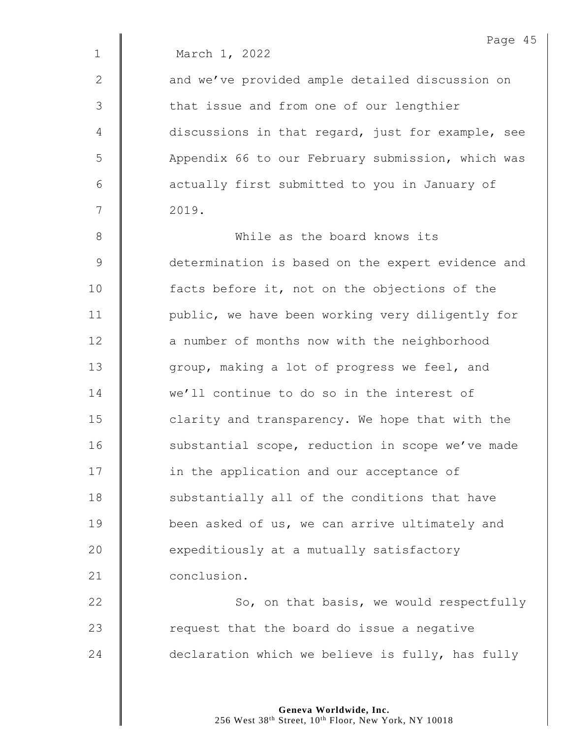March 1, 2022

and we've provided ample detailed discussion on that issue and from one of our lengthier discussions in that regard, just for example, see Appendix 66 to our February submission, which was actually first submitted to you in January of 2019.

While as the board knows its determination is based on the expert evidence and facts before it, not on the objections of the public, we have been working very diligently for a number of months now with the neighborhood group, making a lot of progress we feel, and we'll continue to do so in the interest of clarity and transparency. We hope that with the substantial scope, reduction in scope we've made in the application and our acceptance of substantially all of the conditions that have been asked of us, we can arrive ultimately and expeditiously at a mutually satisfactory conclusion.

So, on that basis, we would respectfully request that the board do issue a negative declaration which we believe is fully, has fully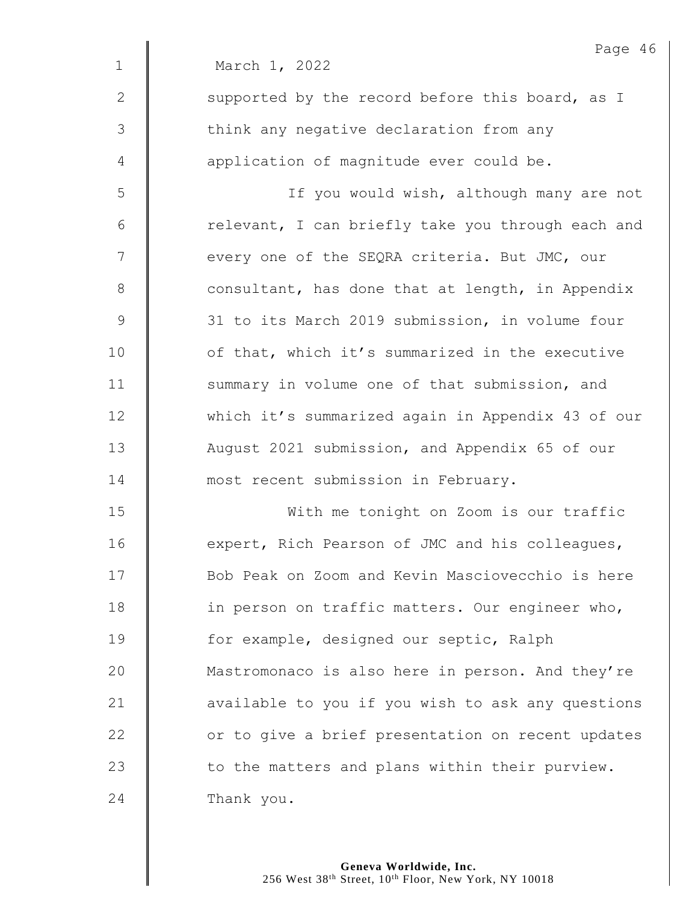March 1, 2022

supported by the record before this board, as I think any negative declaration from any application of magnitude ever could be.

If you would wish, although many are not relevant, I can briefly take you through each and every one of the SEQRA criteria. But JMC, our consultant, has done that at length, in Appendix 31 to its March 2019 submission, in volume four of that, which it's summarized in the executive summary in volume one of that submission, and which it's summarized again in Appendix 43 of our August 2021 submission, and Appendix 65 of our most recent submission in February.

With me tonight on Zoom is our traffic expert, Rich Pearson of JMC and his colleagues, Bob Peak on Zoom and Kevin Masciovecchio is here in person on traffic matters. Our engineer who, for example, designed our septic, Ralph Mastromonaco is also here in person. And they're available to you if you wish to ask any questions or to give a brief presentation on recent updates to the matters and plans within their purview. Thank you.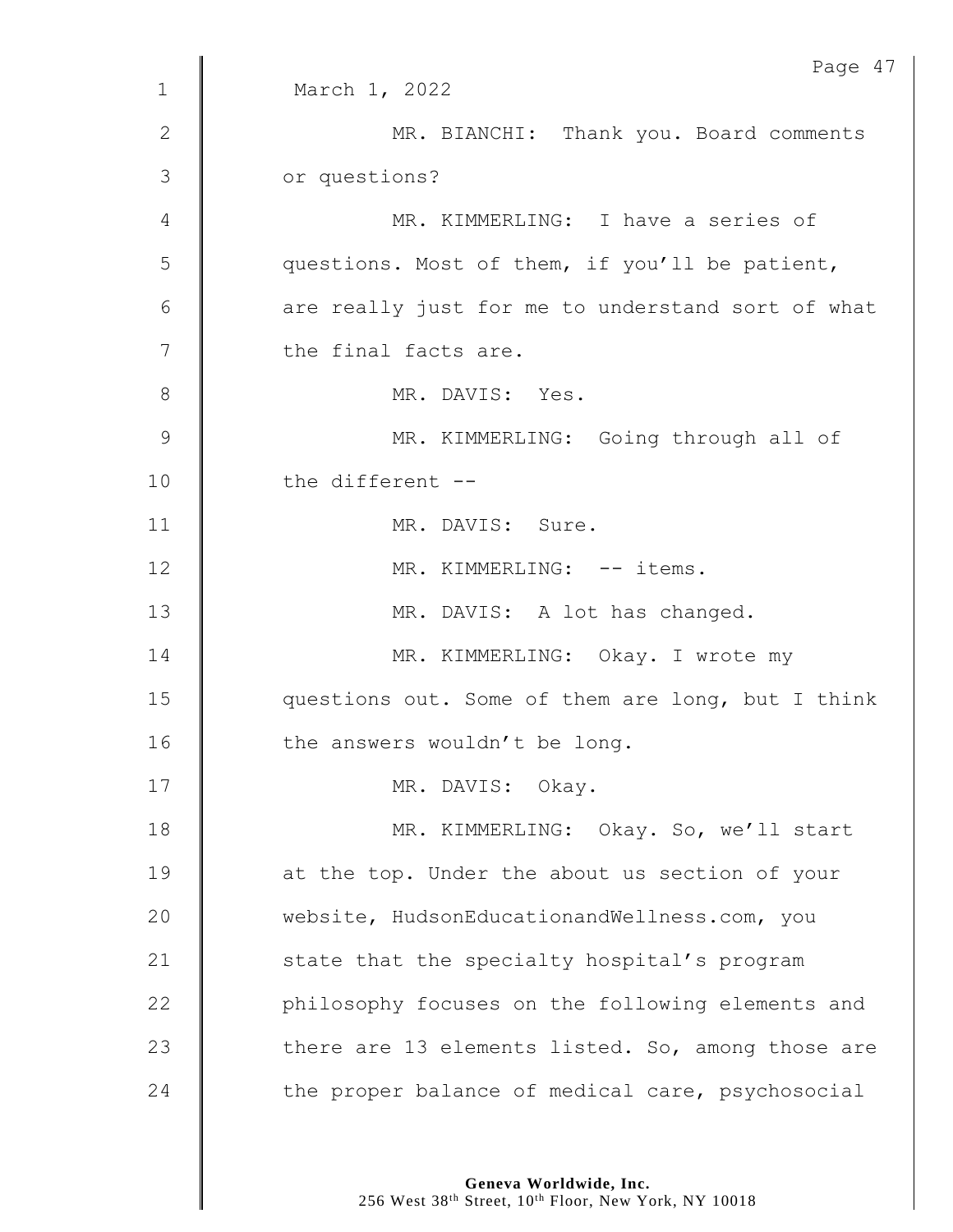March 1, 2022

MR. BIANCHI: Thank you. Board comments or questions?

MR. KIMMERLING: I have a series of questions. Most of them, if you'll be patient, are really just for me to understand sort of what the final facts are.

MR. DAVIS: Yes.

MR. KIMMERLING: Going through all of the different --

MR. DAVIS: Sure.

MR. KIMMERLING: -- items.

MR. DAVIS: A lot has changed.

MR. KIMMERLING: Okay. I wrote my questions out. Some of them are long, but I think the answers wouldn't be long.

MR. DAVIS: Okay.

MR. KIMMERLING: Okay. So, we'll start at the top. Under the about us section of your website, HudsonEducationandWellness.com, you state that the specialty hospital's program philosophy focuses on the following elements and there are 13 elements listed. So, among those are the proper balance of medical care, psychosocial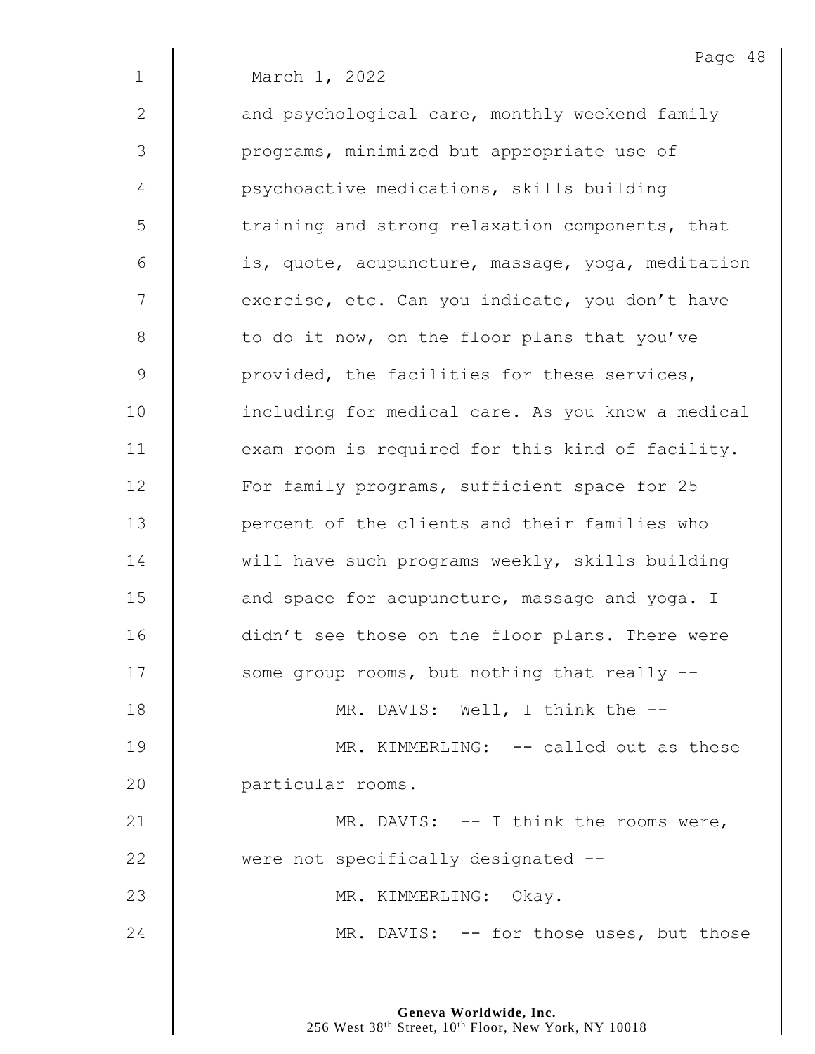March 1, 2022

and psychological care, monthly weekend family programs, minimized but appropriate use of psychoactive medications, skills building training and strong relaxation components, that is, quote, acupuncture, massage, yoga, meditation exercise, etc. Can you indicate, you don't have to do it now, on the floor plans that you've provided, the facilities for these services, including for medical care. As you know a medical exam room is required for this kind of facility. For family programs, sufficient space for 25 percent of the clients and their families who will have such programs weekly, skills building and space for acupuncture, massage and yoga. I didn't see those on the floor plans. There were some group rooms, but nothing that really --

MR. DAVIS: Well, I think the --

MR. KIMMERLING: -- called out as these particular rooms.

MR. DAVIS: -- I think the rooms were, were not specifically designated --

MR. KIMMERLING: Okay.

MR. DAVIS: -- for those uses, but those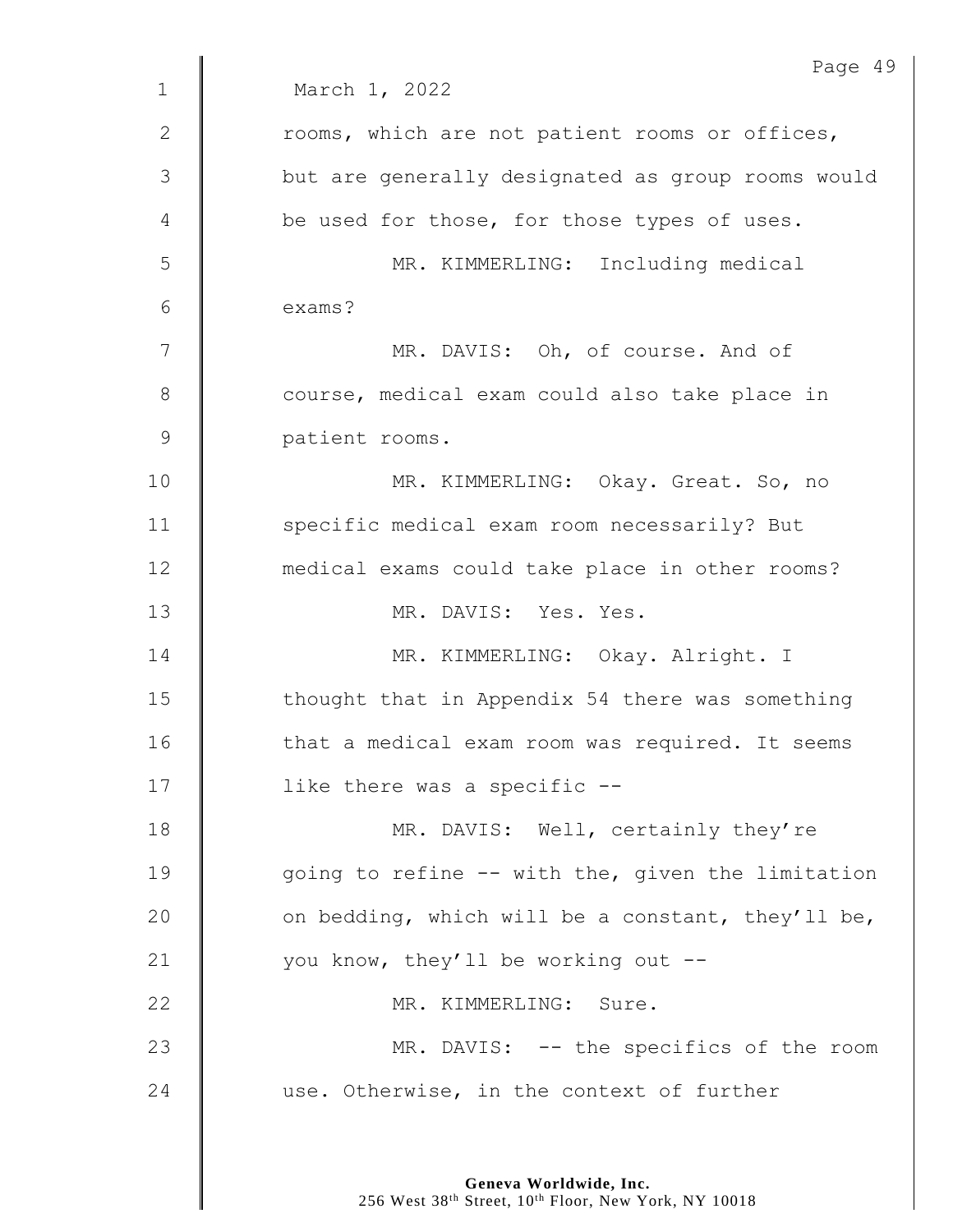March 1, 2022

rooms, which are not patient rooms or offices, but are generally designated as group rooms would be used for those, for those types of uses.

MR. KIMMERLING: Including medical exams?

MR. DAVIS: Oh, of course. And of course, medical exam could also take place in patient rooms.

MR. KIMMERLING: Okay. Great. So, no specific medical exam room necessarily? But medical exams could take place in other rooms?

MR. DAVIS: Yes. Yes.

MR. KIMMERLING: Okay. Alright. I thought that in Appendix 54 there was something that a medical exam room was required. It seems like there was a specific --

MR. DAVIS: Well, certainly they're going to refine -- with the, given the limitation on bedding, which will be a constant, they'll be, you know, they'll be working out --

MR. KIMMERLING: Sure.

MR. DAVIS: -- the specifics of the room use. Otherwise, in the context of further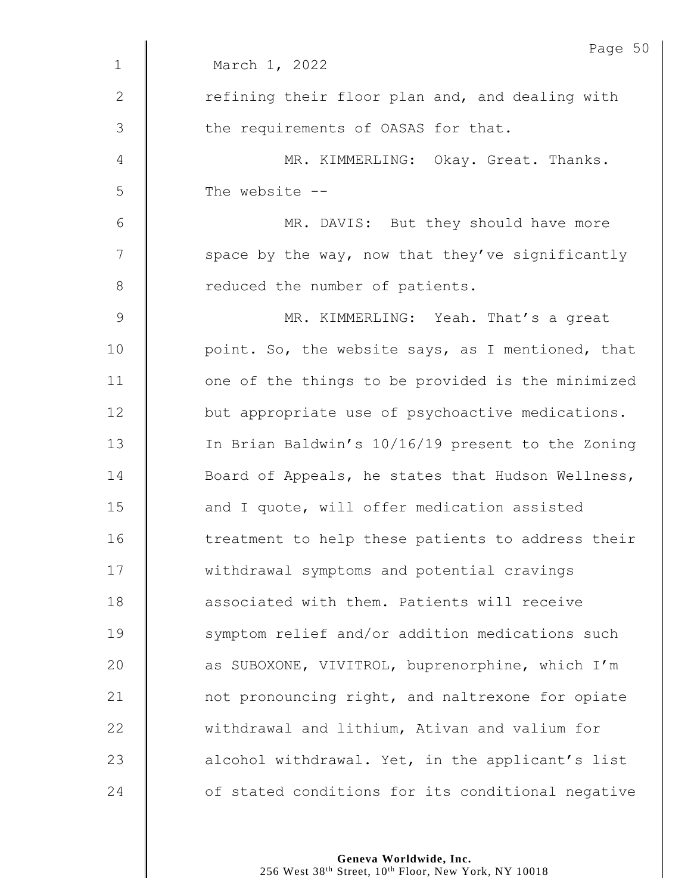March 1, 2022

refining their floor plan and, and dealing with the requirements of OASAS for that.

MR. KIMMERLING: Okay. Great. Thanks. The website --

MR. DAVIS: But they should have more space by the way, now that they've significantly reduced the number of patients.

MR. KIMMERLING: Yeah. That's a great point. So, the website says, as I mentioned, that one of the things to be provided is the minimized but appropriate use of psychoactive medications. In Brian Baldwin's 10/16/19 present to the Zoning Board of Appeals, he states that Hudson Wellness, and I quote, will offer medication assisted treatment to help these patients to address their withdrawal symptoms and potential cravings associated with them. Patients will receive symptom relief and/or addition medications such as SUBOXONE, VIVITROL, buprenorphine, which I'm not pronouncing right, and naltrexone for opiate withdrawal and lithium, Ativan and valium for alcohol withdrawal. Yet, in the applicant's list of stated conditions for its conditional negative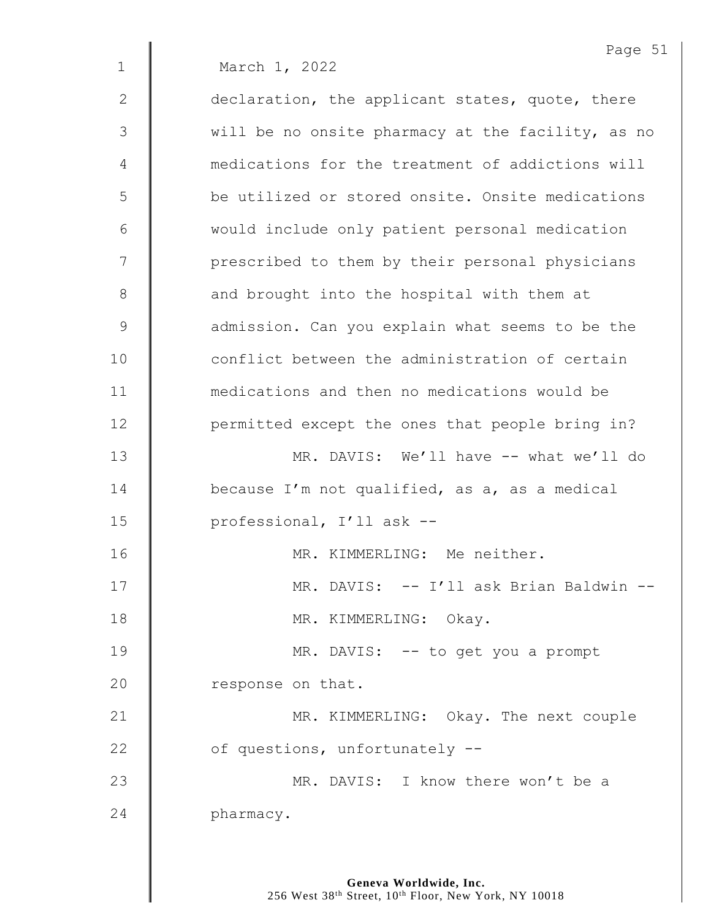March 1, 2022

declaration, the applicant states, quote, there will be no onsite pharmacy at the facility, as no medications for the treatment of addictions will be utilized or stored onsite. Onsite medications would include only patient personal medication prescribed to them by their personal physicians and brought into the hospital with them at admission. Can you explain what seems to be the conflict between the administration of certain medications and then no medications would be permitted except the ones that people bring in?

MR. DAVIS: We'll have -- what we'll do because I'm not qualified, as a, as a medical professional, I'll ask --

MR. KIMMERLING: Me neither.

MR. DAVIS: -- I'll ask Brian Baldwin --

MR. KIMMERLING: Okay.

MR. DAVIS: -- to get you a prompt response on that.

MR. KIMMERLING: Okay. The next couple of questions, unfortunately --

MR. DAVIS: I know there won't be a pharmacy.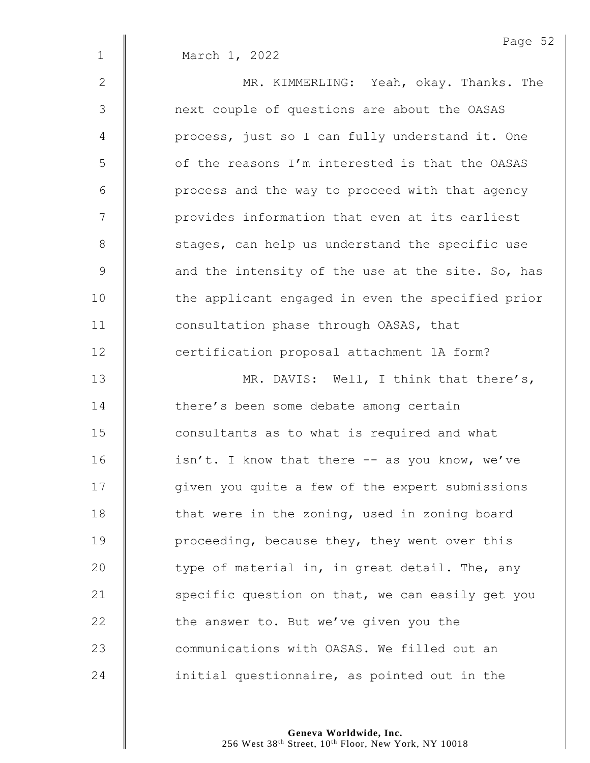March 1, 2022

MR. KIMMERLING: Yeah, okay. Thanks. The next couple of questions are about the OASAS process, just so I can fully understand it. One of the reasons I'm interested is that the OASAS process and the way to proceed with that agency provides information that even at its earliest stages, can help us understand the specific use and the intensity of the use at the site. So, has the applicant engaged in even the specified prior consultation phase through OASAS, that certification proposal attachment 1A form?

MR. DAVIS: Well, I think that there's, there's been some debate among certain consultants as to what is required and what isn't. I know that there -- as you know, we've given you quite a few of the expert submissions that were in the zoning, used in zoning board proceeding, because they, they went over this type of material in, in great detail. The, any specific question on that, we can easily get you the answer to. But we've given you the communications with OASAS. We filled out an initial questionnaire, as pointed out in the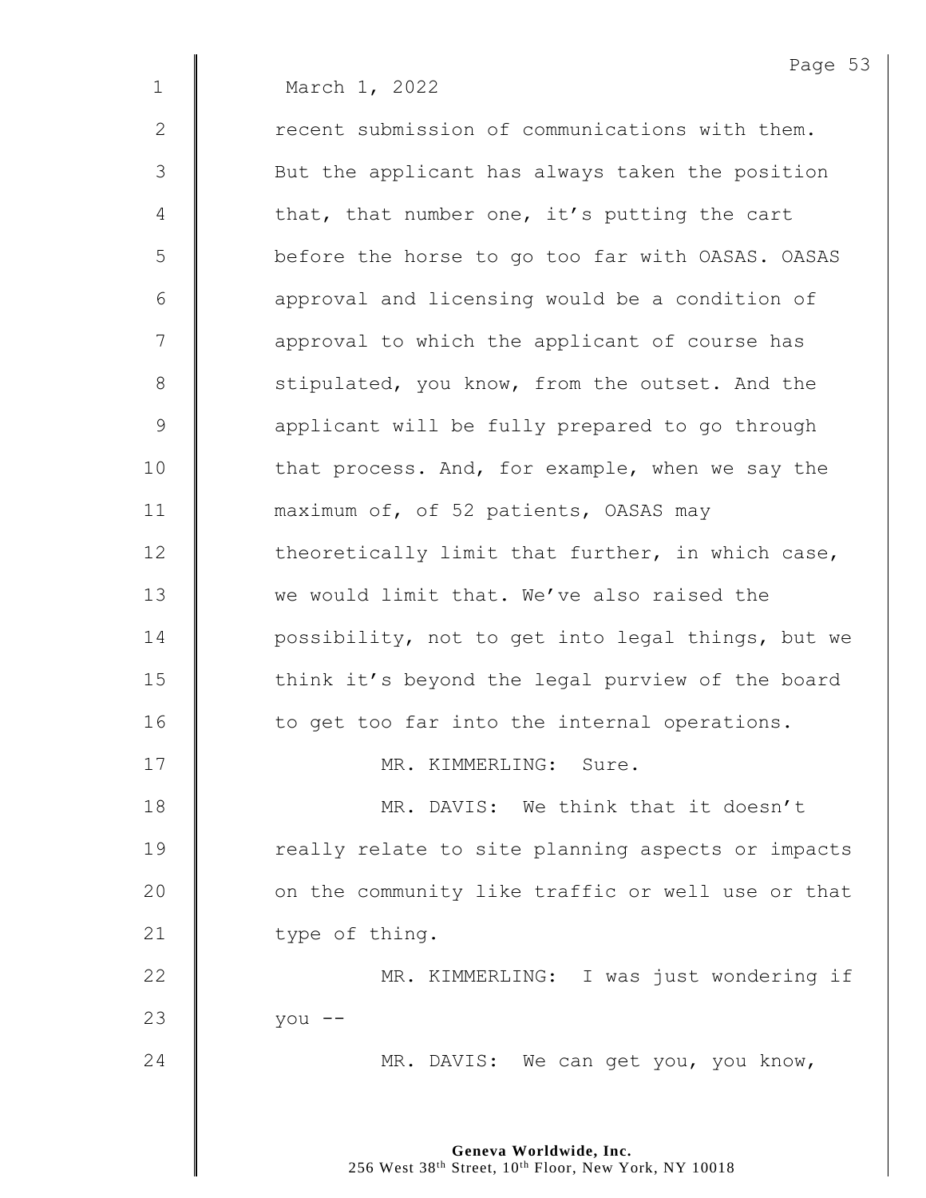March 1, 2022

recent submission of communications with them. But the applicant has always taken the position that, that number one, it's putting the cart before the horse to go too far with OASAS. OASAS approval and licensing would be a condition of approval to which the applicant of course has stipulated, you know, from the outset. And the applicant will be fully prepared to go through that process. And, for example, when we say the maximum of, of 52 patients, OASAS may theoretically limit that further, in which case, we would limit that. We've also raised the possibility, not to get into legal things, but we think it's beyond the legal purview of the board to get too far into the internal operations.

MR. KIMMERLING: Sure.

MR. DAVIS: We think that it doesn't really relate to site planning aspects or impacts on the community like traffic or well use or that type of thing.

MR. KIMMERLING: I was just wondering if you --

MR. DAVIS: We can get you, you know,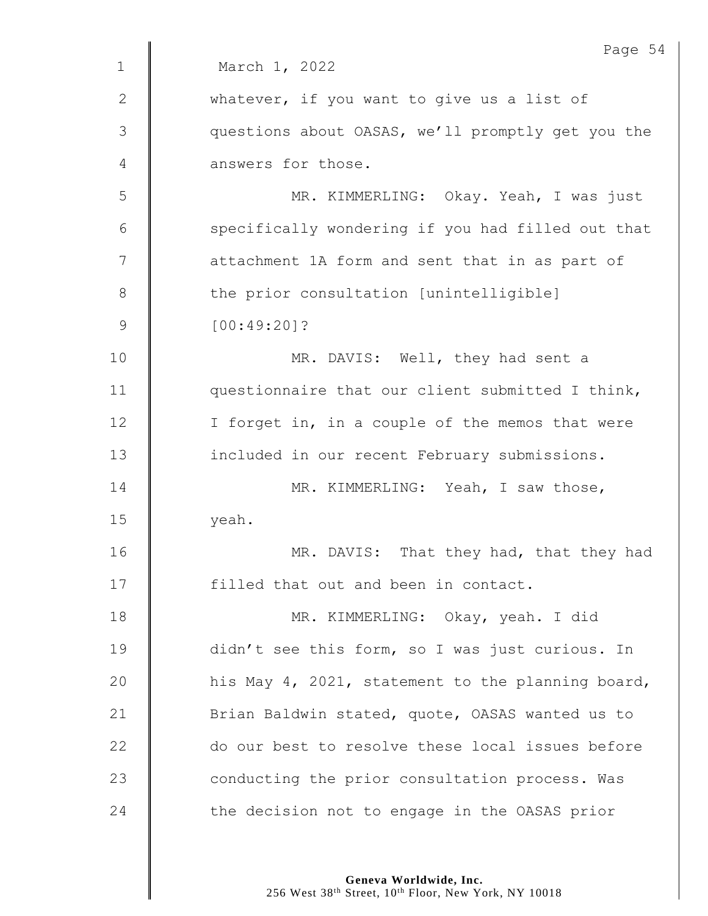March 1, 2022

whatever, if you want to give us a list of questions about OASAS, we'll promptly get you the answers for those.

MR. KIMMERLING: Okay. Yeah, I was just specifically wondering if you had filled out that attachment 1A form and sent that in as part of the prior consultation [unintelligible] [00:49:20]?

MR. DAVIS: Well, they had sent a questionnaire that our client submitted I think, I forget in, in a couple of the memos that were included in our recent February submissions.

MR. KIMMERLING: Yeah, I saw those, yeah.

MR. DAVIS: That they had, that they had filled that out and been in contact.

MR. KIMMERLING: Okay, yeah. I did didn't see this form, so I was just curious. In his May 4, 2021, statement to the planning board, Brian Baldwin stated, quote, OASAS wanted us to do our best to resolve these local issues before conducting the prior consultation process. Was the decision not to engage in the OASAS prior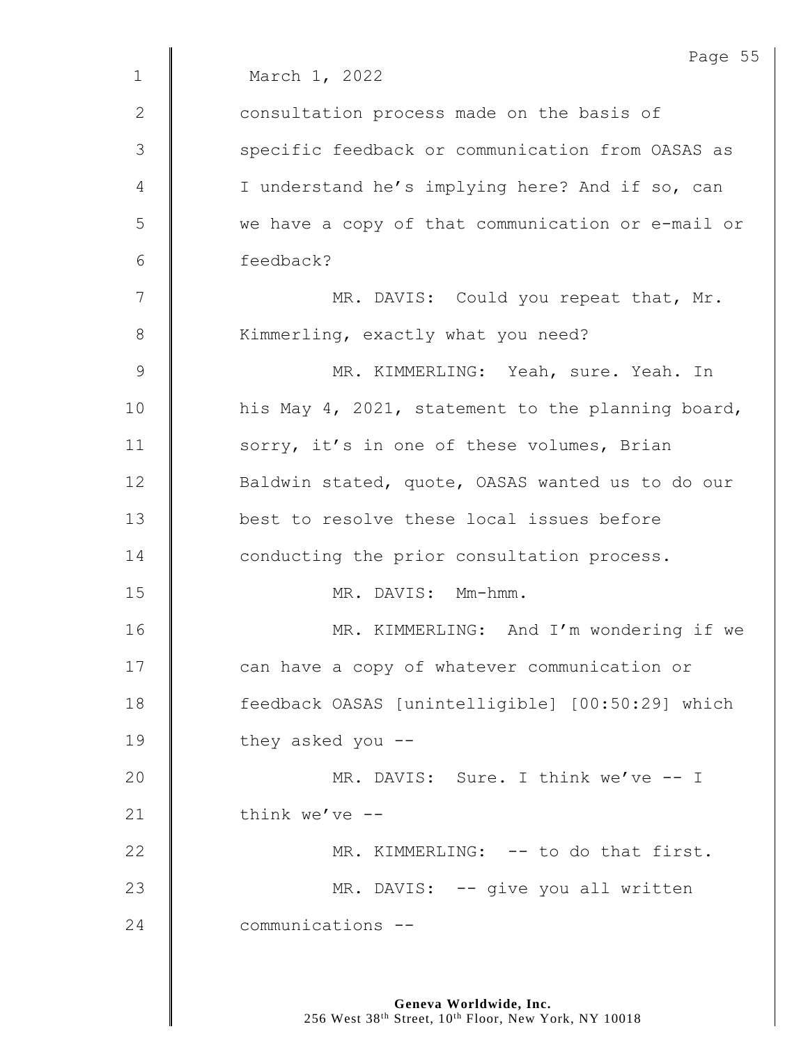March 1, 2022

consultation process made on the basis of specific feedback or communication from OASAS as I understand he's implying here? And if so, can we have a copy of that communication or e-mail or feedback?

MR. DAVIS: Could you repeat that, Mr. Kimmerling, exactly what you need?

MR. KIMMERLING: Yeah, sure. Yeah. In his May 4, 2021, statement to the planning board, sorry, it's in one of these volumes, Brian Baldwin stated, quote, OASAS wanted us to do our best to resolve these local issues before conducting the prior consultation process.

MR. DAVIS: Mm-hmm.

MR. KIMMERLING: And I'm wondering if we can have a copy of whatever communication or feedback OASAS [unintelligible] [00:50:29] which they asked you --

MR. DAVIS: Sure. I think we've -- I think we've --

MR. KIMMERLING: -- to do that first.

MR. DAVIS: -- give you all written communications --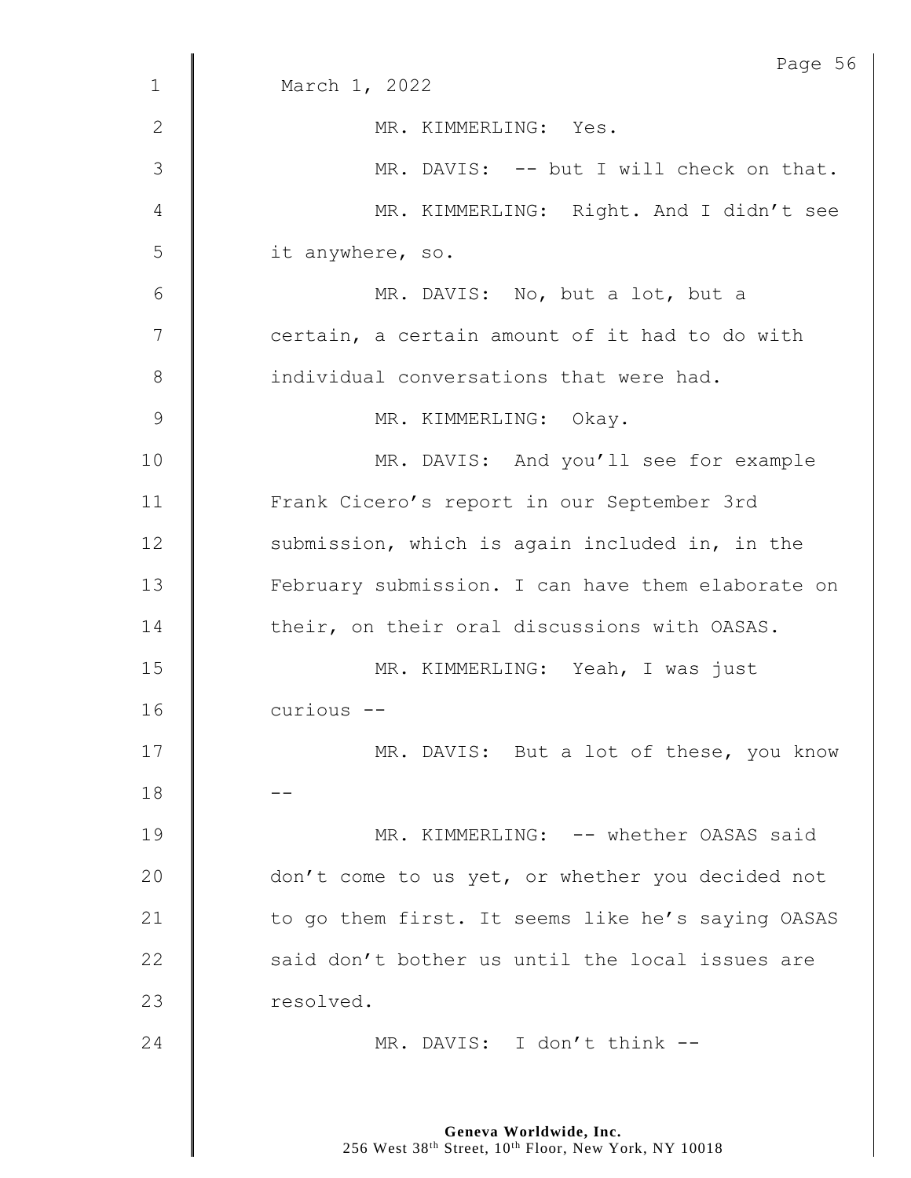March 1, 2022

MR. KIMMERLING: Yes.

MR. DAVIS: -- but I will check on that.

MR. KIMMERLING: Right. And I didn't see it anywhere, so.

MR. DAVIS: No, but a lot, but a certain, a certain amount of it had to do with individual conversations that were had.

MR. KIMMERLING: Okay.

MR. DAVIS: And you'll see for example Frank Cicero's report in our September 3rd submission, which is again included in, in the February submission. I can have them elaborate on their, on their oral discussions with OASAS.

MR. KIMMERLING: Yeah, I was just curious --

MR. DAVIS: But a lot of these, you know --

MR. KIMMERLING: -- whether OASAS said don't come to us yet, or whether you decided not to go them first. It seems like he's saying OASAS said don't bother us until the local issues are resolved.

MR. DAVIS: I don't think --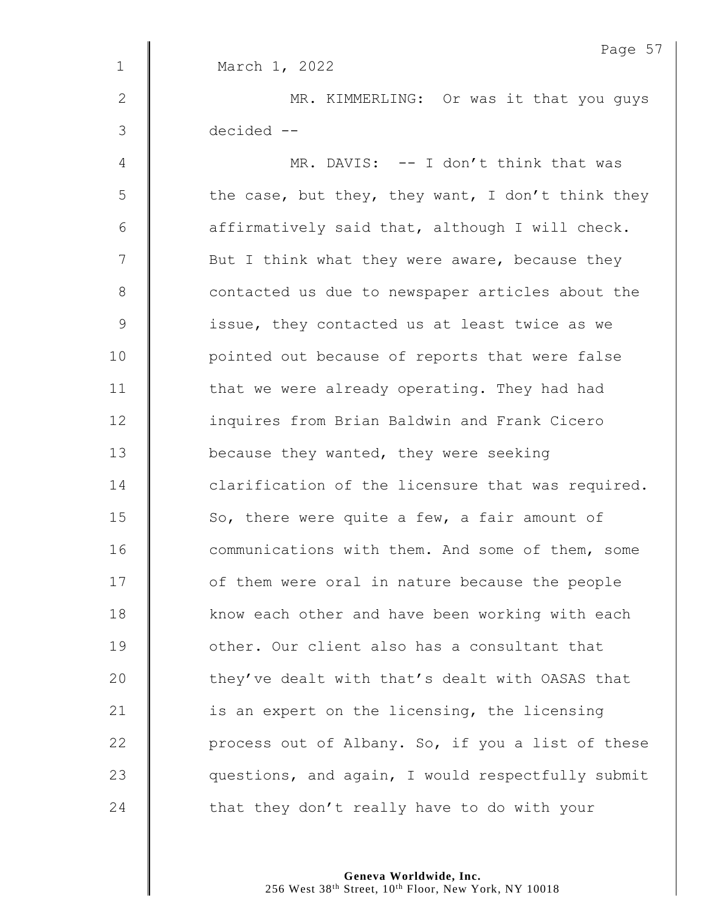March 1, 2022

MR. KIMMERLING: Or was it that you guys decided --

MR. DAVIS: -- I don't think that was the case, but they, they want, I don't think they affirmatively said that, although I will check. But I think what they were aware, because they contacted us due to newspaper articles about the issue, they contacted us at least twice as we pointed out because of reports that were false that we were already operating. They had had inquires from Brian Baldwin and Frank Cicero because they wanted, they were seeking clarification of the licensure that was required. So, there were quite a few, a fair amount of communications with them. And some of them, some of them were oral in nature because the people know each other and have been working with each other. Our client also has a consultant that they've dealt with that's dealt with OASAS that is an expert on the licensing, the licensing process out of Albany. So, if you a list of these questions, and again, I would respectfully submit that they don't really have to do with your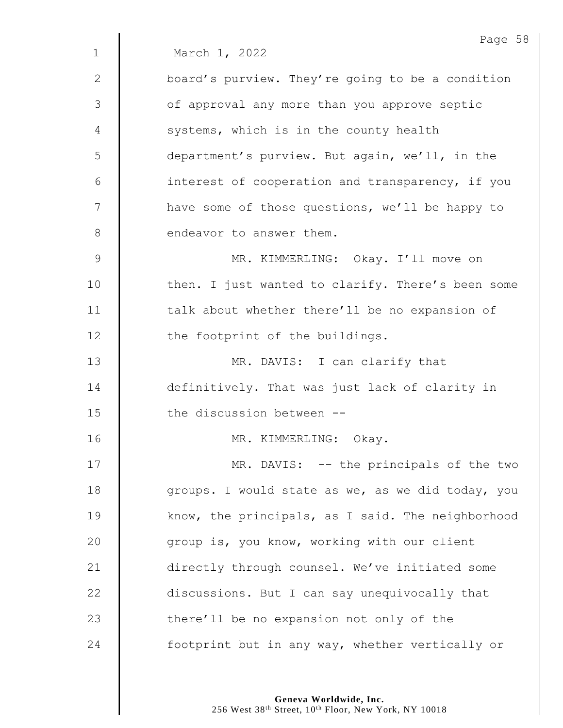March 1, 2022

board's purview. They're going to be a condition of approval any more than you approve septic systems, which is in the county health department's purview. But again, we'll, in the interest of cooperation and transparency, if you have some of those questions, we'll be happy to endeavor to answer them.

MR. KIMMERLING: Okay. I'll move on then. I just wanted to clarify. There's been some talk about whether there'll be no expansion of the footprint of the buildings.

MR. DAVIS: I can clarify that definitively. That was just lack of clarity in the discussion between --

MR. KIMMERLING: Okay.

MR. DAVIS: -- the principals of the two groups. I would state as we, as we did today, you know, the principals, as I said. The neighborhood group is, you know, working with our client directly through counsel. We've initiated some discussions. But I can say unequivocally that there'll be no expansion not only of the footprint but in any way, whether vertically or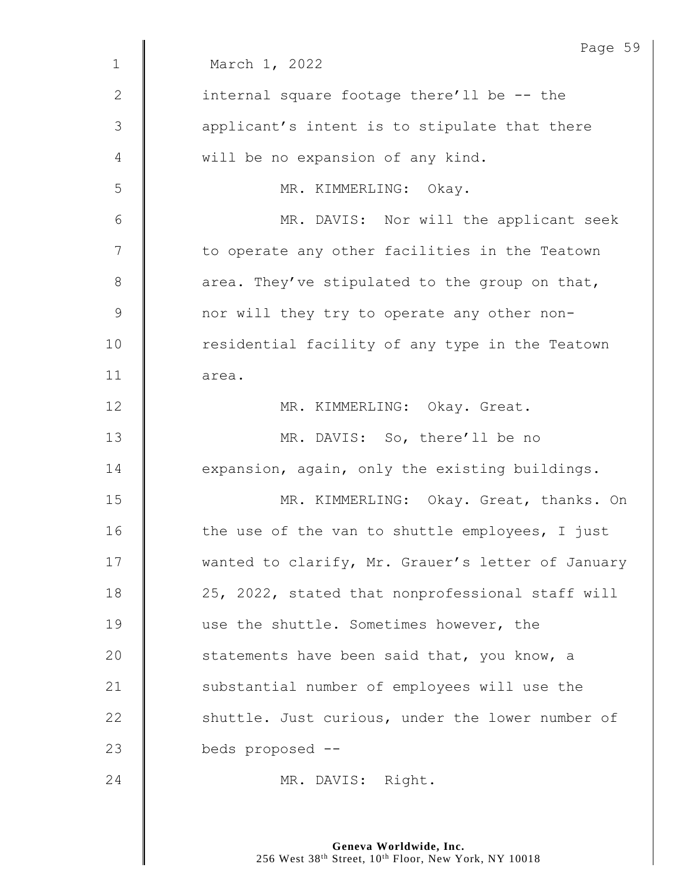March 1, 2022

internal square footage there'll be -- the applicant's intent is to stipulate that there will be no expansion of any kind.

MR. KIMMERLING: Okay.

MR. DAVIS: Nor will the applicant seek to operate any other facilities in the Teatown area. They've stipulated to the group on that, nor will they try to operate any other non-residential facility of any type in the Teatown area.

MR. KIMMERLING: Okay. Great.

MR. DAVIS: So, there'll be no expansion, again, only the existing buildings.

MR. KIMMERLING: Okay. Great, thanks. On the use of the van to shuttle employees, I just wanted to clarify, Mr. Grauer's letter of January 25, 2022, stated that nonprofessional staff will use the shuttle. Sometimes however, the statements have been said that, you know, a substantial number of employees will use the shuttle. Just curious, under the lower number of beds proposed --

MR. DAVIS: Right.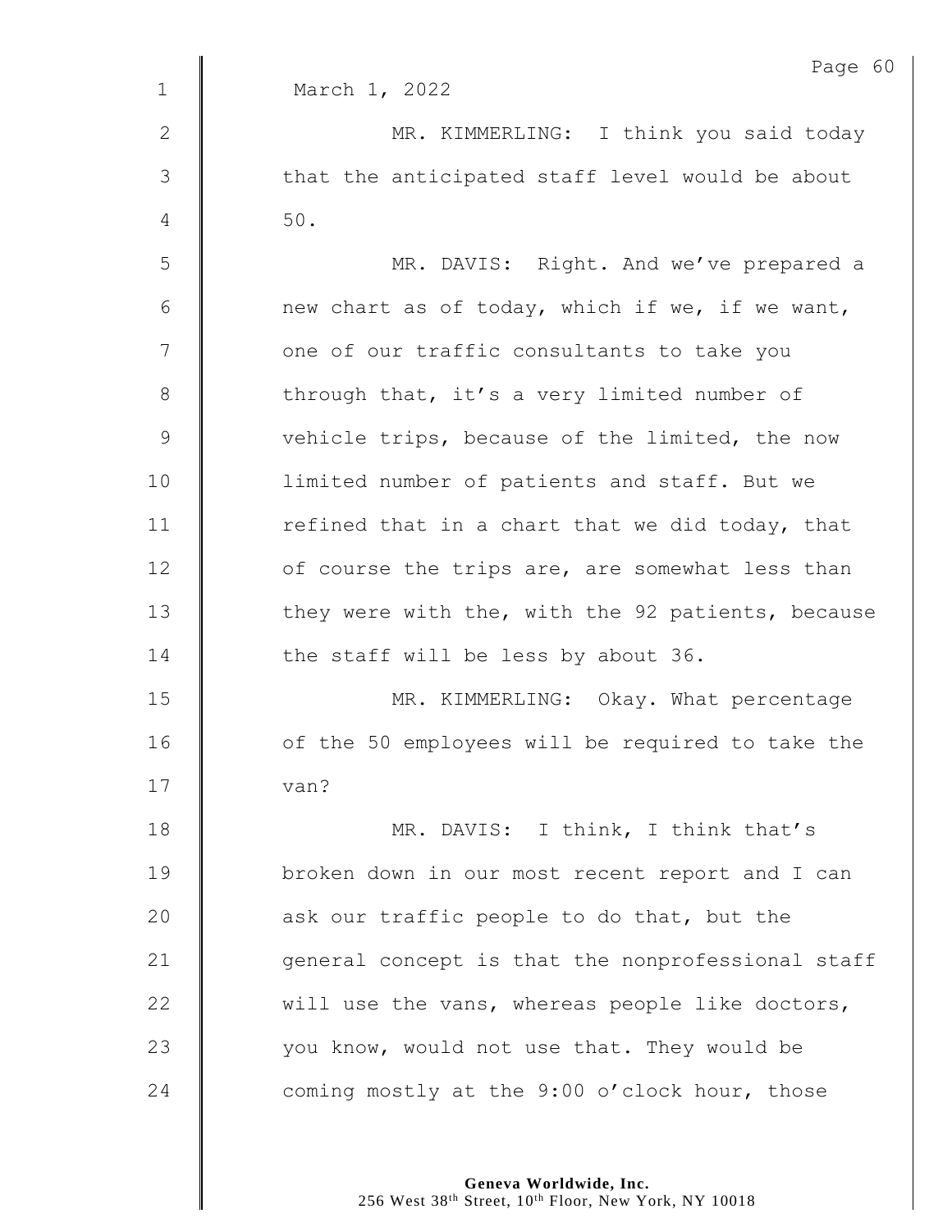March 1, 2022

MR. KIMMERLING: I think you said today that the anticipated staff level would be about 50.

MR. DAVIS: Right. And we've prepared a new chart as of today, which if we, if we want, one of our traffic consultants to take you through that, it's a very limited number of vehicle trips, because of the limited, the now limited number of patients and staff. But we refined that in a chart that we did today, that of course the trips are, are somewhat less than they were with the, with the 92 patients, because the staff will be less by about 36.

MR. KIMMERLING: Okay. What percentage of the 50 employees will be required to take the van?

MR. DAVIS: I think, I think that's broken down in our most recent report and I can ask our traffic people to do that, but the general concept is that the nonprofessional staff will use the vans, whereas people like doctors, you know, would not use that. They would be coming mostly at the 9:00 o'clock hour, those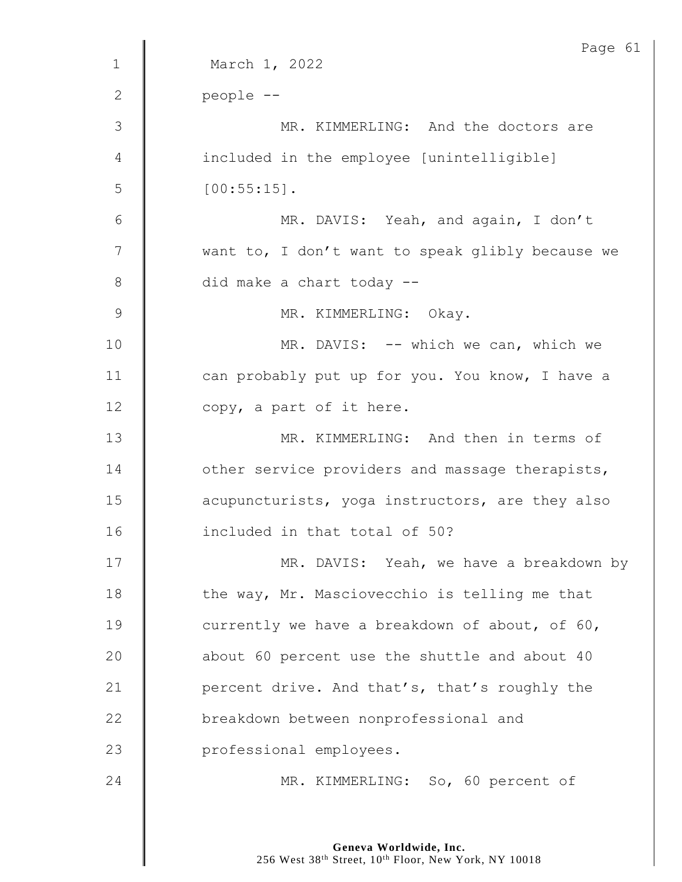March 1, 2022

people --

MR. KIMMERLING: And the doctors are included in the employee [unintelligible] [00:55:15].

MR. DAVIS: Yeah, and again, I don't want to, I don't want to speak glibly because we did make a chart today --

MR. KIMMERLING: Okay.

MR. DAVIS: -- which we can, which we can probably put up for you. You know, I have a copy, a part of it here.

MR. KIMMERLING: And then in terms of other service providers and massage therapists, acupuncturists, yoga instructors, are they also included in that total of 50?

MR. DAVIS: Yeah, we have a breakdown by the way, Mr. Masciovecchio is telling me that currently we have a breakdown of about, of 60, about 60 percent use the shuttle and about 40 percent drive. And that's, that's roughly the breakdown between nonprofessional and professional employees.

MR. KIMMERLING: So, 60 percent of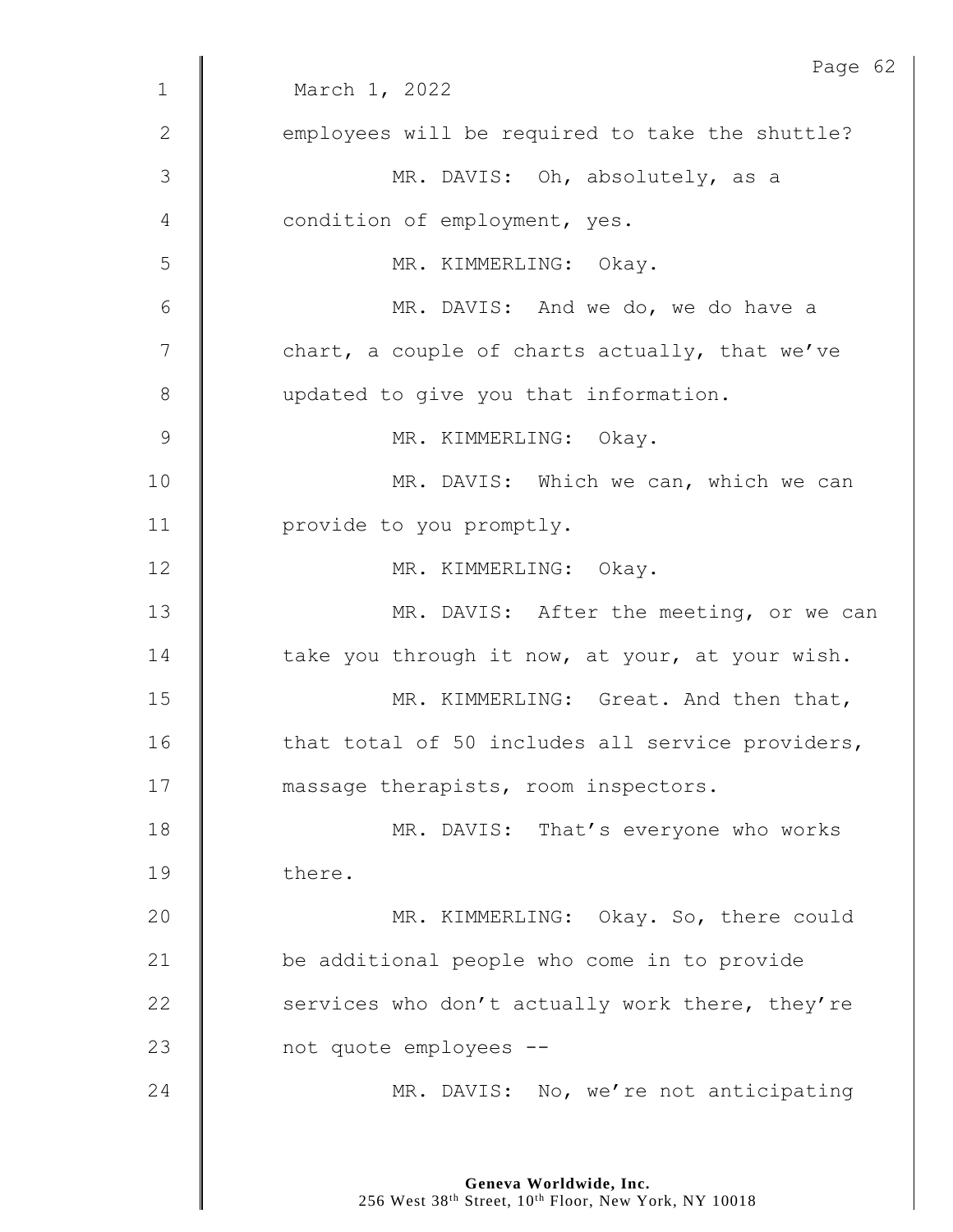March 1, 2022

employees will be required to take the shuttle?

MR. DAVIS: Oh, absolutely, as a condition of employment, yes.

MR. KIMMERLING: Okay.

MR. DAVIS: And we do, we do have a chart, a couple of charts actually, that we've updated to give you that information.

MR. KIMMERLING: Okay.

MR. DAVIS: Which we can, which we can provide to you promptly.

MR. KIMMERLING: Okay.

MR. DAVIS: After the meeting, or we can take you through it now, at your, at your wish.

MR. KIMMERLING: Great. And then that, that total of 50 includes all service providers, massage therapists, room inspectors.

MR. DAVIS: That's everyone who works there.

MR. KIMMERLING: Okay. So, there could be additional people who come in to provide services who don't actually work there, they're not quote employees --

MR. DAVIS: No, we're not anticipating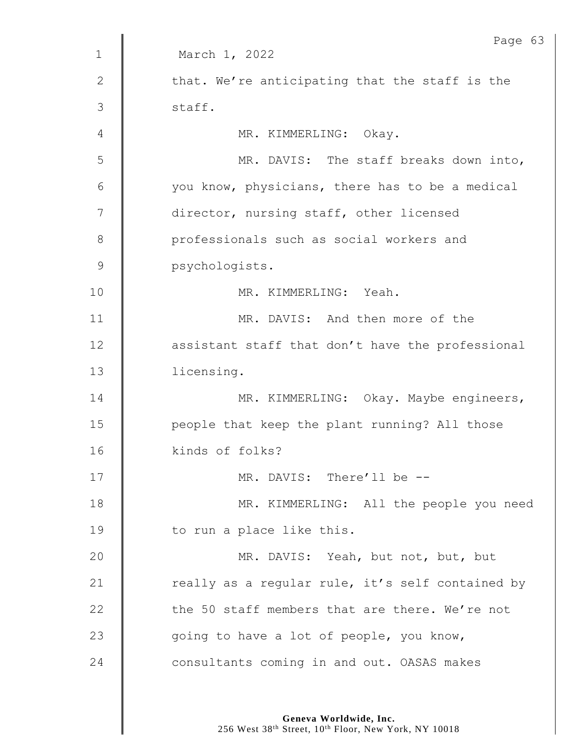March 1, 2022

that. We're anticipating that the staff is the staff.

MR. KIMMERLING: Okay.

MR. DAVIS: The staff breaks down into, you know, physicians, there has to be a medical director, nursing staff, other licensed professionals such as social workers and psychologists.

MR. KIMMERLING: Yeah.

MR. DAVIS: And then more of the assistant staff that don't have the professional licensing.

MR. KIMMERLING: Okay. Maybe engineers, people that keep the plant running? All those kinds of folks?

MR. DAVIS: There'll be --

MR. KIMMERLING: All the people you need to run a place like this.

MR. DAVIS: Yeah, but not, but, but really as a regular rule, it's self contained by the 50 staff members that are there. We're not going to have a lot of people, you know, consultants coming in and out. OASAS makes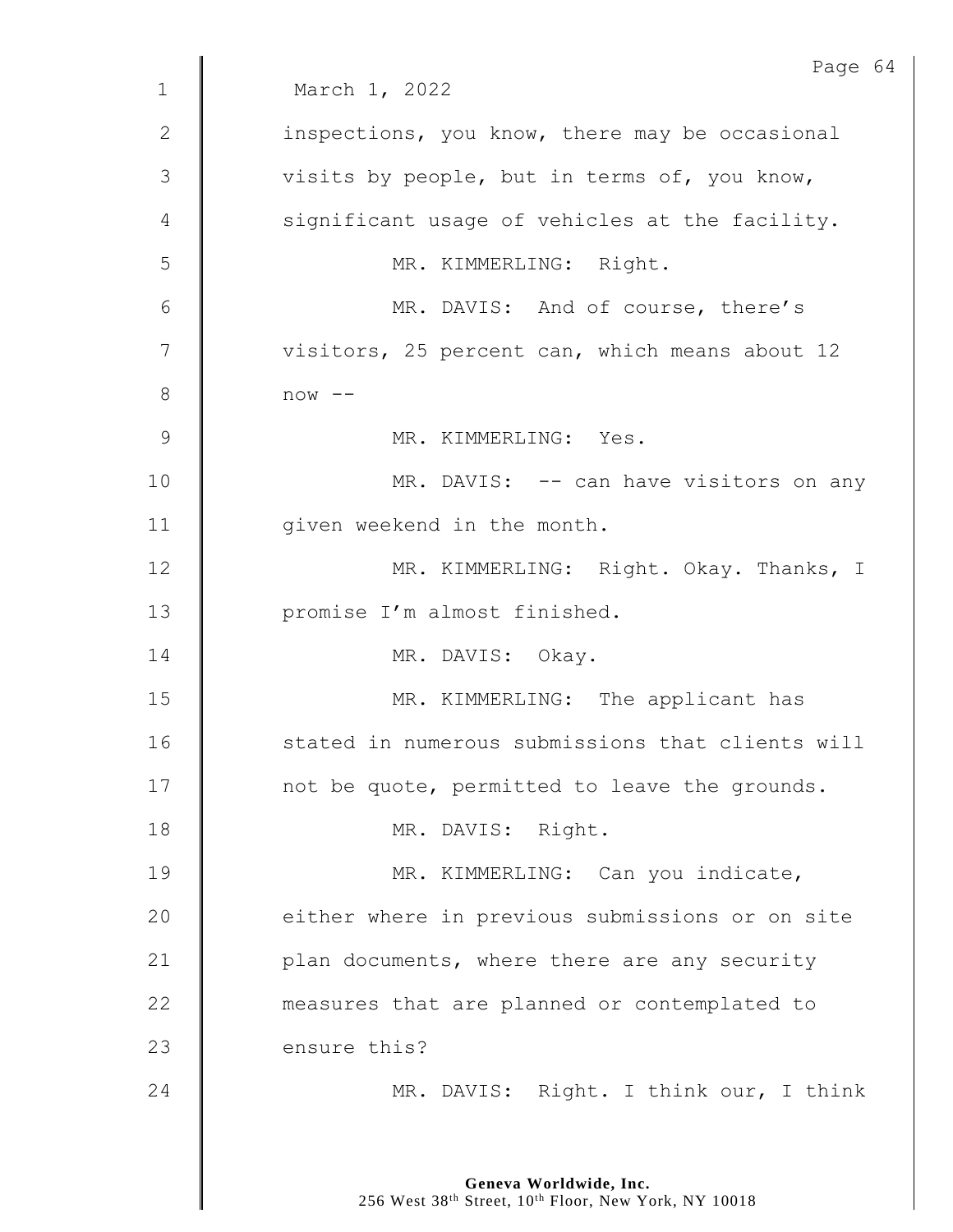March 1, 2022

inspections, you know, there may be occasional visits by people, but in terms of, you know, significant usage of vehicles at the facility.

MR. KIMMERLING: Right.

MR. DAVIS: And of course, there's visitors, 25 percent can, which means about 12 now --

MR. KIMMERLING: Yes.

MR. DAVIS: -- can have visitors on any given weekend in the month.

MR. KIMMERLING: Right. Okay. Thanks, I promise I'm almost finished.

MR. DAVIS: Okay.

MR. KIMMERLING: The applicant has stated in numerous submissions that clients will not be quote, permitted to leave the grounds.

MR. DAVIS: Right.

MR. KIMMERLING: Can you indicate, either where in previous submissions or on site plan documents, where there are any security measures that are planned or contemplated to ensure this?

MR. DAVIS: Right. I think our, I think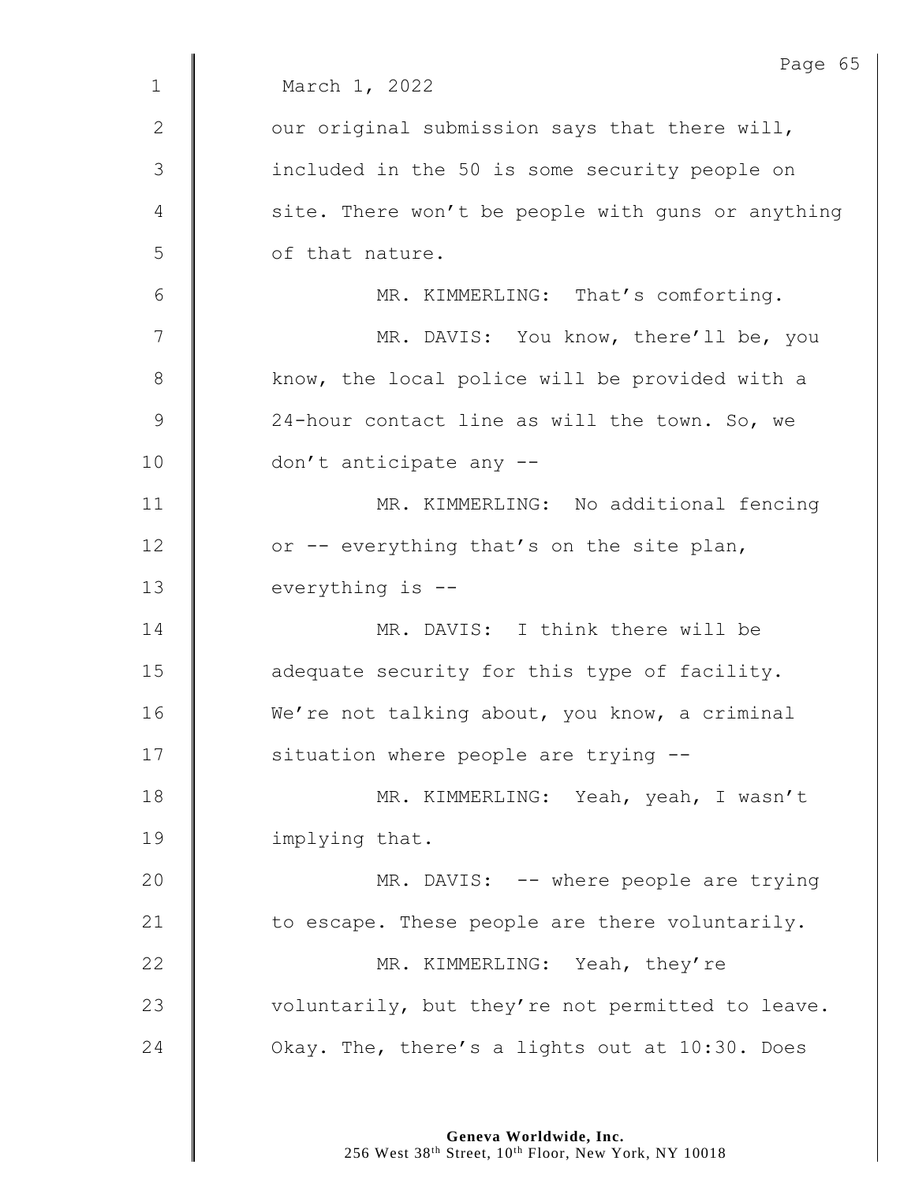March 1, 2022

our original submission says that there will, included in the 50 is some security people on site. There won't be people with guns or anything of that nature.

MR. KIMMERLING: That's comforting.

MR. DAVIS: You know, there'll be, you know, the local police will be provided with a 24-hour contact line as will the town. So, we don't anticipate any --

MR. KIMMERLING: No additional fencing or -- everything that's on the site plan, everything is --

MR. DAVIS: I think there will be adequate security for this type of facility. We're not talking about, you know, a criminal situation where people are trying --

MR. KIMMERLING: Yeah, yeah, I wasn't implying that.

MR. DAVIS: -- where people are trying to escape. These people are there voluntarily.

MR. KIMMERLING: Yeah, they're voluntarily, but they're not permitted to leave. Okay. The, there's a lights out at 10:30. Does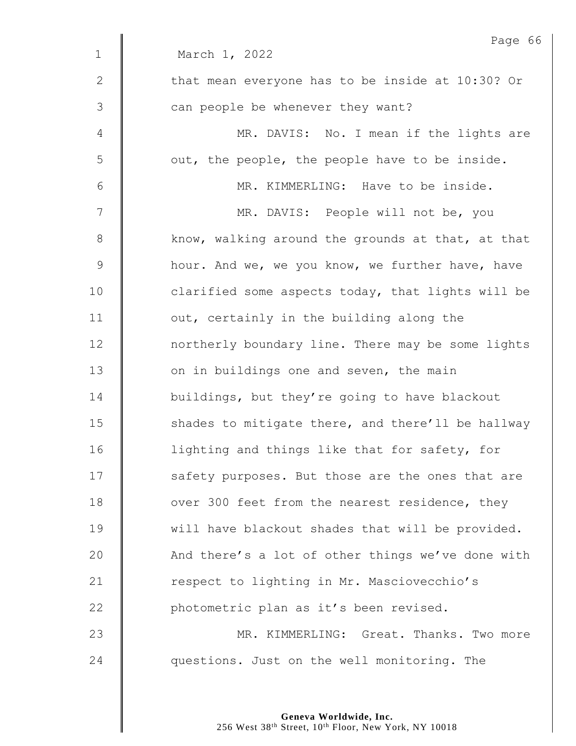March 1, 2022

that mean everyone has to be inside at 10:30? Or can people be whenever they want?

MR. DAVIS: No. I mean if the lights are out, the people, the people have to be inside.

MR. KIMMERLING: Have to be inside.

MR. DAVIS: People will not be, you know, walking around the grounds at that, at that hour. And we, we you know, we further have, have clarified some aspects today, that lights will be out, certainly in the building along the northerly boundary line. There may be some lights on in buildings one and seven, the main buildings, but they're going to have blackout shades to mitigate there, and there'll be hallway lighting and things like that for safety, for safety purposes. But those are the ones that are over 300 feet from the nearest residence, they will have blackout shades that will be provided. And there's a lot of other things we've done with respect to lighting in Mr. Masciovecchio's photometric plan as it's been revised.

MR. KIMMERLING: Great. Thanks. Two more questions. Just on the well monitoring. The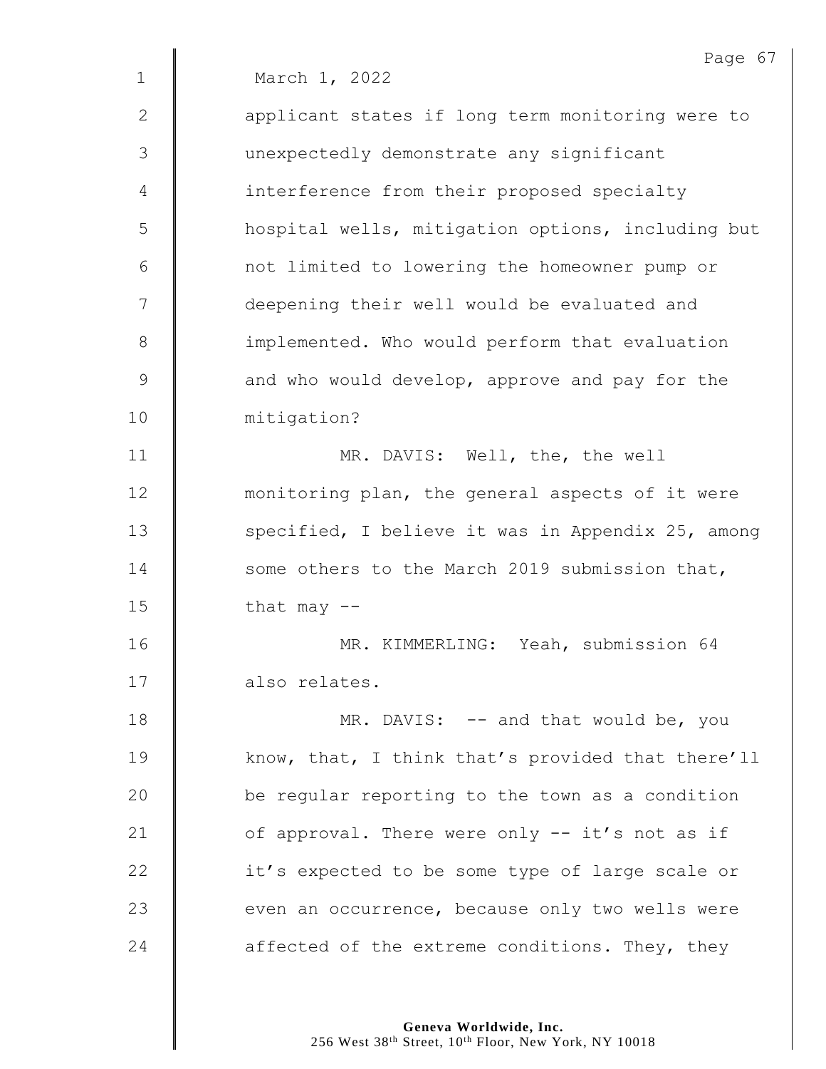March 1, 2022

applicant states if long term monitoring were to unexpectedly demonstrate any significant interference from their proposed specialty hospital wells, mitigation options, including but not limited to lowering the homeowner pump or deepening their well would be evaluated and implemented. Who would perform that evaluation and who would develop, approve and pay for the mitigation?

MR. DAVIS: Well, the, the well monitoring plan, the general aspects of it were specified, I believe it was in Appendix 25, among some others to the March 2019 submission that, that may --

MR. KIMMERLING: Yeah, submission 64 also relates.

MR. DAVIS: -- and that would be, you know, that, I think that's provided that there'll be regular reporting to the town as a condition of approval. There were only -- it's not as if it's expected to be some type of large scale or even an occurrence, because only two wells were affected of the extreme conditions. They, they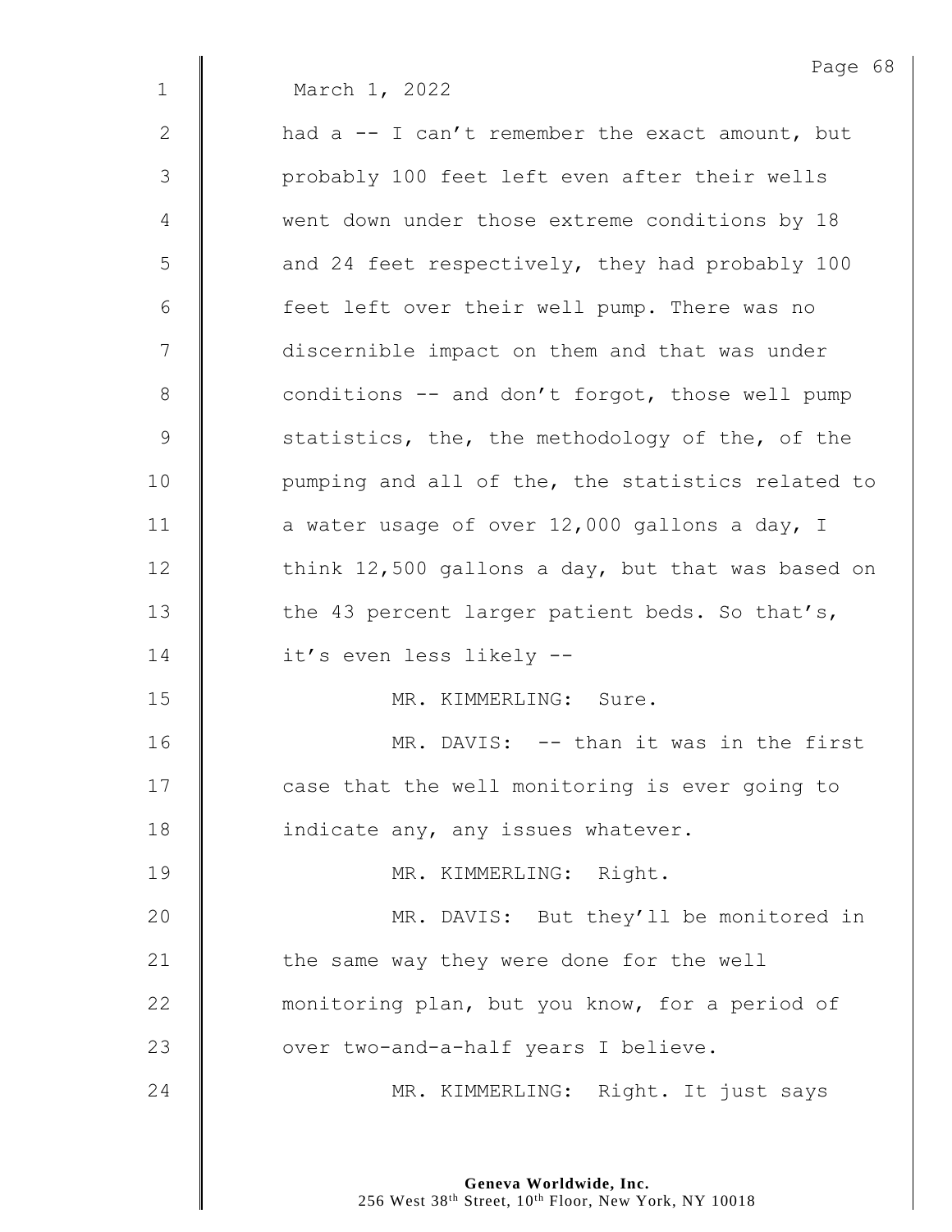March 1, 2022

had a -- I can't remember the exact amount, but probably 100 feet left even after their wells went down under those extreme conditions by 18 and 24 feet respectively, they had probably 100 feet left over their well pump. There was no discernible impact on them and that was under conditions -- and don't forgot, those well pump statistics, the, the methodology of the, of the pumping and all of the, the statistics related to a water usage of over 12,000 gallons a day, I think 12,500 gallons a day, but that was based on the 43 percent larger patient beds. So that's, it's even less likely --

MR. KIMMERLING: Sure.

MR. DAVIS: -- than it was in the first case that the well monitoring is ever going to indicate any, any issues whatever.

MR. KIMMERLING: Right.

MR. DAVIS: But they'll be monitored in the same way they were done for the well monitoring plan, but you know, for a period of over two-and-a-half years I believe.

MR. KIMMERLING: Right. It just says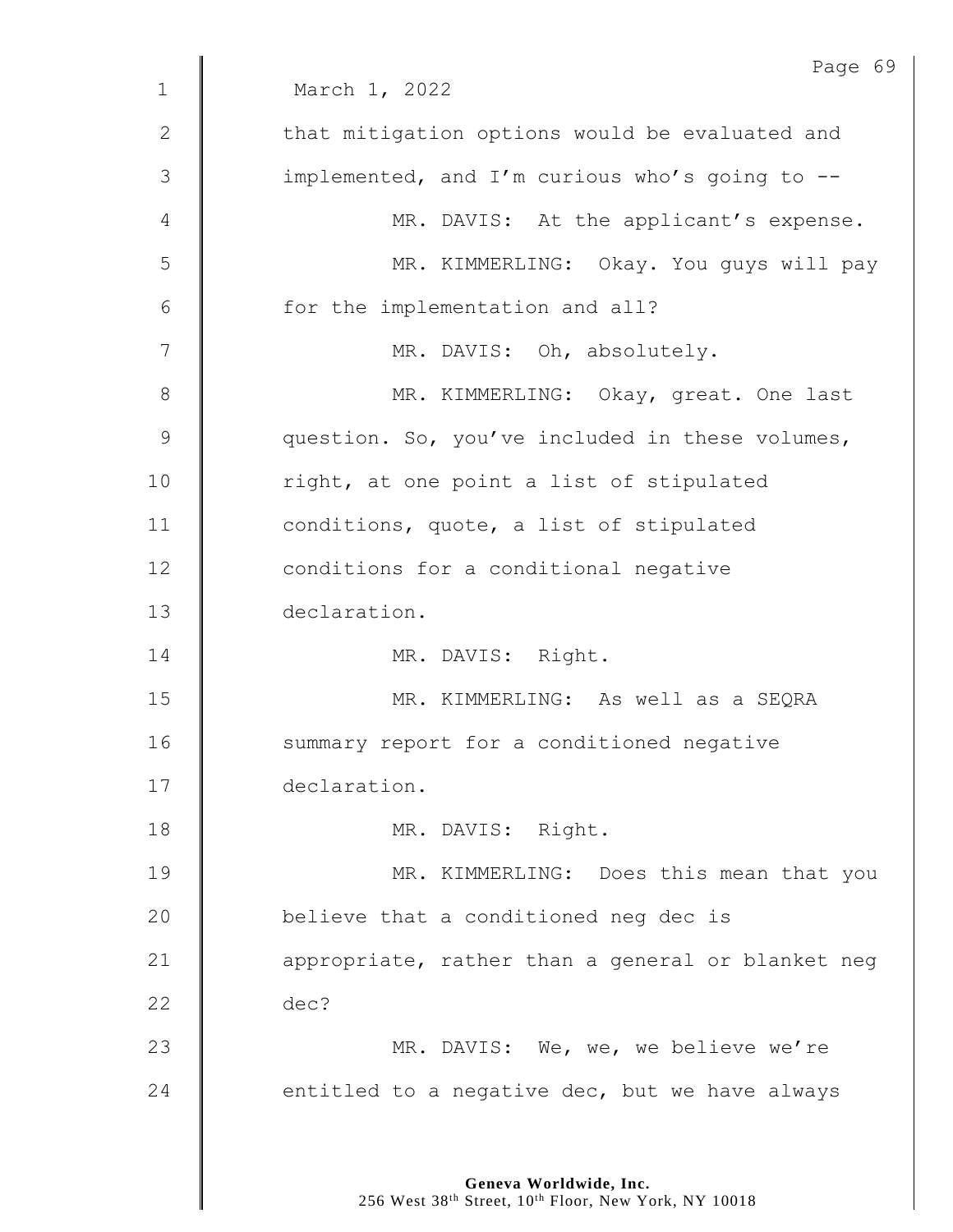March 1, 2022

that mitigation options would be evaluated and implemented, and I'm curious who's going to --

MR. DAVIS: At the applicant's expense.

MR. KIMMERLING: Okay. You guys will pay for the implementation and all?

MR. DAVIS: Oh, absolutely.

MR. KIMMERLING: Okay, great. One last question. So, you've included in these volumes, right, at one point a list of stipulated conditions, quote, a list of stipulated conditions for a conditional negative declaration.

MR. DAVIS: Right.

MR. KIMMERLING: As well as a SEQRA summary report for a conditioned negative declaration.

MR. DAVIS: Right.

MR. KIMMERLING: Does this mean that you believe that a conditioned neg dec is appropriate, rather than a general or blanket neg dec?

MR. DAVIS: We, we, we believe we're entitled to a negative dec, but we have always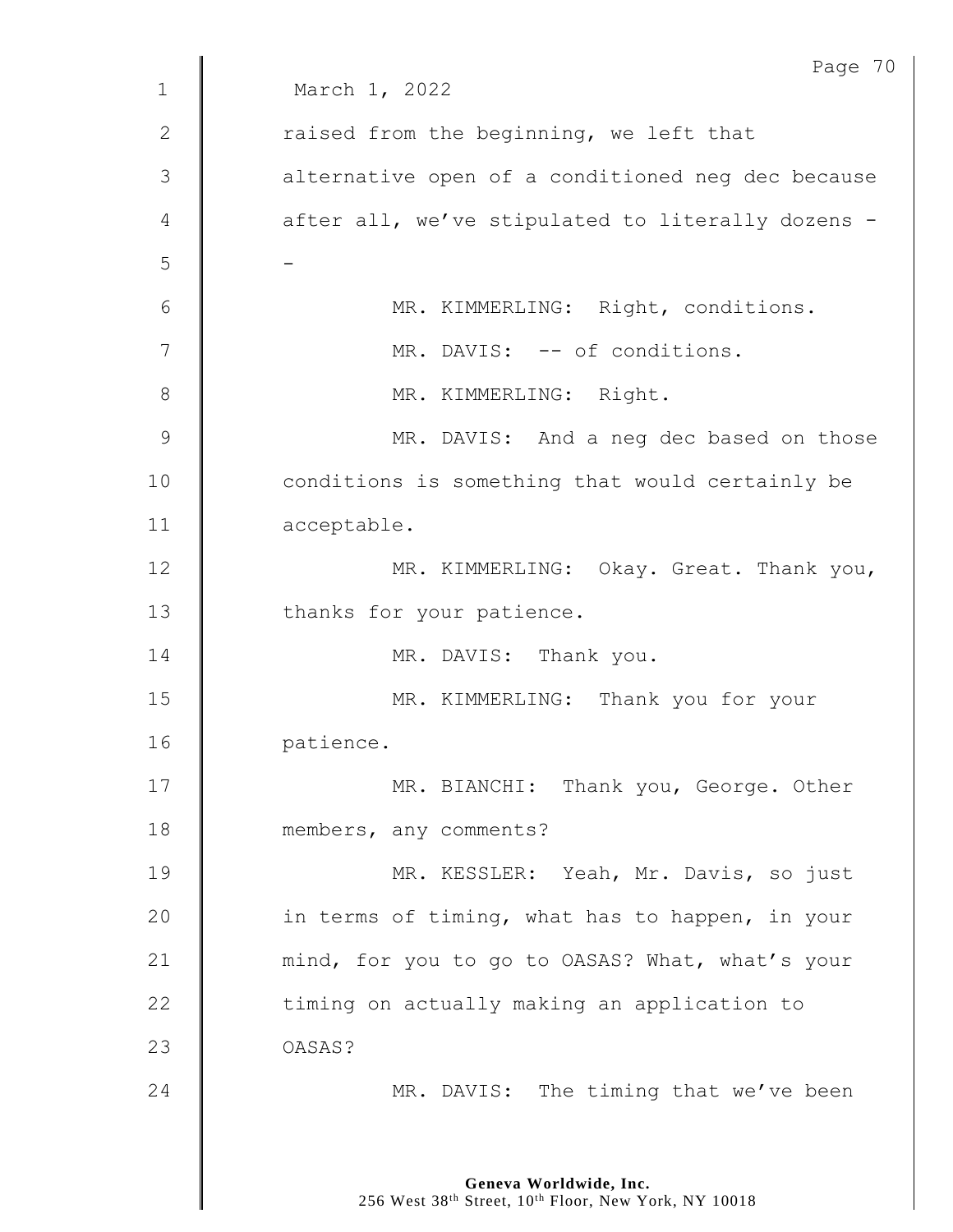March 1, 2022

raised from the beginning, we left that alternative open of a conditioned neg dec because after all, we've stipulated to literally dozens --

MR. KIMMERLING: Right, conditions.

MR. DAVIS: -- of conditions.

MR. KIMMERLING: Right.

MR. DAVIS: And a neg dec based on those conditions is something that would certainly be acceptable.

MR. KIMMERLING: Okay. Great. Thank you, thanks for your patience.

MR. DAVIS: Thank you.

MR. KIMMERLING: Thank you for your patience.

MR. BIANCHI: Thank you, George. Other members, any comments?

MR. KESSLER: Yeah, Mr. Davis, so just in terms of timing, what has to happen, in your mind, for you to go to OASAS? What, what's your timing on actually making an application to OASAS?

MR. DAVIS: The timing that we've been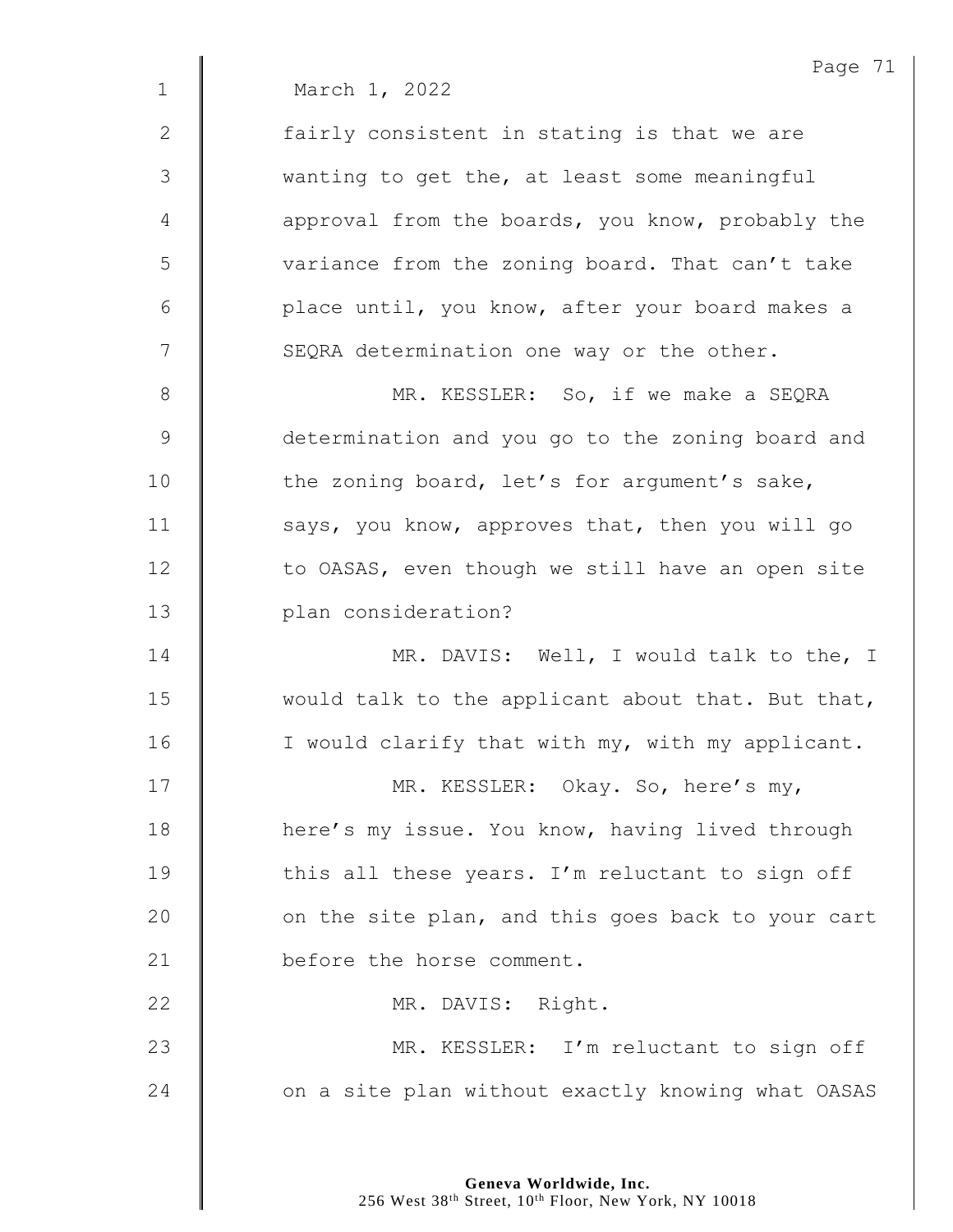March 1, 2022

fairly consistent in stating is that we are wanting to get the, at least some meaningful approval from the boards, you know, probably the variance from the zoning board. That can't take place until, you know, after your board makes a SEQRA determination one way or the other.

MR. KESSLER: So, if we make a SEQRA determination and you go to the zoning board and the zoning board, let's for argument's sake, says, you know, approves that, then you will go to OASAS, even though we still have an open site plan consideration?

MR. DAVIS: Well, I would talk to the, I would talk to the applicant about that. But that, I would clarify that with my, with my applicant.

MR. KESSLER: Okay. So, here's my, here's my issue. You know, having lived through this all these years. I'm reluctant to sign off on the site plan, and this goes back to your cart before the horse comment.

MR. DAVIS: Right.

MR. KESSLER: I'm reluctant to sign off on a site plan without exactly knowing what OASAS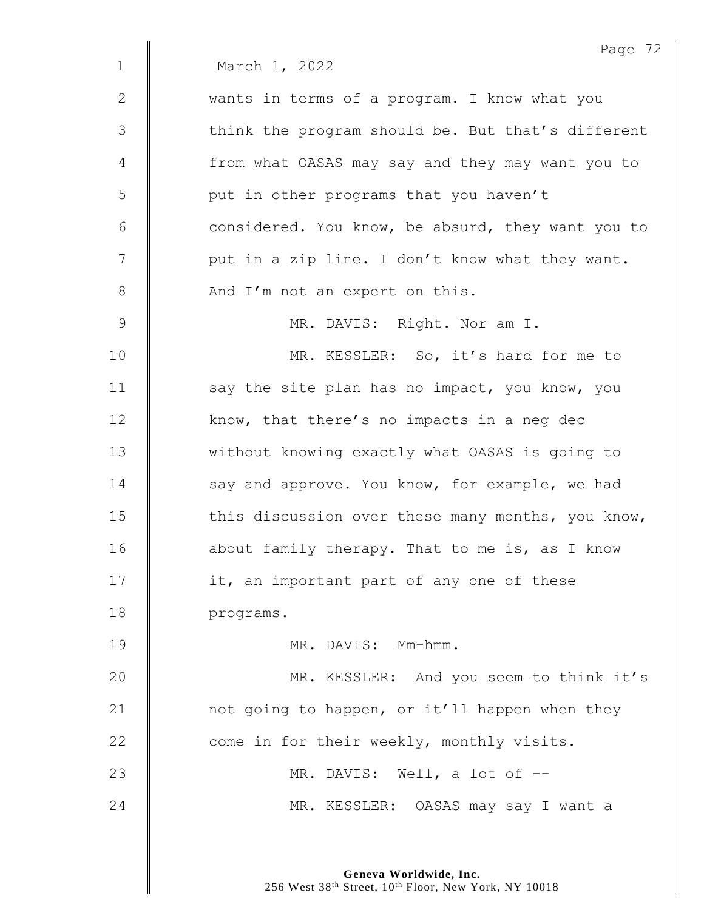March 1, 2022

wants in terms of a program. I know what you think the program should be. But that's different from what OASAS may say and they may want you to put in other programs that you haven't considered. You know, be absurd, they want you to put in a zip line. I don't know what they want. And I'm not an expert on this.

MR. DAVIS: Right. Nor am I.

MR. KESSLER: So, it's hard for me to say the site plan has no impact, you know, you know, that there's no impacts in a neg dec without knowing exactly what OASAS is going to say and approve. You know, for example, we had this discussion over these many months, you know, about family therapy. That to me is, as I know it, an important part of any one of these programs.

MR. DAVIS: Mm-hmm.

MR. KESSLER: And you seem to think it's not going to happen, or it'll happen when they come in for their weekly, monthly visits.

MR. DAVIS: Well, a lot of --

MR. KESSLER: OASAS may say I want a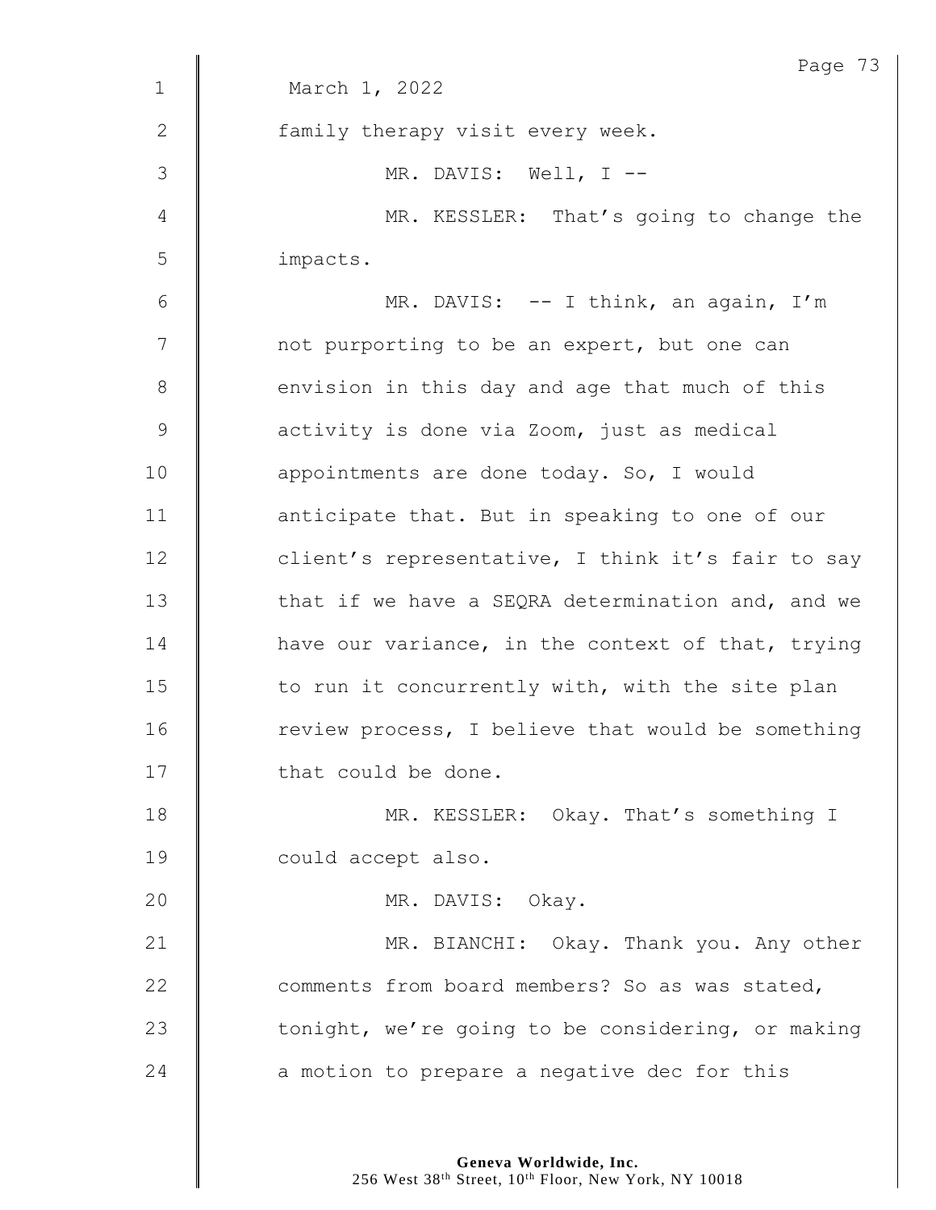March 1, 2022

family therapy visit every week.

MR. DAVIS: Well, I --

MR. KESSLER: That's going to change the impacts.

MR. DAVIS: -- I think, an again, I'm not purporting to be an expert, but one can envision in this day and age that much of this activity is done via Zoom, just as medical appointments are done today. So, I would anticipate that. But in speaking to one of our client's representative, I think it's fair to say that if we have a SEQRA determination and, and we have our variance, in the context of that, trying to run it concurrently with, with the site plan review process, I believe that would be something that could be done.

MR. KESSLER: Okay. That's something I could accept also.

MR. DAVIS: Okay.

MR. BIANCHI: Okay. Thank you. Any other comments from board members? So as was stated, tonight, we're going to be considering, or making a motion to prepare a negative dec for this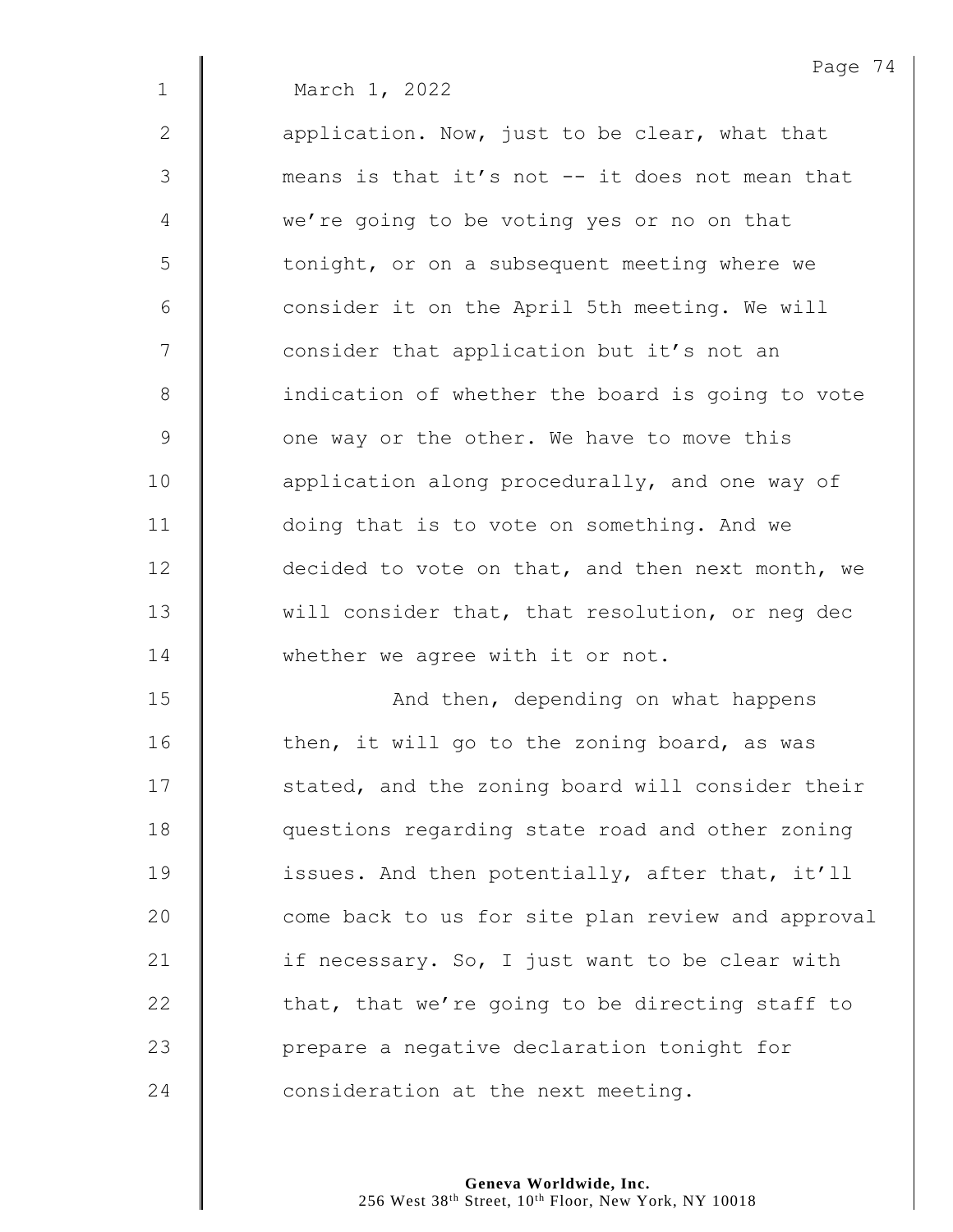March 1, 2022

application. Now, just to be clear, what that means is that it's not -- it does not mean that we're going to be voting yes or no on that tonight, or on a subsequent meeting where we consider it on the April 5th meeting. We will consider that application but it's not an indication of whether the board is going to vote one way or the other. We have to move this application along procedurally, and one way of doing that is to vote on something. And we decided to vote on that, and then next month, we will consider that, that resolution, or neg dec whether we agree with it or not.

And then, depending on what happens then, it will go to the zoning board, as was stated, and the zoning board will consider their questions regarding state road and other zoning issues. And then potentially, after that, it'll come back to us for site plan review and approval if necessary. So, I just want to be clear with that, that we're going to be directing staff to prepare a negative declaration tonight for consideration at the next meeting.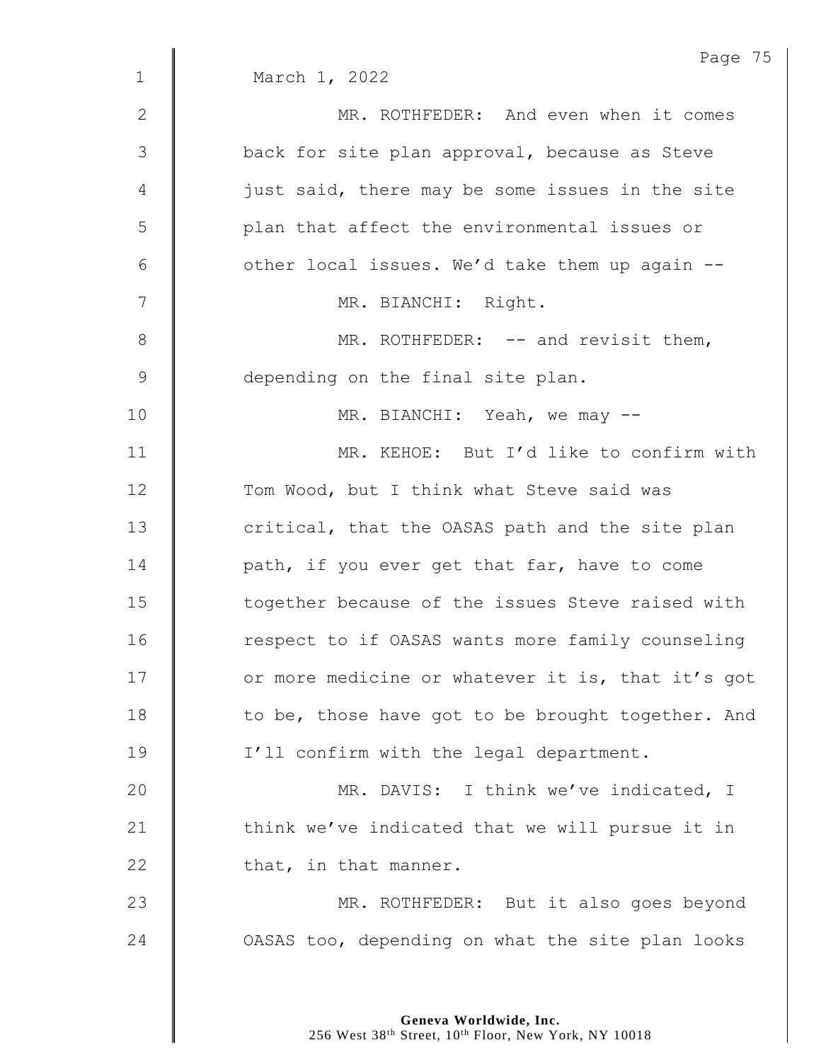March 1, 2022

MR. ROTHFEDER: And even when it comes back for site plan approval, because as Steve just said, there may be some issues in the site plan that affect the environmental issues or other local issues. We'd take them up again --

MR. BIANCHI: Right.

MR. ROTHFEDER: -- and revisit them, depending on the final site plan.

MR. BIANCHI: Yeah, we may --

MR. KEHOE: But I'd like to confirm with Tom Wood, but I think what Steve said was critical, that the OASAS path and the site plan path, if you ever get that far, have to come together because of the issues Steve raised with respect to if OASAS wants more family counseling or more medicine or whatever it is, that it's got to be, those have got to be brought together. And I'll confirm with the legal department.

MR. DAVIS: I think we've indicated, I think we've indicated that we will pursue it in that, in that manner.

MR. ROTHFEDER: But it also goes beyond OASAS too, depending on what the site plan looks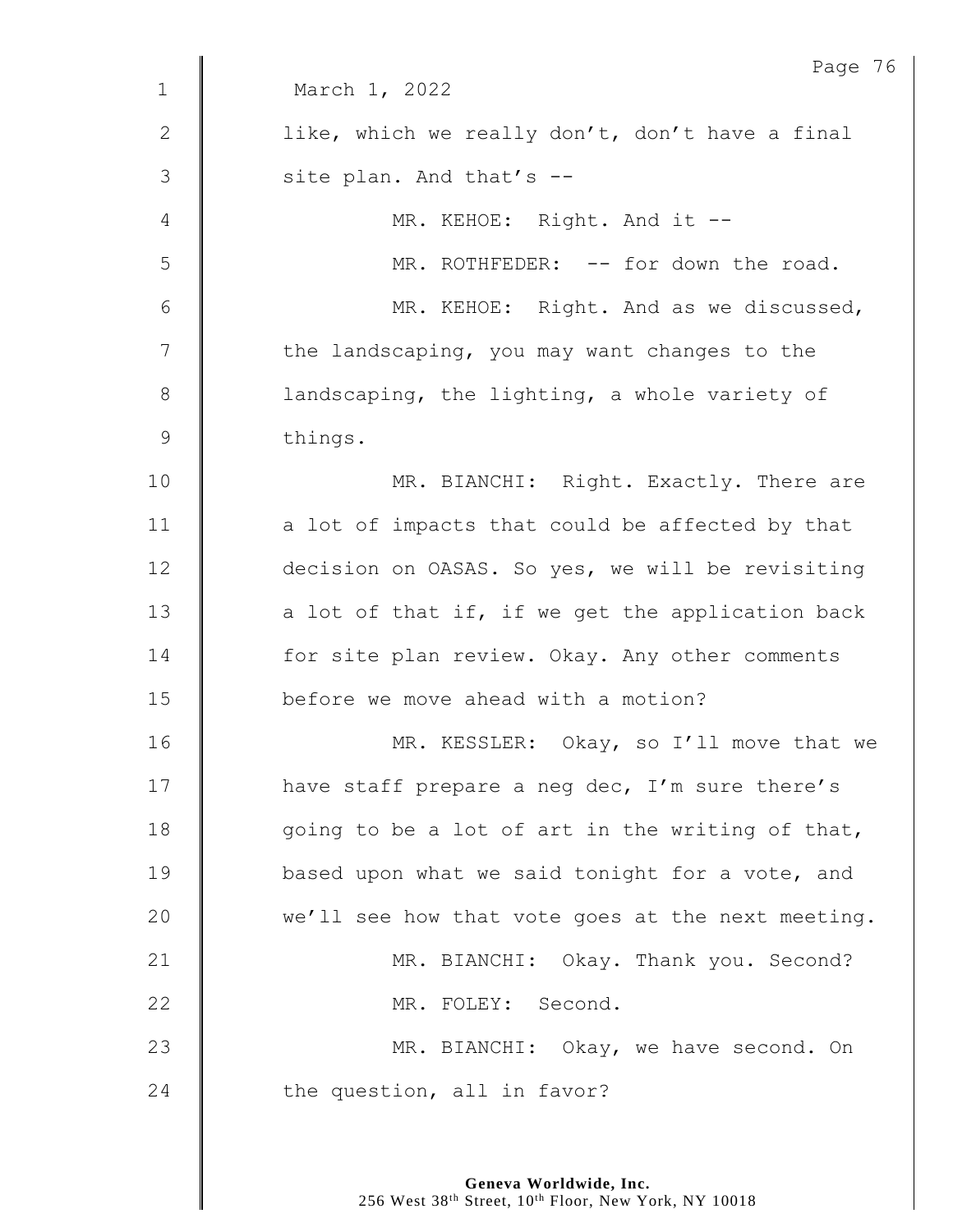March 1, 2022

like, which we really don't, don't have a final site plan. And that's --

MR. KEHOE: Right. And it --

MR. ROTHFEDER: -- for down the road.

MR. KEHOE: Right. And as we discussed, the landscaping, you may want changes to the landscaping, the lighting, a whole variety of things.

MR. BIANCHI: Right. Exactly. There are a lot of impacts that could be affected by that decision on OASAS. So yes, we will be revisiting a lot of that if, if we get the application back for site plan review. Okay. Any other comments before we move ahead with a motion?

MR. KESSLER: Okay, so I'll move that we have staff prepare a neg dec, I'm sure there's going to be a lot of art in the writing of that, based upon what we said tonight for a vote, and we'll see how that vote goes at the next meeting.

MR. BIANCHI: Okay. Thank you. Second?

MR. FOLEY: Second.

MR. BIANCHI: Okay, we have second. On the question, all in favor?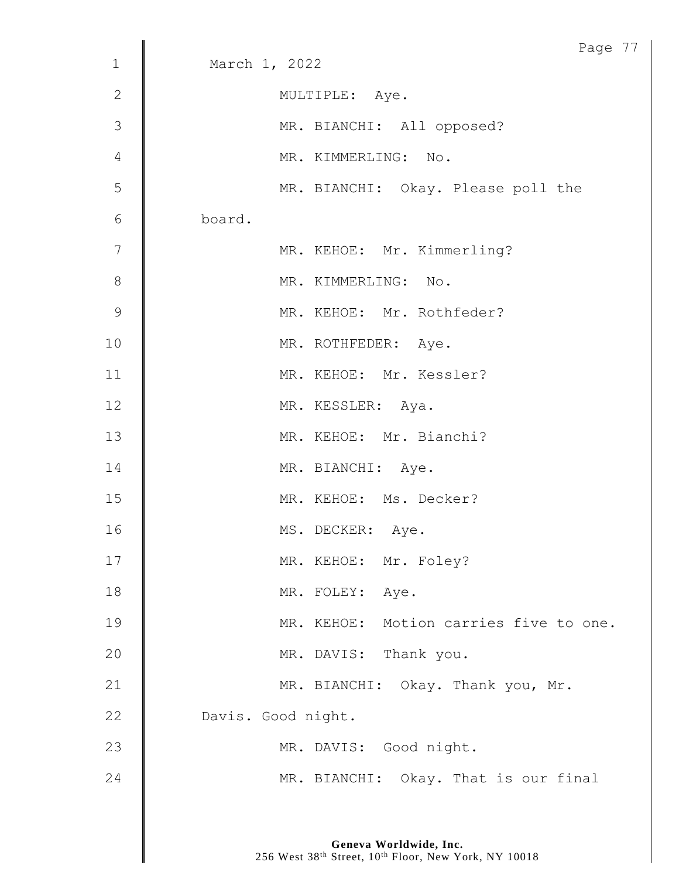March 1, 2022

MULTIPLE: Aye.

MR. BIANCHI: All opposed?

MR. KIMMERLING: No.

MR. BIANCHI: Okay. Please poll the board.

MR. KEHOE: Mr. Kimmerling?

MR. KIMMERLING: No.

MR. KEHOE: Mr. Rothfeder?

MR. ROTHFEDER: Aye.

MR. KEHOE: Mr. Kessler?

MR. KESSLER: Aya.

MR. KEHOE: Mr. Bianchi?

MR. BIANCHI: Aye.

MR. KEHOE: Ms. Decker?

MS. DECKER: Aye.

MR. KEHOE: Mr. Foley?

MR. FOLEY: Aye.

MR. KEHOE: Motion carries five to one.

MR. DAVIS: Thank you.

MR. BIANCHI: Okay. Thank you, Mr. Davis. Good night.

MR. DAVIS: Good night.

MR. BIANCHI: Okay. That is our final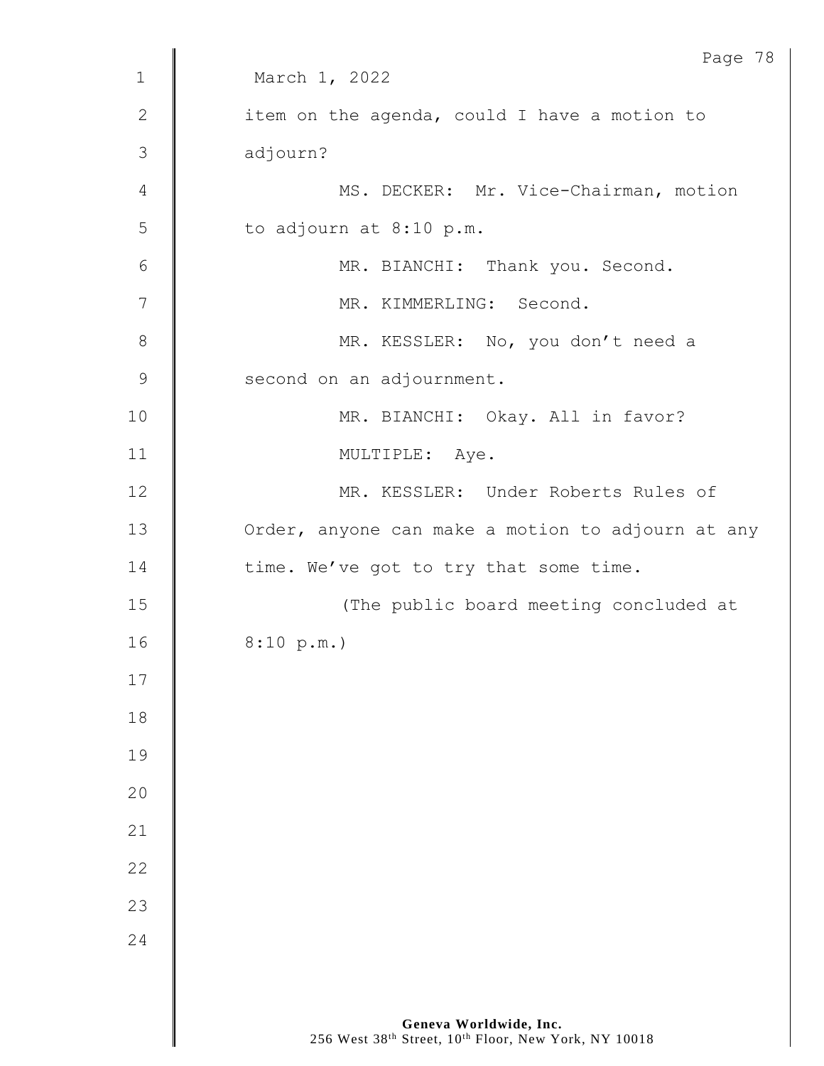March 1, 2022

item on the agenda, could I have a motion to adjourn?

MS. DECKER: Mr. Vice-Chairman, motion to adjourn at 8:10 p.m.

MR. BIANCHI: Thank you. Second.

MR. KIMMERLING: Second.

MR. KESSLER: No, you don't need a second on an adjournment.

MR. BIANCHI: Okay. All in favor?

MULTIPLE: Aye.

MR. KESSLER: Under Roberts Rules of Order, anyone can make a motion to adjourn at any time. We've got to try that some time.

(The public board meeting concluded at 8:10 p.m.)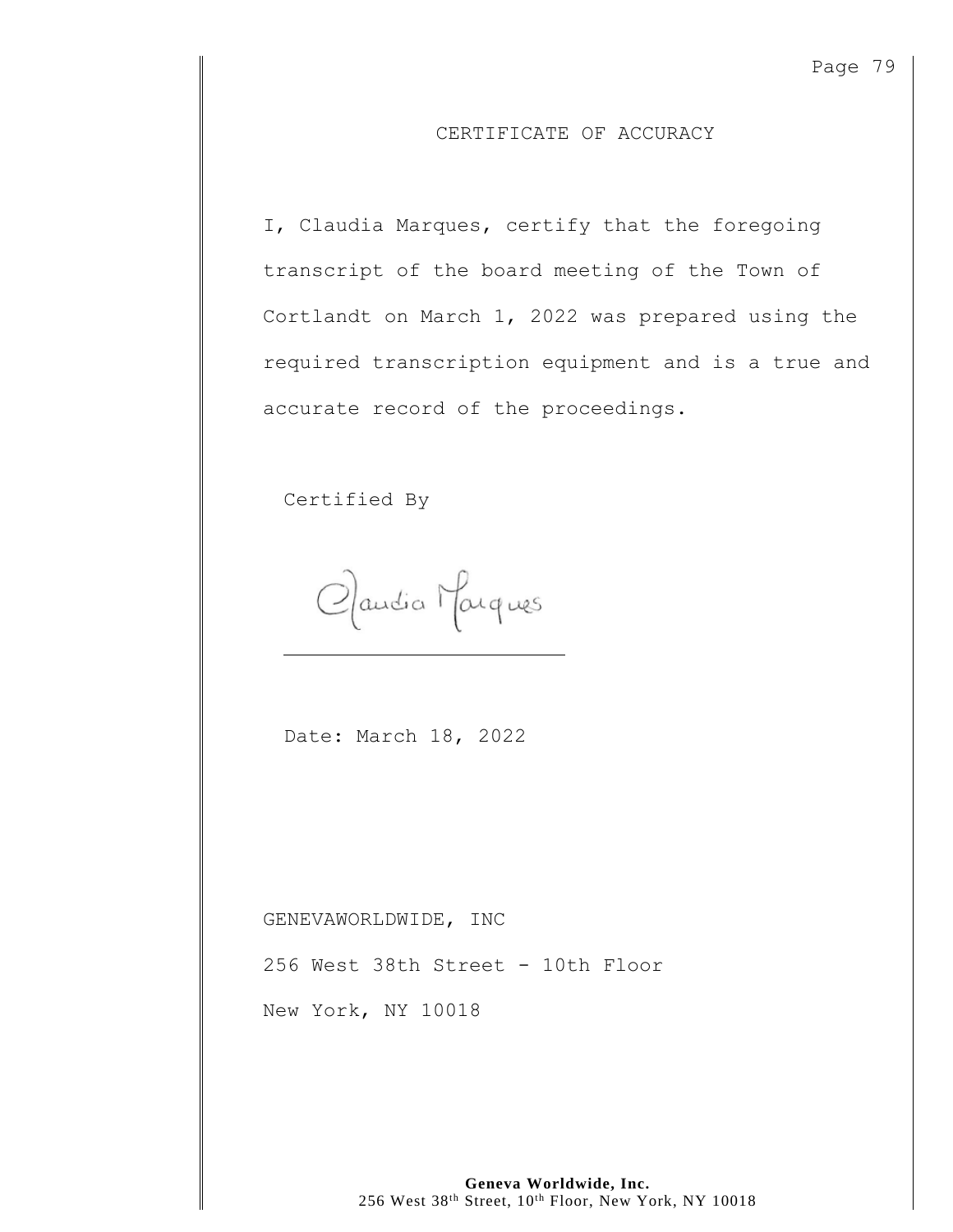CERTIFICATE OF ACCURACY

I, Claudia Marques, certify that the foregoing transcript of the board meeting of the Town of Cortlandt on March 1, 2022 was prepared using the required transcription equipment and is a true and accurate record of the proceedings.

Certified By

Claudia Marques

\_\_\_\_\_\_\_\_\_\_\_\_\_\_\_\_\_\_\_\_\_\_\_\_\_\_\_\_

Date: March 18, 2022

GENEVAWORLDWIDE, INC

256 West 38th Street - 10th Floor

New York, NY 10018